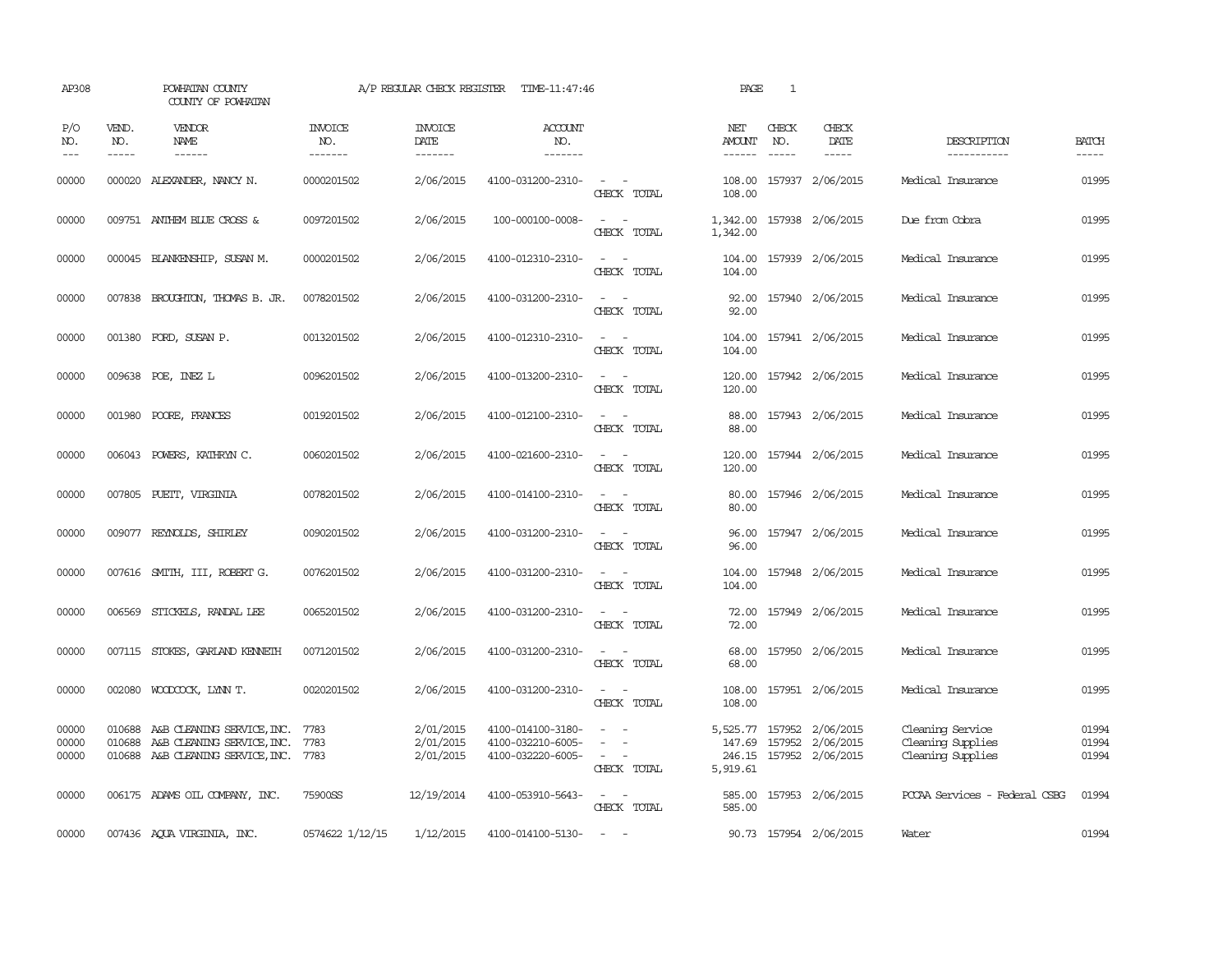AP308 POWHATAN COUNTY A/P REGULAR CHECK REGISTER TIME-11:47:46 PAGE 1

COUNTY OF POWHATAN

| P/O NO. | VEND. NO. | VENDOR NAME | INVOICE NO. | INVOICE DATE | ACCOUNT NO. | | NET AMOUNT | CHECK NO. | CHECK DATE | DESCRIPTION | BATCH |
|---|---|---|---|---|---|---|---|---|---|---|---|
| 00000 | 000020 | ALEXANDER, NANCY N. | 0000201502 | 2/06/2015 | 4100-031200-2310- | - - | 108.00 | 157937 | 2/06/2015 | Medical Insurance | 01995 |
| | | | | | | CHECK TOTAL | 108.00 | | | | |
| 00000 | 009751 | ANTHEM BLUE CROSS & | 0097201502 | 2/06/2015 | 100-000100-0008- | - - | 1,342.00 | 157938 | 2/06/2015 | Due from Cobra | 01995 |
| | | | | | | CHECK TOTAL | 1,342.00 | | | | |
| 00000 | 000045 | BLANKENSHIP, SUSAN M. | 0000201502 | 2/06/2015 | 4100-012310-2310- | - - | 104.00 | 157939 | 2/06/2015 | Medical Insurance | 01995 |
| | | | | | | CHECK TOTAL | 104.00 | | | | |
| 00000 | 007838 | BROUGHTON, THOMAS B. JR. | 0078201502 | 2/06/2015 | 4100-031200-2310- | - - | 92.00 | 157940 | 2/06/2015 | Medical Insurance | 01995 |
| | | | | | | CHECK TOTAL | 92.00 | | | | |
| 00000 | 001380 | FORD, SUSAN P. | 0013201502 | 2/06/2015 | 4100-012310-2310- | - - | 104.00 | 157941 | 2/06/2015 | Medical Insurance | 01995 |
| | | | | | | CHECK TOTAL | 104.00 | | | | |
| 00000 | 009638 | POE, INEZ L | 0096201502 | 2/06/2015 | 4100-013200-2310- | - - | 120.00 | 157942 | 2/06/2015 | Medical Insurance | 01995 |
| | | | | | | CHECK TOTAL | 120.00 | | | | |
| 00000 | 001980 | POORE, FRANCES | 0019201502 | 2/06/2015 | 4100-012100-2310- | - - | 88.00 | 157943 | 2/06/2015 | Medical Insurance | 01995 |
| | | | | | | CHECK TOTAL | 88.00 | | | | |
| 00000 | 006043 | POWERS, KATHRYN C. | 0060201502 | 2/06/2015 | 4100-021600-2310- | - - | 120.00 | 157944 | 2/06/2015 | Medical Insurance | 01995 |
| | | | | | | CHECK TOTAL | 120.00 | | | | |
| 00000 | 007805 | PUETT, VIRGINIA | 0078201502 | 2/06/2015 | 4100-014100-2310- | - - | 80.00 | 157946 | 2/06/2015 | Medical Insurance | 01995 |
| | | | | | | CHECK TOTAL | 80.00 | | | | |
| 00000 | 009077 | REYNOLDS, SHIRLEY | 0090201502 | 2/06/2015 | 4100-031200-2310- | - - | 96.00 | 157947 | 2/06/2015 | Medical Insurance | 01995 |
| | | | | | | CHECK TOTAL | 96.00 | | | | |
| 00000 | 007616 | SMITH, III, ROBERT G. | 0076201502 | 2/06/2015 | 4100-031200-2310- | - - | 104.00 | 157948 | 2/06/2015 | Medical Insurance | 01995 |
| | | | | | | CHECK TOTAL | 104.00 | | | | |
| 00000 | 006569 | STICKELS, RANDAL LEE | 0065201502 | 2/06/2015 | 4100-031200-2310- | - - | 72.00 | 157949 | 2/06/2015 | Medical Insurance | 01995 |
| | | | | | | CHECK TOTAL | 72.00 | | | | |
| 00000 | 007115 | STOKES, GARLAND KENNETH | 0071201502 | 2/06/2015 | 4100-031200-2310- | - - | 68.00 | 157950 | 2/06/2015 | Medical Insurance | 01995 |
| | | | | | | CHECK TOTAL | 68.00 | | | | |
| 00000 | 002080 | WOODCOCK, LYNN T. | 0020201502 | 2/06/2015 | 4100-031200-2310- | - - | 108.00 | 157951 | 2/06/2015 | Medical Insurance | 01995 |
| | | | | | | CHECK TOTAL | 108.00 | | | | |
| 00000 | 010688 | A&B CLEANING SERVICE, INC. | 7783 | 2/01/2015 | 4100-014100-3180- | - - | 5,525.77 | 157952 | 2/06/2015 | Cleaning Service | 01994 |
| 00000 | 010688 | A&B CLEANING SERVICE, INC. | 7783 | 2/01/2015 | 4100-032210-6005- | - - | 147.69 | 157952 | 2/06/2015 | Cleaning Supplies | 01994 |
| 00000 | 010688 | A&B CLEANING SERVICE, INC. | 7783 | 2/01/2015 | 4100-032220-6005- | - - | 246.15 | 157952 | 2/06/2015 | Cleaning Supplies | 01994 |
| | | | | | | CHECK TOTAL | 5,919.61 | | | | |
| 00000 | 006175 | ADAMS OIL COMPANY, INC. | 75900SS | 12/19/2014 | 4100-053910-5643- | - - | 585.00 | 157953 | 2/06/2015 | PCCAA Services - Federal CSBG | 01994 |
| | | | | | | CHECK TOTAL | 585.00 | | | | |
| 00000 | 007436 | AQUA VIRGINIA, INC. | 0574622 1/12/15 | 1/12/2015 | 4100-014100-5130- | - - | 90.73 | 157954 | 2/06/2015 | Water | 01994 |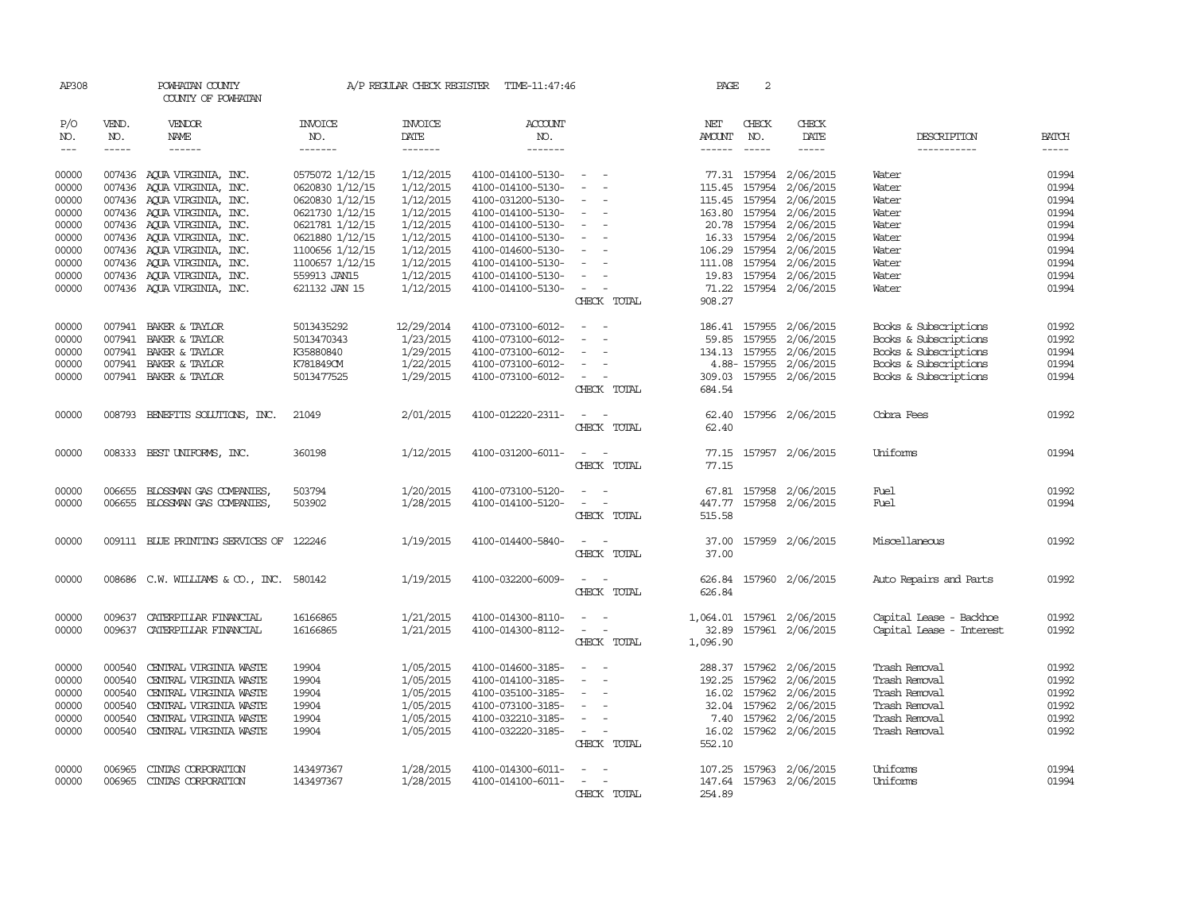AP308 POWHATAN COUNTY A/P REGULAR CHECK REGISTER TIME-11:47:46

COUNTY OF POWHATAN

| P/O NO. | VEND. NO. | VENDOR NAME | INVOICE NO. | INVOICE DATE | ACCOUNT NO. | | NET AMOUNT | CHECK NO. | CHECK DATE | DESCRIPTION | BATCH |
|---|---|---|---|---|---|---|---|---|---|---|---|
| 00000 | 007436 | AQUA VIRGINIA, INC. | 0575072 1/12/15 | 1/12/2015 | 4100-014100-5130- | - - | 77.31 | 157954 | 2/06/2015 | Water | 01994 |
| 00000 | 007436 | AQUA VIRGINIA, INC. | 0620830 1/12/15 | 1/12/2015 | 4100-014100-5130- | - - | 115.45 | 157954 | 2/06/2015 | Water | 01994 |
| 00000 | 007436 | AQUA VIRGINIA, INC. | 0620830 1/12/15 | 1/12/2015 | 4100-031200-5130- | - - | 115.45 | 157954 | 2/06/2015 | Water | 01994 |
| 00000 | 007436 | AQUA VIRGINIA, INC. | 0621730 1/12/15 | 1/12/2015 | 4100-014100-5130- | - - | 163.80 | 157954 | 2/06/2015 | Water | 01994 |
| 00000 | 007436 | AQUA VIRGINIA, INC. | 0621781 1/12/15 | 1/12/2015 | 4100-014100-5130- | - - | 20.78 | 157954 | 2/06/2015 | Water | 01994 |
| 00000 | 007436 | AQUA VIRGINIA, INC. | 0621880 1/12/15 | 1/12/2015 | 4100-014100-5130- | - - | 16.33 | 157954 | 2/06/2015 | Water | 01994 |
| 00000 | 007436 | AQUA VIRGINIA, INC. | 1100656 1/12/15 | 1/12/2015 | 4100-014600-5130- | - - | 106.29 | 157954 | 2/06/2015 | Water | 01994 |
| 00000 | 007436 | AQUA VIRGINIA, INC. | 1100657 1/12/15 | 1/12/2015 | 4100-014100-5130- | - - | 111.08 | 157954 | 2/06/2015 | Water | 01994 |
| 00000 | 007436 | AQUA VIRGINIA, INC. | 559913 JAN15 | 1/12/2015 | 4100-014100-5130- | - - | 19.83 | 157954 | 2/06/2015 | Water | 01994 |
| 00000 | 007436 | AQUA VIRGINIA, INC. | 621132 JAN 15 | 1/12/2015 | 4100-014100-5130- | - - | 71.22 | 157954 | 2/06/2015 | Water | 01994 |
| | | | | | | CHECK TOTAL | 908.27 | | | | |
| 00000 | 007941 | BAKER & TAYLOR | 5013435292 | 12/29/2014 | 4100-073100-6012- | - - | 186.41 | 157955 | 2/06/2015 | Books & Subscriptions | 01992 |
| 00000 | 007941 | BAKER & TAYLOR | 5013470343 | 1/23/2015 | 4100-073100-6012- | - - | 59.85 | 157955 | 2/06/2015 | Books & Subscriptions | 01992 |
| 00000 | 007941 | BAKER & TAYLOR | K35880840 | 1/29/2015 | 4100-073100-6012- | - - | 134.13 | 157955 | 2/06/2015 | Books & Subscriptions | 01994 |
| 00000 | 007941 | BAKER & TAYLOR | K781849CM | 1/22/2015 | 4100-073100-6012- | - - | 4.88- | 157955 | 2/06/2015 | Books & Subscriptions | 01994 |
| 00000 | 007941 | BAKER & TAYLOR | 5013477525 | 1/29/2015 | 4100-073100-6012- | - - | 309.03 | 157955 | 2/06/2015 | Books & Subscriptions | 01994 |
| | | | | | | CHECK TOTAL | 684.54 | | | | |
| 00000 | 008793 | BENEFITS SOLUTIONS, INC. | 21049 | 2/01/2015 | 4100-012220-2311- | - - | 62.40 | 157956 | 2/06/2015 | Cobra Fees | 01992 |
| | | | | | | CHECK TOTAL | 62.40 | | | | |
| 00000 | 008333 | BEST UNIFORMS, INC. | 360198 | 1/12/2015 | 4100-031200-6011- | - - | 77.15 | 157957 | 2/06/2015 | Uniforms | 01994 |
| | | | | | | CHECK TOTAL | 77.15 | | | | |
| 00000 | 006655 | BLOSSMAN GAS COMPANIES, | 503794 | 1/20/2015 | 4100-073100-5120- | - - | 67.81 | 157958 | 2/06/2015 | Fuel | 01992 |
| 00000 | 006655 | BLOSSMAN GAS COMPANIES, | 503902 | 1/28/2015 | 4100-014100-5120- | - - | 447.77 | 157958 | 2/06/2015 | Fuel | 01994 |
| | | | | | | CHECK TOTAL | 515.58 | | | | |
| 00000 | 009111 | BLUE PRINTING SERVICES OF | 122246 | 1/19/2015 | 4100-014400-5840- | - - | 37.00 | 157959 | 2/06/2015 | Miscellaneous | 01992 |
| | | | | | | CHECK TOTAL | 37.00 | | | | |
| 00000 | 008686 | C.W. WILLIAMS & CO., INC. | 580142 | 1/19/2015 | 4100-032200-6009- | - - | 626.84 | 157960 | 2/06/2015 | Auto Repairs and Parts | 01992 |
| | | | | | | CHECK TOTAL | 626.84 | | | | |
| 00000 | 009637 | CATERPILLAR FINANCIAL | 16166865 | 1/21/2015 | 4100-014300-8110- | - - | 1,064.01 | 157961 | 2/06/2015 | Capital Lease - Backhoe | 01992 |
| 00000 | 009637 | CATERPILLAR FINANCIAL | 16166865 | 1/21/2015 | 4100-014300-8112- | - - | 32.89 | 157961 | 2/06/2015 | Capital Lease - Interest | 01992 |
| | | | | | | CHECK TOTAL | 1,096.90 | | | | |
| 00000 | 000540 | CENTRAL VIRGINIA WASTE | 19904 | 1/05/2015 | 4100-014600-3185- | - - | 288.37 | 157962 | 2/06/2015 | Trash Removal | 01992 |
| 00000 | 000540 | CENTRAL VIRGINIA WASTE | 19904 | 1/05/2015 | 4100-014100-3185- | - - | 192.25 | 157962 | 2/06/2015 | Trash Removal | 01992 |
| 00000 | 000540 | CENTRAL VIRGINIA WASTE | 19904 | 1/05/2015 | 4100-035100-3185- | - - | 16.02 | 157962 | 2/06/2015 | Trash Removal | 01992 |
| 00000 | 000540 | CENTRAL VIRGINIA WASTE | 19904 | 1/05/2015 | 4100-073100-3185- | - - | 32.04 | 157962 | 2/06/2015 | Trash Removal | 01992 |
| 00000 | 000540 | CENTRAL VIRGINIA WASTE | 19904 | 1/05/2015 | 4100-032210-3185- | - - | 7.40 | 157962 | 2/06/2015 | Trash Removal | 01992 |
| 00000 | 000540 | CENTRAL VIRGINIA WASTE | 19904 | 1/05/2015 | 4100-032220-3185- | - - | 16.02 | 157962 | 2/06/2015 | Trash Removal | 01992 |
| | | | | | | CHECK TOTAL | 552.10 | | | | |
| 00000 | 006965 | CINTAS CORPORATION | 143497367 | 1/28/2015 | 4100-014300-6011- | - - | 107.25 | 157963 | 2/06/2015 | Uniforms | 01994 |
| 00000 | 006965 | CINTAS CORPORATION | 143497367 | 1/28/2015 | 4100-014100-6011- | - - | 147.64 | 157963 | 2/06/2015 | Uniforms | 01994 |
| | | | | | | CHECK TOTAL | 254.89 | | | | |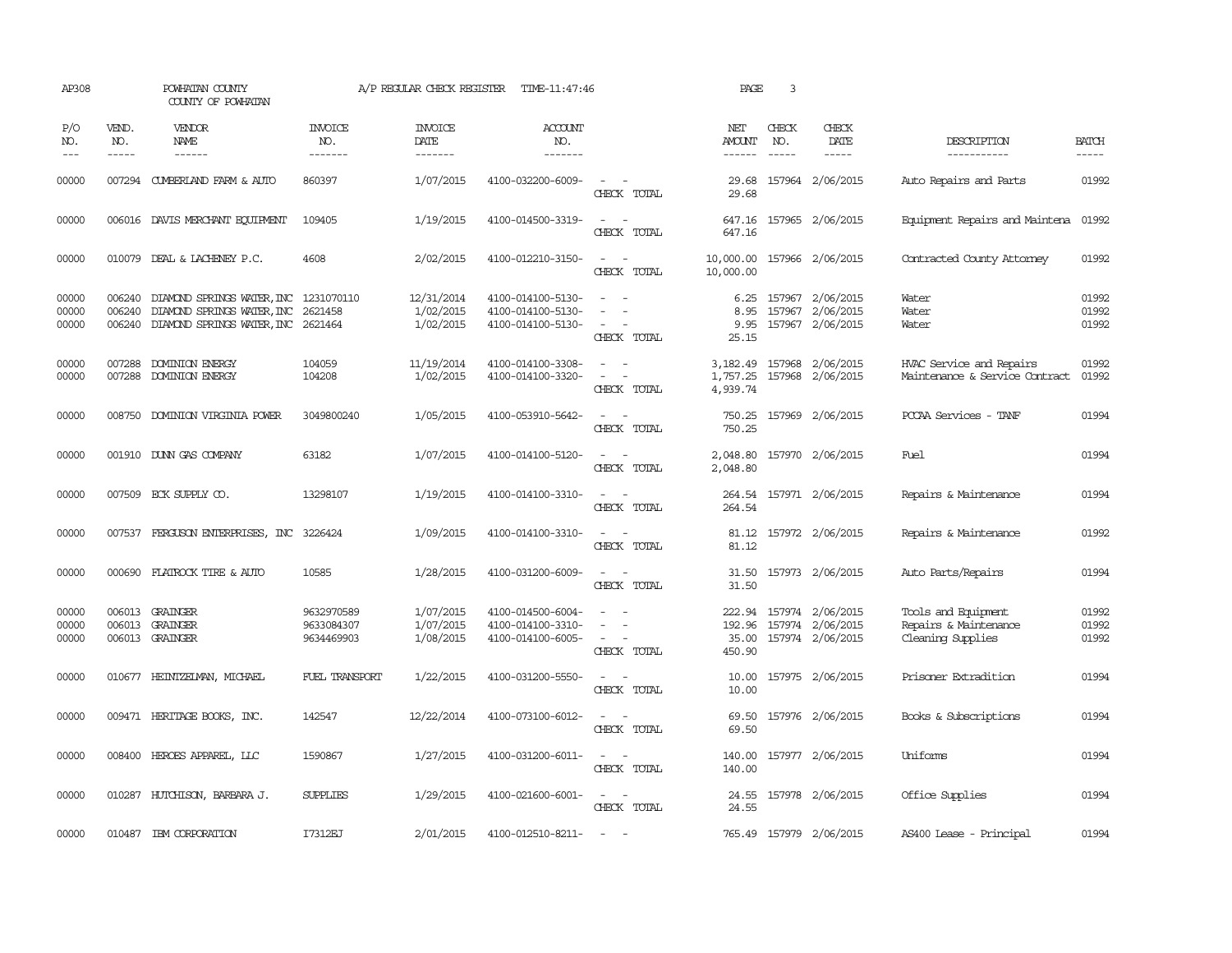AP308 POWHATAN COUNTY A/P REGULAR CHECK REGISTER TIME-11:47:46

COUNTY OF POWHATAN

| P/O NO. | VEND. NO. | VENDOR NAME | INVOICE NO. | INVOICE DATE | ACCOUNT NO. | | NET AMOUNT | CHECK NO. | CHECK DATE | DESCRIPTION | BATCH |
|---|---|---|---|---|---|---|---|---|---|---|---|
| 00000 | 007294 | CUMBERLAND FARM & AUTO | 860397 | 1/07/2015 | 4100-032200-6009- | - - | 29.68 | 157964 | 2/06/2015 | Auto Repairs and Parts | 01992 |
| | | | | | | CHECK TOTAL | 29.68 | | | | |
| 00000 | 006016 | DAVIS MERCHANT EQUIPMENT | 109405 | 1/19/2015 | 4100-014500-3319- | - - | 647.16 | 157965 | 2/06/2015 | Equipment Repairs and Maintena | 01992 |
| | | | | | | CHECK TOTAL | 647.16 | | | | |
| 00000 | 010079 | DEAL & LACHENEY P.C. | 4608 | 2/02/2015 | 4100-012210-3150- | - - | 10,000.00 | 157966 | 2/06/2015 | Contracted County Attorney | 01992 |
| | | | | | | CHECK TOTAL | 10,000.00 | | | | |
| 00000 | 006240 | DIAMOND SPRINGS WATER,INC | 1231070110 | 12/31/2014 | 4100-014100-5130- | - - | 6.25 | 157967 | 2/06/2015 | Water | 01992 |
| 00000 | 006240 | DIAMOND SPRINGS WATER,INC | 2621458 | 1/02/2015 | 4100-014100-5130- | - - | 8.95 | 157967 | 2/06/2015 | Water | 01992 |
| 00000 | 006240 | DIAMOND SPRINGS WATER,INC | 2621464 | 1/02/2015 | 4100-014100-5130- | - - | 9.95 | 157967 | 2/06/2015 | Water | 01992 |
| | | | | | | CHECK TOTAL | 25.15 | | | | |
| 00000 | 007288 | DOMINION ENERGY | 104059 | 11/19/2014 | 4100-014100-3308- | - - | 3,182.49 | 157968 | 2/06/2015 | HVAC Service and Repairs | 01992 |
| 00000 | 007288 | DOMINION ENERGY | 104208 | 1/02/2015 | 4100-014100-3320- | - - | 1,757.25 | 157968 | 2/06/2015 | Maintenance & Service Contract | 01992 |
| | | | | | | CHECK TOTAL | 4,939.74 | | | | |
| 00000 | 008750 | DOMINION VIRGINIA POWER | 3049800240 | 1/05/2015 | 4100-053910-5642- | - - | 750.25 | 157969 | 2/06/2015 | PCCAA Services - TANF | 01994 |
| | | | | | | CHECK TOTAL | 750.25 | | | | |
| 00000 | 001910 | DUNN GAS COMPANY | 63182 | 1/07/2015 | 4100-014100-5120- | - - | 2,048.80 | 157970 | 2/06/2015 | Fuel | 01994 |
| | | | | | | CHECK TOTAL | 2,048.80 | | | | |
| 00000 | 007509 | ECK SUPPLY CO. | 13298107 | 1/19/2015 | 4100-014100-3310- | - - | 264.54 | 157971 | 2/06/2015 | Repairs & Maintenance | 01994 |
| | | | | | | CHECK TOTAL | 264.54 | | | | |
| 00000 | 007537 | FERGUSON ENTERPRISES, INC | 3226424 | 1/09/2015 | 4100-014100-3310- | - - | 81.12 | 157972 | 2/06/2015 | Repairs & Maintenance | 01992 |
| | | | | | | CHECK TOTAL | 81.12 | | | | |
| 00000 | 000690 | FLATROCK TIRE & AUTO | 10585 | 1/28/2015 | 4100-031200-6009- | - - | 31.50 | 157973 | 2/06/2015 | Auto Parts/Repairs | 01994 |
| | | | | | | CHECK TOTAL | 31.50 | | | | |
| 00000 | 006013 | GRAINGER | 9632970589 | 1/07/2015 | 4100-014500-6004- | - - | 222.94 | 157974 | 2/06/2015 | Tools and Equipment | 01992 |
| 00000 | 006013 | GRAINGER | 9633084307 | 1/07/2015 | 4100-014100-3310- | - - | 192.96 | 157974 | 2/06/2015 | Repairs & Maintenance | 01992 |
| 00000 | 006013 | GRAINGER | 9634469903 | 1/08/2015 | 4100-014100-6005- | - - | 35.00 | 157974 | 2/06/2015 | Cleaning Supplies | 01992 |
| | | | | | | CHECK TOTAL | 450.90 | | | | |
| 00000 | 010677 | HEINTZELMAN, MICHAEL | FUEL TRANSPORT | 1/22/2015 | 4100-031200-5550- | - - | 10.00 | 157975 | 2/06/2015 | Prisoner Extradition | 01994 |
| | | | | | | CHECK TOTAL | 10.00 | | | | |
| 00000 | 009471 | HERITAGE BOOKS, INC. | 142547 | 12/22/2014 | 4100-073100-6012- | - - | 69.50 | 157976 | 2/06/2015 | Books & Subscriptions | 01994 |
| | | | | | | CHECK TOTAL | 69.50 | | | | |
| 00000 | 008400 | HEROES APPAREL, LLC | 1590867 | 1/27/2015 | 4100-031200-6011- | - - | 140.00 | 157977 | 2/06/2015 | Uniforms | 01994 |
| | | | | | | CHECK TOTAL | 140.00 | | | | |
| 00000 | 010287 | HUTCHISON, BARBARA J. | SUPPLIES | 1/29/2015 | 4100-021600-6001- | - - | 24.55 | 157978 | 2/06/2015 | Office Supplies | 01994 |
| | | | | | | CHECK TOTAL | 24.55 | | | | |
| 00000 | 010487 | IBM CORPORATION | I7312EJ | 2/01/2015 | 4100-012510-8211- | - - | 765.49 | 157979 | 2/06/2015 | AS400 Lease - Principal | 01994 |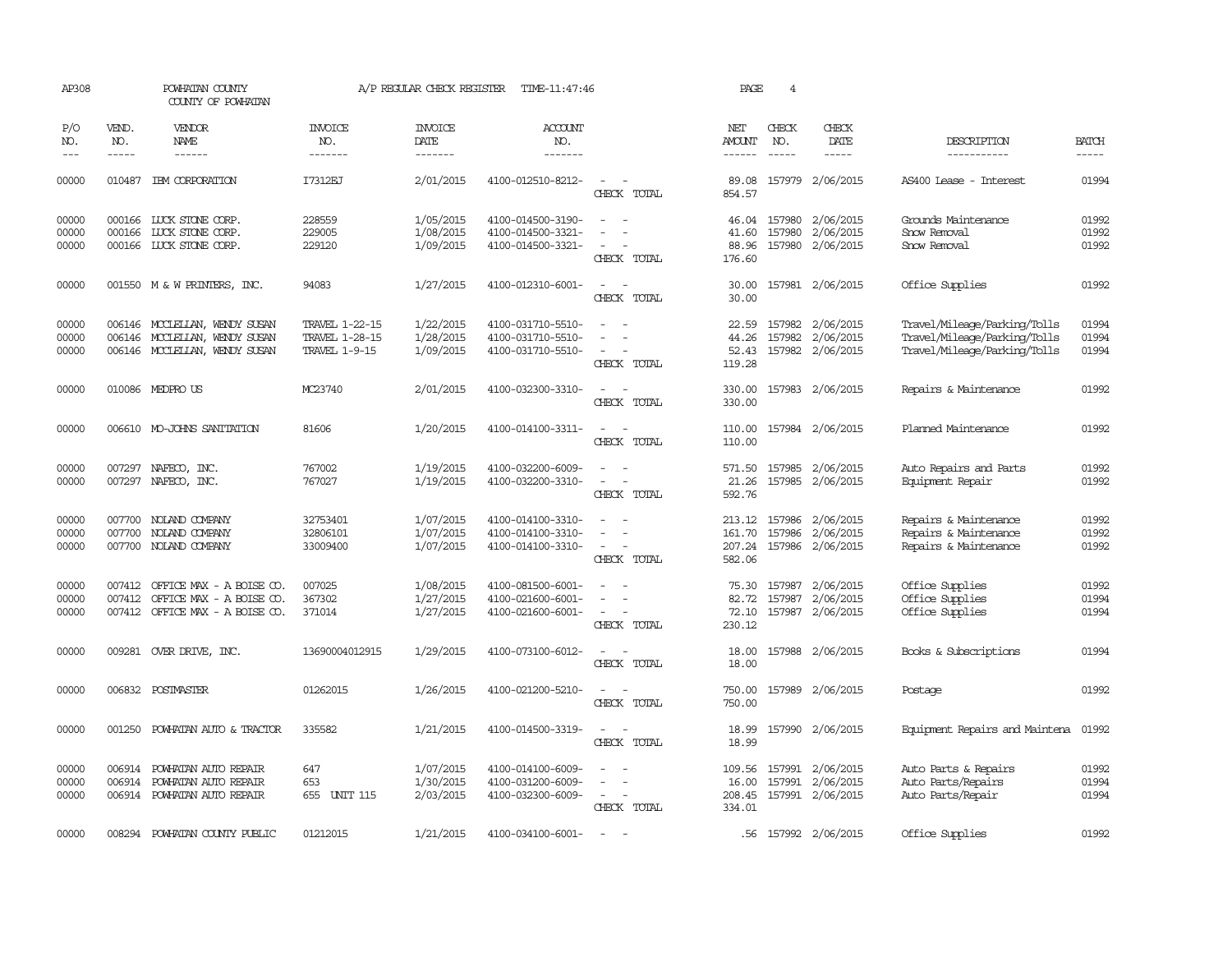AP308 POWHATAN COUNTY COUNTY OF POWHATAN — A/P REGULAR CHECK REGISTER TIME-11:47:46 — PAGE 4

| P/O NO. | VEND. NO. | VENDOR NAME | INVOICE NO. | INVOICE DATE | ACCOUNT NO. | | NET AMOUNT | CHECK NO. | CHECK DATE | DESCRIPTION | BATCH |
|---|---|---|---|---|---|---|---|---|---|---|---|
| 00000 | 010487 | IBM CORPORATION | I7312EJ | 2/01/2015 | 4100-012510-8212- | - - | 89.08 | 157979 | 2/06/2015 | AS400 Lease - Interest | 01994 |
| | | | | | | CHECK TOTAL | 854.57 | | | | |
| 00000 | 000166 | LUCK STONE CORP. | 228559 | 1/05/2015 | 4100-014500-3190- | - - | 46.04 | 157980 | 2/06/2015 | Grounds Maintenance | 01992 |
| 00000 | 000166 | LUCK STONE CORP. | 229005 | 1/08/2015 | 4100-014500-3321- | - - | 41.60 | 157980 | 2/06/2015 | Snow Removal | 01992 |
| 00000 | 000166 | LUCK STONE CORP. | 229120 | 1/09/2015 | 4100-014500-3321- | - - | 88.96 | 157980 | 2/06/2015 | Snow Removal | 01992 |
| | | | | | | CHECK TOTAL | 176.60 | | | | |
| 00000 | 001550 | M & W PRINTERS, INC. | 94083 | 1/27/2015 | 4100-012310-6001- | - - | 30.00 | 157981 | 2/06/2015 | Office Supplies | 01992 |
| | | | | | | CHECK TOTAL | 30.00 | | | | |
| 00000 | 006146 | MCCLELLAN, WENDY SUSAN | TRAVEL 1-22-15 | 1/22/2015 | 4100-031710-5510- | - - | 22.59 | 157982 | 2/06/2015 | Travel/Mileage/Parking/Tolls | 01994 |
| 00000 | 006146 | MCCLELLAN, WENDY SUSAN | TRAVEL 1-28-15 | 1/28/2015 | 4100-031710-5510- | - - | 44.26 | 157982 | 2/06/2015 | Travel/Mileage/Parking/Tolls | 01994 |
| 00000 | 006146 | MCCLELLAN, WENDY SUSAN | TRAVEL 1-9-15 | 1/09/2015 | 4100-031710-5510- | - - | 52.43 | 157982 | 2/06/2015 | Travel/Mileage/Parking/Tolls | 01994 |
| | | | | | | CHECK TOTAL | 119.28 | | | | |
| 00000 | 010086 | MEDPRO US | MC23740 | 2/01/2015 | 4100-032300-3310- | - - | 330.00 | 157983 | 2/06/2015 | Repairs & Maintenance | 01992 |
| | | | | | | CHECK TOTAL | 330.00 | | | | |
| 00000 | 006610 | MO-JOHNS SANITATION | 81606 | 1/20/2015 | 4100-014100-3311- | - - | 110.00 | 157984 | 2/06/2015 | Planned Maintenance | 01992 |
| | | | | | | CHECK TOTAL | 110.00 | | | | |
| 00000 | 007297 | NAFECO, INC. | 767002 | 1/19/2015 | 4100-032200-6009- | - - | 571.50 | 157985 | 2/06/2015 | Auto Repairs and Parts | 01992 |
| 00000 | 007297 | NAFECO, INC. | 767027 | 1/19/2015 | 4100-032200-3310- | - - | 21.26 | 157985 | 2/06/2015 | Equipment Repair | 01992 |
| | | | | | | CHECK TOTAL | 592.76 | | | | |
| 00000 | 007700 | NOLAND COMPANY | 32753401 | 1/07/2015 | 4100-014100-3310- | - - | 213.12 | 157986 | 2/06/2015 | Repairs & Maintenance | 01992 |
| 00000 | 007700 | NOLAND COMPANY | 32806101 | 1/07/2015 | 4100-014100-3310- | - - | 161.70 | 157986 | 2/06/2015 | Repairs & Maintenance | 01992 |
| 00000 | 007700 | NOLAND COMPANY | 33009400 | 1/07/2015 | 4100-014100-3310- | - - | 207.24 | 157986 | 2/06/2015 | Repairs & Maintenance | 01992 |
| | | | | | | CHECK TOTAL | 582.06 | | | | |
| 00000 | 007412 | OFFICE MAX - A BOISE CO. | 007025 | 1/08/2015 | 4100-081500-6001- | - - | 75.30 | 157987 | 2/06/2015 | Office Supplies | 01992 |
| 00000 | 007412 | OFFICE MAX - A BOISE CO. | 367302 | 1/27/2015 | 4100-021600-6001- | - - | 82.72 | 157987 | 2/06/2015 | Office Supplies | 01994 |
| 00000 | 007412 | OFFICE MAX - A BOISE CO. | 371014 | 1/27/2015 | 4100-021600-6001- | - - | 72.10 | 157987 | 2/06/2015 | Office Supplies | 01994 |
| | | | | | | CHECK TOTAL | 230.12 | | | | |
| 00000 | 009281 | OVER DRIVE, INC. | 13690004012915 | 1/29/2015 | 4100-073100-6012- | - - | 18.00 | 157988 | 2/06/2015 | Books & Subscriptions | 01994 |
| | | | | | | CHECK TOTAL | 18.00 | | | | |
| 00000 | 006832 | POSTMASTER | 01262015 | 1/26/2015 | 4100-021200-5210- | - - | 750.00 | 157989 | 2/06/2015 | Postage | 01992 |
| | | | | | | CHECK TOTAL | 750.00 | | | | |
| 00000 | 001250 | POWHATAN AUTO & TRACTOR | 335582 | 1/21/2015 | 4100-014500-3319- | - - | 18.99 | 157990 | 2/06/2015 | Equipment Repairs and Maintena | 01992 |
| | | | | | | CHECK TOTAL | 18.99 | | | | |
| 00000 | 006914 | POWHATAN AUTO REPAIR | 647 | 1/07/2015 | 4100-014100-6009- | - - | 109.56 | 157991 | 2/06/2015 | Auto Parts & Repairs | 01992 |
| 00000 | 006914 | POWHATAN AUTO REPAIR | 653 | 1/30/2015 | 4100-031200-6009- | - - | 16.00 | 157991 | 2/06/2015 | Auto Parts/Repairs | 01994 |
| 00000 | 006914 | POWHATAN AUTO REPAIR | 655 UNIT 115 | 2/03/2015 | 4100-032300-6009- | - - | 208.45 | 157991 | 2/06/2015 | Auto Parts/Repair | 01994 |
| | | | | | | CHECK TOTAL | 334.01 | | | | |
| 00000 | 008294 | POWHATAN COUNTY PUBLIC | 01212015 | 1/21/2015 | 4100-034100-6001- | - - | .56 | 157992 | 2/06/2015 | Office Supplies | 01992 |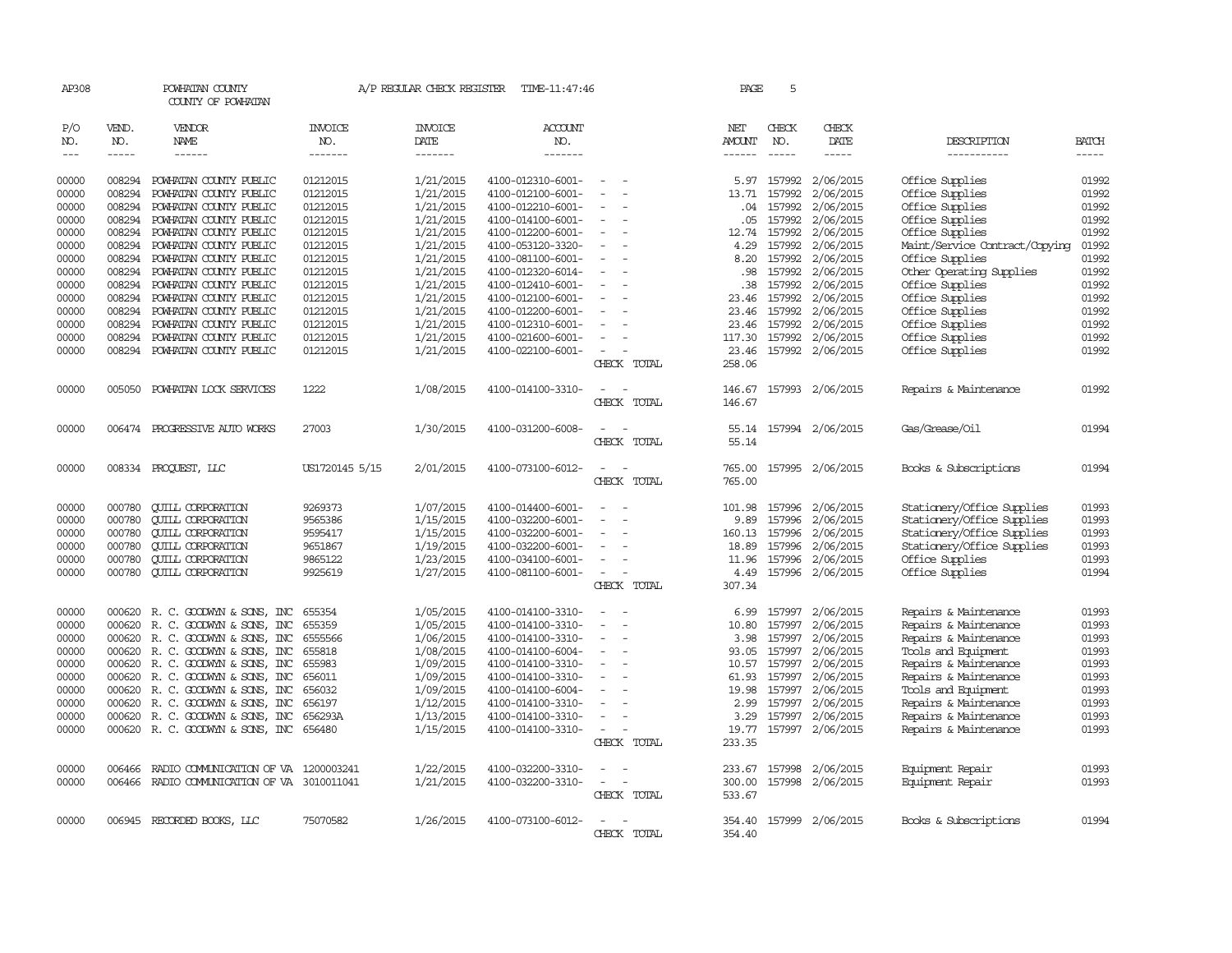AP308 POWHATAN COUNTY A/P REGULAR CHECK REGISTER TIME-11:47:46 PAGE 5

COUNTY OF POWHATAN

| P/O NO. | VEND. NO. | VENDOR NAME | INVOICE NO. | INVOICE DATE | ACCOUNT NO. | | NET AMOUNT | CHECK NO. | CHECK DATE | DESCRIPTION | BATCH |
|---|---|---|---|---|---|---|---|---|---|---|---|
| 00000 | 008294 | POWHATAN COUNTY PUBLIC | 01212015 | 1/21/2015 | 4100-012310-6001- | - - | 5.97 | 157992 | 2/06/2015 | Office Supplies | 01992 |
| 00000 | 008294 | POWHATAN COUNTY PUBLIC | 01212015 | 1/21/2015 | 4100-012100-6001- | - - | 13.71 | 157992 | 2/06/2015 | Office Supplies | 01992 |
| 00000 | 008294 | POWHATAN COUNTY PUBLIC | 01212015 | 1/21/2015 | 4100-012210-6001- | - - | .04 | 157992 | 2/06/2015 | Office Supplies | 01992 |
| 00000 | 008294 | POWHATAN COUNTY PUBLIC | 01212015 | 1/21/2015 | 4100-014100-6001- | - - | .05 | 157992 | 2/06/2015 | Office Supplies | 01992 |
| 00000 | 008294 | POWHATAN COUNTY PUBLIC | 01212015 | 1/21/2015 | 4100-012200-6001- | - - | 12.74 | 157992 | 2/06/2015 | Office Supplies | 01992 |
| 00000 | 008294 | POWHATAN COUNTY PUBLIC | 01212015 | 1/21/2015 | 4100-053120-3320- | - - | 4.29 | 157992 | 2/06/2015 | Maint/Service Contract/Copying | 01992 |
| 00000 | 008294 | POWHATAN COUNTY PUBLIC | 01212015 | 1/21/2015 | 4100-081100-6001- | - - | 8.20 | 157992 | 2/06/2015 | Office Supplies | 01992 |
| 00000 | 008294 | POWHATAN COUNTY PUBLIC | 01212015 | 1/21/2015 | 4100-012320-6014- | - - | .98 | 157992 | 2/06/2015 | Other Operating Supplies | 01992 |
| 00000 | 008294 | POWHATAN COUNTY PUBLIC | 01212015 | 1/21/2015 | 4100-012410-6001- | - - | .38 | 157992 | 2/06/2015 | Office Supplies | 01992 |
| 00000 | 008294 | POWHATAN COUNTY PUBLIC | 01212015 | 1/21/2015 | 4100-012100-6001- | - - | 23.46 | 157992 | 2/06/2015 | Office Supplies | 01992 |
| 00000 | 008294 | POWHATAN COUNTY PUBLIC | 01212015 | 1/21/2015 | 4100-012200-6001- | - - | 23.46 | 157992 | 2/06/2015 | Office Supplies | 01992 |
| 00000 | 008294 | POWHATAN COUNTY PUBLIC | 01212015 | 1/21/2015 | 4100-012310-6001- | - - | 23.46 | 157992 | 2/06/2015 | Office Supplies | 01992 |
| 00000 | 008294 | POWHATAN COUNTY PUBLIC | 01212015 | 1/21/2015 | 4100-021600-6001- | - - | 117.30 | 157992 | 2/06/2015 | Office Supplies | 01992 |
| 00000 | 008294 | POWHATAN COUNTY PUBLIC | 01212015 | 1/21/2015 | 4100-022100-6001- | - - | 23.46 | 157992 | 2/06/2015 | Office Supplies | 01992 |
| | | | | | | CHECK TOTAL | 258.06 | | | | |
| 00000 | 005050 | POWHATAN LOCK SERVICES | 1222 | 1/08/2015 | 4100-014100-3310- | - - | 146.67 | 157993 | 2/06/2015 | Repairs & Maintenance | 01992 |
| | | | | | | CHECK TOTAL | 146.67 | | | | |
| 00000 | 006474 | PROGRESSIVE AUTO WORKS | 27003 | 1/30/2015 | 4100-031200-6008- | - - | 55.14 | 157994 | 2/06/2015 | Gas/Grease/Oil | 01994 |
| | | | | | | CHECK TOTAL | 55.14 | | | | |
| 00000 | 008334 | PROQUEST, LLC | US1720145 5/15 | 2/01/2015 | 4100-073100-6012- | - - | 765.00 | 157995 | 2/06/2015 | Books & Subscriptions | 01994 |
| | | | | | | CHECK TOTAL | 765.00 | | | | |
| 00000 | 000780 | QUILL CORPORATION | 9269373 | 1/07/2015 | 4100-014400-6001- | - - | 101.98 | 157996 | 2/06/2015 | Stationery/Office Supplies | 01993 |
| 00000 | 000780 | QUILL CORPORATION | 9565386 | 1/15/2015 | 4100-032200-6001- | - - | 9.89 | 157996 | 2/06/2015 | Stationery/Office Supplies | 01993 |
| 00000 | 000780 | QUILL CORPORATION | 9595417 | 1/15/2015 | 4100-032200-6001- | - - | 160.13 | 157996 | 2/06/2015 | Stationery/Office Supplies | 01993 |
| 00000 | 000780 | QUILL CORPORATION | 9651867 | 1/19/2015 | 4100-032200-6001- | - - | 18.89 | 157996 | 2/06/2015 | Stationery/Office Supplies | 01993 |
| 00000 | 000780 | QUILL CORPORATION | 9865122 | 1/23/2015 | 4100-034100-6001- | - - | 11.96 | 157996 | 2/06/2015 | Office Supplies | 01993 |
| 00000 | 000780 | QUILL CORPORATION | 9925619 | 1/27/2015 | 4100-081100-6001- | - - | 4.49 | 157996 | 2/06/2015 | Office Supplies | 01994 |
| | | | | | | CHECK TOTAL | 307.34 | | | | |
| 00000 | 000620 | R. C. GOODWYN & SONS, INC | 655354 | 1/05/2015 | 4100-014100-3310- | - - | 6.99 | 157997 | 2/06/2015 | Repairs & Maintenance | 01993 |
| 00000 | 000620 | R. C. GOODWYN & SONS, INC | 655359 | 1/05/2015 | 4100-014100-3310- | - - | 10.80 | 157997 | 2/06/2015 | Repairs & Maintenance | 01993 |
| 00000 | 000620 | R. C. GOODWYN & SONS, INC | 6555566 | 1/06/2015 | 4100-014100-3310- | - - | 3.98 | 157997 | 2/06/2015 | Repairs & Maintenance | 01993 |
| 00000 | 000620 | R. C. GOODWYN & SONS, INC | 655818 | 1/08/2015 | 4100-014100-6004- | - - | 93.05 | 157997 | 2/06/2015 | Tools and Equipment | 01993 |
| 00000 | 000620 | R. C. GOODWYN & SONS, INC | 655983 | 1/09/2015 | 4100-014100-3310- | - - | 10.57 | 157997 | 2/06/2015 | Repairs & Maintenance | 01993 |
| 00000 | 000620 | R. C. GOODWYN & SONS, INC | 656011 | 1/09/2015 | 4100-014100-3310- | - - | 61.93 | 157997 | 2/06/2015 | Repairs & Maintenance | 01993 |
| 00000 | 000620 | R. C. GOODWYN & SONS, INC | 656032 | 1/09/2015 | 4100-014100-6004- | - - | 19.98 | 157997 | 2/06/2015 | Tools and Equipment | 01993 |
| 00000 | 000620 | R. C. GOODWYN & SONS, INC | 656197 | 1/12/2015 | 4100-014100-3310- | - - | 2.99 | 157997 | 2/06/2015 | Repairs & Maintenance | 01993 |
| 00000 | 000620 | R. C. GOODWYN & SONS, INC | 656293A | 1/13/2015 | 4100-014100-3310- | - - | 3.29 | 157997 | 2/06/2015 | Repairs & Maintenance | 01993 |
| 00000 | 000620 | R. C. GOODWYN & SONS, INC | 656480 | 1/15/2015 | 4100-014100-3310- | - - | 19.77 | 157997 | 2/06/2015 | Repairs & Maintenance | 01993 |
| | | | | | | CHECK TOTAL | 233.35 | | | | |
| 00000 | 006466 | RADIO COMMUNICATION OF VA | 1200003241 | 1/22/2015 | 4100-032200-3310- | - - | 233.67 | 157998 | 2/06/2015 | Equipment Repair | 01993 |
| 00000 | 006466 | RADIO COMMUNICATION OF VA | 3010011041 | 1/21/2015 | 4100-032200-3310- | - - | 300.00 | 157998 | 2/06/2015 | Equipment Repair | 01993 |
| | | | | | | CHECK TOTAL | 533.67 | | | | |
| 00000 | 006945 | RECORDED BOOKS, LLC | 75070582 | 1/26/2015 | 4100-073100-6012- | - - | 354.40 | 157999 | 2/06/2015 | Books & Subscriptions | 01994 |
| | | | | | | CHECK TOTAL | 354.40 | | | | |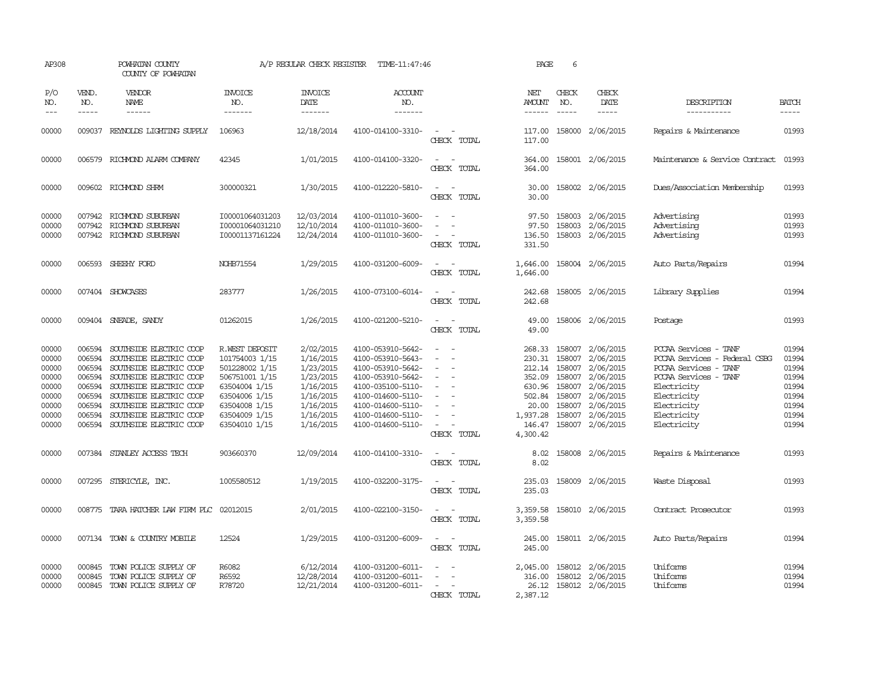AP308 POWHATAN COUNTY A/P REGULAR CHECK REGISTER TIME-11:47:46 PAGE 6

COUNTY OF POWHATAN

| P/O NO. | VEND. NO. | VENDOR NAME | INVOICE NO. | INVOICE DATE | ACCOUNT NO. | | NET AMOUNT | CHECK NO. | CHECK DATE | DESCRIPTION | BATCH |
|---|---|---|---|---|---|---|---|---|---|---|---|
| 00000 | 009037 | REYNOLDS LIGHTING SUPPLY | 106963 | 12/18/2014 | 4100-014100-3310- | - - | 117.00 | 158000 | 2/06/2015 | Repairs & Maintenance | 01993 |
| | | | | | | CHECK TOTAL | 117.00 | | | | |
| 00000 | 006579 | RICHMOND ALARM COMPANY | 42345 | 1/01/2015 | 4100-014100-3320- | - - | 364.00 | 158001 | 2/06/2015 | Maintenance & Service Contract | 01993 |
| | | | | | | CHECK TOTAL | 364.00 | | | | |
| 00000 | 009602 | RICHMOND SHRM | 300000321 | 1/30/2015 | 4100-012220-5810- | - - | 30.00 | 158002 | 2/06/2015 | Dues/Association Membership | 01993 |
| | | | | | | CHECK TOTAL | 30.00 | | | | |
| 00000 | 007942 | RICHMOND SUBURBAN | I00001064031203 | 12/03/2014 | 4100-011010-3600- | - - | 97.50 | 158003 | 2/06/2015 | Advertising | 01993 |
| 00000 | 007942 | RICHMOND SUBURBAN | I00001064031210 | 12/10/2014 | 4100-011010-3600- | - - | 97.50 | 158003 | 2/06/2015 | Advertising | 01993 |
| 00000 | 007942 | RICHMOND SUBURBAN | I00001137161224 | 12/24/2014 | 4100-011010-3600- | - - | 136.50 | 158003 | 2/06/2015 | Advertising | 01993 |
| | | | | | | CHECK TOTAL | 331.50 | | | | |
| 00000 | 006593 | SHEEHY FORD | NOHB71554 | 1/29/2015 | 4100-031200-6009- | - - | 1,646.00 | 158004 | 2/06/2015 | Auto Parts/Repairs | 01994 |
| | | | | | | CHECK TOTAL | 1,646.00 | | | | |
| 00000 | 007404 | SHOWCASES | 283777 | 1/26/2015 | 4100-073100-6014- | - - | 242.68 | 158005 | 2/06/2015 | Library Supplies | 01994 |
| | | | | | | CHECK TOTAL | 242.68 | | | | |
| 00000 | 009404 | SNEADE, SANDY | 01262015 | 1/26/2015 | 4100-021200-5210- | - - | 49.00 | 158006 | 2/06/2015 | Postage | 01993 |
| | | | | | | CHECK TOTAL | 49.00 | | | | |
| 00000 | 006594 | SOUTHSIDE ELECTRIC COOP | R.WEST DEPOSIT | 2/02/2015 | 4100-053910-5642- | - - | 268.33 | 158007 | 2/06/2015 | PCCAA Services - TANF | 01994 |
| 00000 | 006594 | SOUTHSIDE ELECTRIC COOP | 101754003 1/15 | 1/16/2015 | 4100-053910-5643- | - - | 230.31 | 158007 | 2/06/2015 | PCCAA Services - Federal CSBG | 01994 |
| 00000 | 006594 | SOUTHSIDE ELECTRIC COOP | 501228002 1/15 | 1/23/2015 | 4100-053910-5642- | - - | 212.14 | 158007 | 2/06/2015 | PCCAA Services - TANF | 01994 |
| 00000 | 006594 | SOUTHSIDE ELECTRIC COOP | 506751001 1/15 | 1/23/2015 | 4100-053910-5642- | - - | 352.09 | 158007 | 2/06/2015 | PCCAA Services - TANF | 01994 |
| 00000 | 006594 | SOUTHSIDE ELECTRIC COOP | 63504004 1/15 | 1/16/2015 | 4100-035100-5110- | - - | 630.96 | 158007 | 2/06/2015 | Electricity | 01994 |
| 00000 | 006594 | SOUTHSIDE ELECTRIC COOP | 63504006 1/15 | 1/16/2015 | 4100-014600-5110- | - - | 502.84 | 158007 | 2/06/2015 | Electricity | 01994 |
| 00000 | 006594 | SOUTHSIDE ELECTRIC COOP | 63504008 1/15 | 1/16/2015 | 4100-014600-5110- | - - | 20.00 | 158007 | 2/06/2015 | Electricity | 01994 |
| 00000 | 006594 | SOUTHSIDE ELECTRIC COOP | 63504009 1/15 | 1/16/2015 | 4100-014600-5110- | - - | 1,937.28 | 158007 | 2/06/2015 | Electricity | 01994 |
| 00000 | 006594 | SOUTHSIDE ELECTRIC COOP | 63504010 1/15 | 1/16/2015 | 4100-014600-5110- | - - | 146.47 | 158007 | 2/06/2015 | Electricity | 01994 |
| | | | | | | CHECK TOTAL | 4,300.42 | | | | |
| 00000 | 007384 | STANLEY ACCESS TECH | 903660370 | 12/09/2014 | 4100-014100-3310- | - - | 8.02 | 158008 | 2/06/2015 | Repairs & Maintenance | 01993 |
| | | | | | | CHECK TOTAL | 8.02 | | | | |
| 00000 | 007295 | STERICYLE, INC. | 1005580512 | 1/19/2015 | 4100-032200-3175- | - - | 235.03 | 158009 | 2/06/2015 | Waste Disposal | 01993 |
| | | | | | | CHECK TOTAL | 235.03 | | | | |
| 00000 | 008775 | TARA HATCHER LAW FIRM PLC | 02012015 | 2/01/2015 | 4100-022100-3150- | - - | 3,359.58 | 158010 | 2/06/2015 | Contract Prosecutor | 01993 |
| | | | | | | CHECK TOTAL | 3,359.58 | | | | |
| 00000 | 007134 | TOWN & COUNTRY MOBILE | 12524 | 1/29/2015 | 4100-031200-6009- | - - | 245.00 | 158011 | 2/06/2015 | Auto Parts/Repairs | 01994 |
| | | | | | | CHECK TOTAL | 245.00 | | | | |
| 00000 | 000845 | TOWN POLICE SUPPLY OF | R6082 | 6/12/2014 | 4100-031200-6011- | - - | 2,045.00 | 158012 | 2/06/2015 | Uniforms | 01994 |
| 00000 | 000845 | TOWN POLICE SUPPLY OF | R6592 | 12/28/2014 | 4100-031200-6011- | - - | 316.00 | 158012 | 2/06/2015 | Uniforms | 01994 |
| 00000 | 000845 | TOWN POLICE SUPPLY OF | R78720 | 12/21/2014 | 4100-031200-6011- | - - | 26.12 | 158012 | 2/06/2015 | Uniforms | 01994 |
| | | | | | | CHECK TOTAL | 2,387.12 | | | | |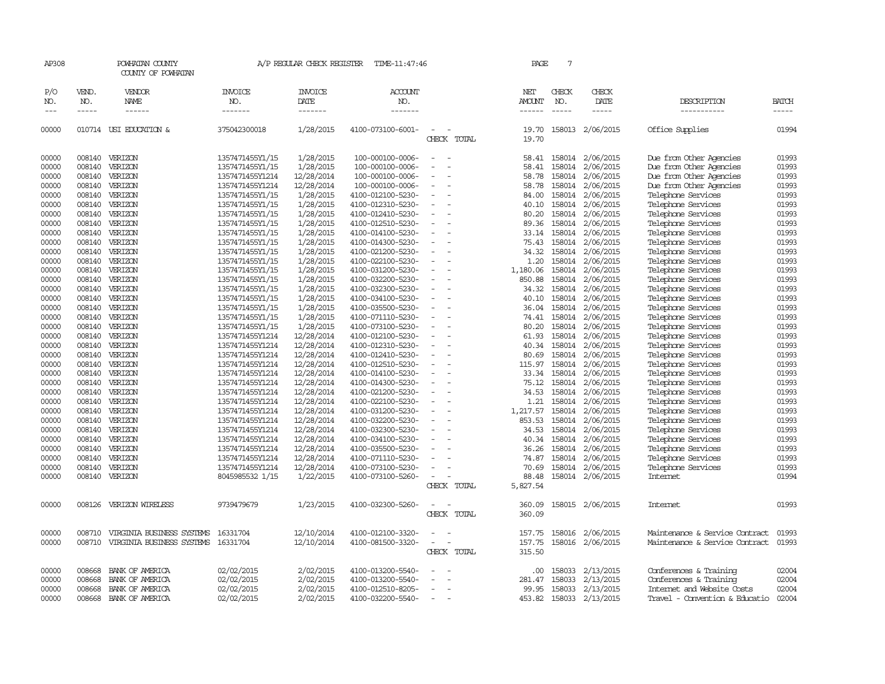AP308 POWHATAN COUNTY A/P REGULAR CHECK REGISTER TIME-11:47:46 PAGE 7

COUNTY OF POWHATAN

| P/O NO. | VEND. NO. | VENDOR NAME | INVOICE NO. | INVOICE DATE | ACCOUNT NO. | | NET AMOUNT | CHECK NO. | CHECK DATE | DESCRIPTION | BATCH |
|---|---|---|---|---|---|---|---|---|---|---|---|
| 00000 | 010714 | USI EDUCATION & | 375042300018 | 1/28/2015 | 4100-073100-6001- | - - | 19.70 | 158013 | 2/06/2015 | Office Supplies | 01994 |
| | | | | | | CHECK TOTAL | 19.70 | | | | |
| 00000 | 008140 | VERIZON | 1357471455Y1/15 | 1/28/2015 | 100-000100-0006- | - - | 58.41 | 158014 | 2/06/2015 | Due from Other Agencies | 01993 |
| 00000 | 008140 | VERIZON | 1357471455Y1/15 | 1/28/2015 | 100-000100-0006- | - - | 58.41 | 158014 | 2/06/2015 | Due from Other Agencies | 01993 |
| 00000 | 008140 | VERIZON | 1357471455Y1214 | 12/28/2014 | 100-000100-0006- | - - | 58.78 | 158014 | 2/06/2015 | Due from Other Agencies | 01993 |
| 00000 | 008140 | VERIZON | 1357471455Y1214 | 12/28/2014 | 100-000100-0006- | - - | 58.78 | 158014 | 2/06/2015 | Due from Other Agencies | 01993 |
| 00000 | 008140 | VERIZON | 1357471455Y1/15 | 1/28/2015 | 4100-012100-5230- | - - | 84.00 | 158014 | 2/06/2015 | Telephone Services | 01993 |
| 00000 | 008140 | VERIZON | 1357471455Y1/15 | 1/28/2015 | 4100-012310-5230- | - - | 40.10 | 158014 | 2/06/2015 | Telephone Services | 01993 |
| 00000 | 008140 | VERIZON | 1357471455Y1/15 | 1/28/2015 | 4100-012410-5230- | - - | 80.20 | 158014 | 2/06/2015 | Telephone Services | 01993 |
| 00000 | 008140 | VERIZON | 1357471455Y1/15 | 1/28/2015 | 4100-012510-5230- | - - | 89.36 | 158014 | 2/06/2015 | Telephone Services | 01993 |
| 00000 | 008140 | VERIZON | 1357471455Y1/15 | 1/28/2015 | 4100-014100-5230- | - - | 33.14 | 158014 | 2/06/2015 | Telephone Services | 01993 |
| 00000 | 008140 | VERIZON | 1357471455Y1/15 | 1/28/2015 | 4100-014300-5230- | - - | 75.43 | 158014 | 2/06/2015 | Telephone Services | 01993 |
| 00000 | 008140 | VERIZON | 1357471455Y1/15 | 1/28/2015 | 4100-021200-5230- | - - | 34.32 | 158014 | 2/06/2015 | Telephone Services | 01993 |
| 00000 | 008140 | VERIZON | 1357471455Y1/15 | 1/28/2015 | 4100-022100-5230- | - - | 1.20 | 158014 | 2/06/2015 | Telephone Services | 01993 |
| 00000 | 008140 | VERIZON | 1357471455Y1/15 | 1/28/2015 | 4100-031200-5230- | - - | 1,180.06 | 158014 | 2/06/2015 | Telephone Services | 01993 |
| 00000 | 008140 | VERIZON | 1357471455Y1/15 | 1/28/2015 | 4100-032200-5230- | - - | 850.88 | 158014 | 2/06/2015 | Telephone Services | 01993 |
| 00000 | 008140 | VERIZON | 1357471455Y1/15 | 1/28/2015 | 4100-032300-5230- | - - | 34.32 | 158014 | 2/06/2015 | Telephone Services | 01993 |
| 00000 | 008140 | VERIZON | 1357471455Y1/15 | 1/28/2015 | 4100-034100-5230- | - - | 40.10 | 158014 | 2/06/2015 | Telephone Services | 01993 |
| 00000 | 008140 | VERIZON | 1357471455Y1/15 | 1/28/2015 | 4100-035500-5230- | - - | 36.04 | 158014 | 2/06/2015 | Telephone Services | 01993 |
| 00000 | 008140 | VERIZON | 1357471455Y1/15 | 1/28/2015 | 4100-071110-5230- | - - | 74.41 | 158014 | 2/06/2015 | Telephone Services | 01993 |
| 00000 | 008140 | VERIZON | 1357471455Y1/15 | 1/28/2015 | 4100-073100-5230- | - - | 80.20 | 158014 | 2/06/2015 | Telephone Services | 01993 |
| 00000 | 008140 | VERIZON | 1357471455Y1214 | 12/28/2014 | 4100-012100-5230- | - - | 61.93 | 158014 | 2/06/2015 | Telephone Services | 01993 |
| 00000 | 008140 | VERIZON | 1357471455Y1214 | 12/28/2014 | 4100-012310-5230- | - - | 40.34 | 158014 | 2/06/2015 | Telephone Services | 01993 |
| 00000 | 008140 | VERIZON | 1357471455Y1214 | 12/28/2014 | 4100-012410-5230- | - - | 80.69 | 158014 | 2/06/2015 | Telephone Services | 01993 |
| 00000 | 008140 | VERIZON | 1357471455Y1214 | 12/28/2014 | 4100-012510-5230- | - - | 115.97 | 158014 | 2/06/2015 | Telephone Services | 01993 |
| 00000 | 008140 | VERIZON | 1357471455Y1214 | 12/28/2014 | 4100-014100-5230- | - - | 33.34 | 158014 | 2/06/2015 | Telephone Services | 01993 |
| 00000 | 008140 | VERIZON | 1357471455Y1214 | 12/28/2014 | 4100-014300-5230- | - - | 75.12 | 158014 | 2/06/2015 | Telephone Services | 01993 |
| 00000 | 008140 | VERIZON | 1357471455Y1214 | 12/28/2014 | 4100-021200-5230- | - - | 34.53 | 158014 | 2/06/2015 | Telephone Services | 01993 |
| 00000 | 008140 | VERIZON | 1357471455Y1214 | 12/28/2014 | 4100-022100-5230- | - - | 1.21 | 158014 | 2/06/2015 | Telephone Services | 01993 |
| 00000 | 008140 | VERIZON | 1357471455Y1214 | 12/28/2014 | 4100-031200-5230- | - - | 1,217.57 | 158014 | 2/06/2015 | Telephone Services | 01993 |
| 00000 | 008140 | VERIZON | 1357471455Y1214 | 12/28/2014 | 4100-032200-5230- | - - | 853.53 | 158014 | 2/06/2015 | Telephone Services | 01993 |
| 00000 | 008140 | VERIZON | 1357471455Y1214 | 12/28/2014 | 4100-032300-5230- | - - | 34.53 | 158014 | 2/06/2015 | Telephone Services | 01993 |
| 00000 | 008140 | VERIZON | 1357471455Y1214 | 12/28/2014 | 4100-034100-5230- | - - | 40.34 | 158014 | 2/06/2015 | Telephone Services | 01993 |
| 00000 | 008140 | VERIZON | 1357471455Y1214 | 12/28/2014 | 4100-035500-5230- | - - | 36.26 | 158014 | 2/06/2015 | Telephone Services | 01993 |
| 00000 | 008140 | VERIZON | 1357471455Y1214 | 12/28/2014 | 4100-071110-5230- | - - | 74.87 | 158014 | 2/06/2015 | Telephone Services | 01993 |
| 00000 | 008140 | VERIZON | 1357471455Y1214 | 12/28/2014 | 4100-073100-5230- | - - | 70.69 | 158014 | 2/06/2015 | Telephone Services | 01993 |
| 00000 | 008140 | VERIZON | 8045985532 1/15 | 1/22/2015 | 4100-073100-5260- | - - | 88.48 | 158014 | 2/06/2015 | Internet | 01994 |
| | | | | | | CHECK TOTAL | 5,827.54 | | | | |
| 00000 | 008126 | VERIZON WIRELESS | 9739479679 | 1/23/2015 | 4100-032300-5260- | - - | 360.09 | 158015 | 2/06/2015 | Internet | 01993 |
| | | | | | | CHECK TOTAL | 360.09 | | | | |
| 00000 | 008710 | VIRGINIA BUSINESS SYSTEMS | 16331704 | 12/10/2014 | 4100-012100-3320- | - - | 157.75 | 158016 | 2/06/2015 | Maintenance & Service Contract | 01993 |
| 00000 | 008710 | VIRGINIA BUSINESS SYSTEMS | 16331704 | 12/10/2014 | 4100-081500-3320- | - - | 157.75 | 158016 | 2/06/2015 | Maintenance & Service Contract | 01993 |
| | | | | | | CHECK TOTAL | 315.50 | | | | |
| 00000 | 008668 | BANK OF AMERICA | 02/02/2015 | 2/02/2015 | 4100-013200-5540- | - - | .00 | 158033 | 2/13/2015 | Conferences & Training | 02004 |
| 00000 | 008668 | BANK OF AMERICA | 02/02/2015 | 2/02/2015 | 4100-013200-5540- | - - | 281.47 | 158033 | 2/13/2015 | Conferences & Training | 02004 |
| 00000 | 008668 | BANK OF AMERICA | 02/02/2015 | 2/02/2015 | 4100-012510-8205- | - - | 99.95 | 158033 | 2/13/2015 | Internet and Website Costs | 02004 |
| 00000 | 008668 | BANK OF AMERICA | 02/02/2015 | 2/02/2015 | 4100-032200-5540- | - - | 453.82 | 158033 | 2/13/2015 | Travel - Convention & Educatio | 02004 |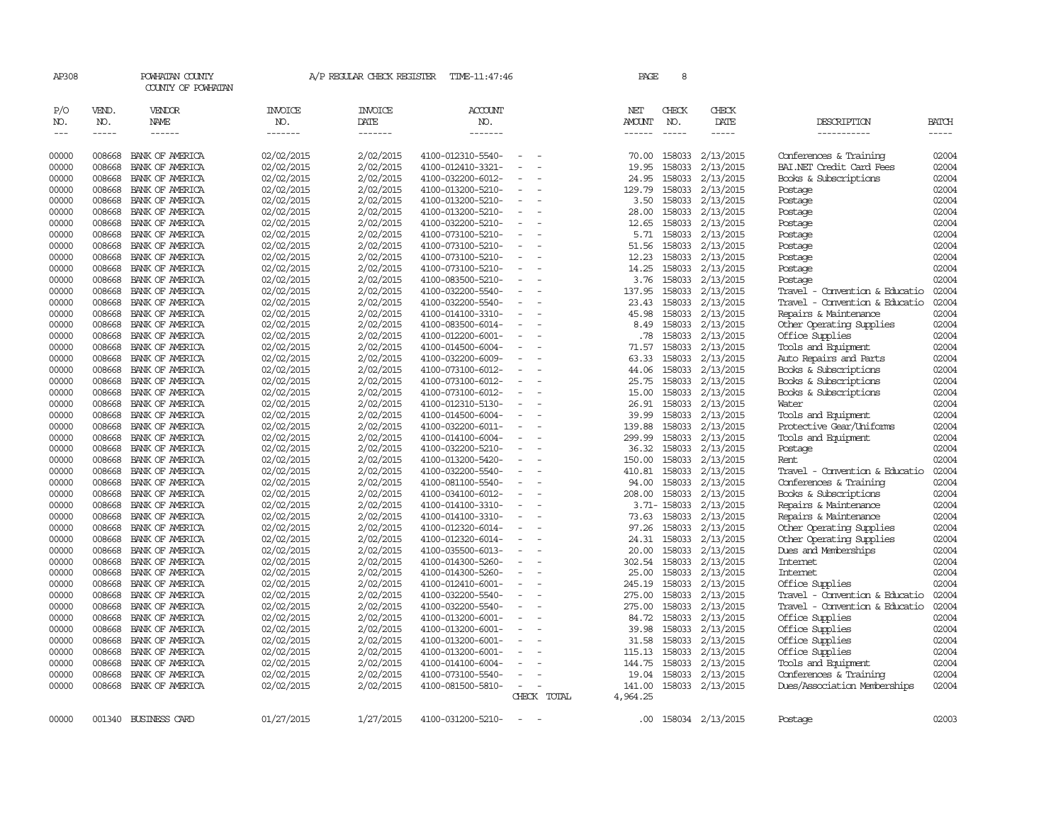AP308 POWHATAN COUNTY A/P REGULAR CHECK REGISTER TIME-11:47:46 PAGE 8

COUNTY OF POWHATAN

| P/O NO. | VEND. NO. | VENDOR NAME | INVOICE NO. | INVOICE DATE | ACCOUNT NO. | | NET AMOUNT | CHECK NO. | CHECK DATE | DESCRIPTION | BATCH |
|---|---|---|---|---|---|---|---|---|---|---|---|
| --- | ----- | ------ | ------- | ------- | ------- | | ------ | ----- | ----- | ----------- | ----- |
| 00000 | 008668 | BANK OF AMERICA | 02/02/2015 | 2/02/2015 | 4100-012310-5540- | - - | 70.00 | 158033 | 2/13/2015 | Conferences & Training | 02004 |
| 00000 | 008668 | BANK OF AMERICA | 02/02/2015 | 2/02/2015 | 4100-012410-3321- | - - | 19.95 | 158033 | 2/13/2015 | BAI.NET Credit Card Fees | 02004 |
| 00000 | 008668 | BANK OF AMERICA | 02/02/2015 | 2/02/2015 | 4100-032200-6012- | - - | 24.95 | 158033 | 2/13/2015 | Books & Subscriptions | 02004 |
| 00000 | 008668 | BANK OF AMERICA | 02/02/2015 | 2/02/2015 | 4100-013200-5210- | - - | 129.79 | 158033 | 2/13/2015 | Postage | 02004 |
| 00000 | 008668 | BANK OF AMERICA | 02/02/2015 | 2/02/2015 | 4100-013200-5210- | - - | 3.50 | 158033 | 2/13/2015 | Postage | 02004 |
| 00000 | 008668 | BANK OF AMERICA | 02/02/2015 | 2/02/2015 | 4100-013200-5210- | - - | 28.00 | 158033 | 2/13/2015 | Postage | 02004 |
| 00000 | 008668 | BANK OF AMERICA | 02/02/2015 | 2/02/2015 | 4100-032200-5210- | - - | 12.65 | 158033 | 2/13/2015 | Postage | 02004 |
| 00000 | 008668 | BANK OF AMERICA | 02/02/2015 | 2/02/2015 | 4100-073100-5210- | - - | 5.71 | 158033 | 2/13/2015 | Postage | 02004 |
| 00000 | 008668 | BANK OF AMERICA | 02/02/2015 | 2/02/2015 | 4100-073100-5210- | - - | 51.56 | 158033 | 2/13/2015 | Postage | 02004 |
| 00000 | 008668 | BANK OF AMERICA | 02/02/2015 | 2/02/2015 | 4100-073100-5210- | - - | 12.23 | 158033 | 2/13/2015 | Postage | 02004 |
| 00000 | 008668 | BANK OF AMERICA | 02/02/2015 | 2/02/2015 | 4100-073100-5210- | - - | 14.25 | 158033 | 2/13/2015 | Postage | 02004 |
| 00000 | 008668 | BANK OF AMERICA | 02/02/2015 | 2/02/2015 | 4100-083500-5210- | - - | 3.76 | 158033 | 2/13/2015 | Postage | 02004 |
| 00000 | 008668 | BANK OF AMERICA | 02/02/2015 | 2/02/2015 | 4100-032200-5540- | - - | 137.95 | 158033 | 2/13/2015 | Travel - Convention & Educatio | 02004 |
| 00000 | 008668 | BANK OF AMERICA | 02/02/2015 | 2/02/2015 | 4100-032200-5540- | - - | 23.43 | 158033 | 2/13/2015 | Travel - Convention & Educatio | 02004 |
| 00000 | 008668 | BANK OF AMERICA | 02/02/2015 | 2/02/2015 | 4100-014100-3310- | - - | 45.98 | 158033 | 2/13/2015 | Repairs & Maintenance | 02004 |
| 00000 | 008668 | BANK OF AMERICA | 02/02/2015 | 2/02/2015 | 4100-083500-6014- | - - | 8.49 | 158033 | 2/13/2015 | Other Operating Supplies | 02004 |
| 00000 | 008668 | BANK OF AMERICA | 02/02/2015 | 2/02/2015 | 4100-012200-6001- | - - | .78 | 158033 | 2/13/2015 | Office Supplies | 02004 |
| 00000 | 008668 | BANK OF AMERICA | 02/02/2015 | 2/02/2015 | 4100-014500-6004- | - - | 71.57 | 158033 | 2/13/2015 | Tools and Equipment | 02004 |
| 00000 | 008668 | BANK OF AMERICA | 02/02/2015 | 2/02/2015 | 4100-032200-6009- | - - | 63.33 | 158033 | 2/13/2015 | Auto Repairs and Parts | 02004 |
| 00000 | 008668 | BANK OF AMERICA | 02/02/2015 | 2/02/2015 | 4100-073100-6012- | - - | 44.06 | 158033 | 2/13/2015 | Books & Subscriptions | 02004 |
| 00000 | 008668 | BANK OF AMERICA | 02/02/2015 | 2/02/2015 | 4100-073100-6012- | - - | 25.75 | 158033 | 2/13/2015 | Books & Subscriptions | 02004 |
| 00000 | 008668 | BANK OF AMERICA | 02/02/2015 | 2/02/2015 | 4100-073100-6012- | - - | 15.00 | 158033 | 2/13/2015 | Books & Subscriptions | 02004 |
| 00000 | 008668 | BANK OF AMERICA | 02/02/2015 | 2/02/2015 | 4100-012310-5130- | - - | 26.91 | 158033 | 2/13/2015 | Water | 02004 |
| 00000 | 008668 | BANK OF AMERICA | 02/02/2015 | 2/02/2015 | 4100-014500-6004- | - - | 39.99 | 158033 | 2/13/2015 | Tools and Equipment | 02004 |
| 00000 | 008668 | BANK OF AMERICA | 02/02/2015 | 2/02/2015 | 4100-032200-6011- | - - | 139.88 | 158033 | 2/13/2015 | Protective Gear/Uniforms | 02004 |
| 00000 | 008668 | BANK OF AMERICA | 02/02/2015 | 2/02/2015 | 4100-014100-6004- | - - | 299.99 | 158033 | 2/13/2015 | Tools and Equipment | 02004 |
| 00000 | 008668 | BANK OF AMERICA | 02/02/2015 | 2/02/2015 | 4100-032200-5210- | - - | 36.32 | 158033 | 2/13/2015 | Postage | 02004 |
| 00000 | 008668 | BANK OF AMERICA | 02/02/2015 | 2/02/2015 | 4100-013200-5420- | - - | 150.00 | 158033 | 2/13/2015 | Rent | 02004 |
| 00000 | 008668 | BANK OF AMERICA | 02/02/2015 | 2/02/2015 | 4100-032200-5540- | - - | 410.81 | 158033 | 2/13/2015 | Travel - Convention & Educatio | 02004 |
| 00000 | 008668 | BANK OF AMERICA | 02/02/2015 | 2/02/2015 | 4100-081100-5540- | - - | 94.00 | 158033 | 2/13/2015 | Conferences & Training | 02004 |
| 00000 | 008668 | BANK OF AMERICA | 02/02/2015 | 2/02/2015 | 4100-034100-6012- | - - | 208.00 | 158033 | 2/13/2015 | Books & Subscriptions | 02004 |
| 00000 | 008668 | BANK OF AMERICA | 02/02/2015 | 2/02/2015 | 4100-014100-3310- | - - | 3.71- | 158033 | 2/13/2015 | Repairs & Maintenance | 02004 |
| 00000 | 008668 | BANK OF AMERICA | 02/02/2015 | 2/02/2015 | 4100-014100-3310- | - - | 73.63 | 158033 | 2/13/2015 | Repairs & Maintenance | 02004 |
| 00000 | 008668 | BANK OF AMERICA | 02/02/2015 | 2/02/2015 | 4100-012320-6014- | - - | 97.26 | 158033 | 2/13/2015 | Other Operating Supplies | 02004 |
| 00000 | 008668 | BANK OF AMERICA | 02/02/2015 | 2/02/2015 | 4100-012320-6014- | - - | 24.31 | 158033 | 2/13/2015 | Other Operating Supplies | 02004 |
| 00000 | 008668 | BANK OF AMERICA | 02/02/2015 | 2/02/2015 | 4100-035500-6013- | - - | 20.00 | 158033 | 2/13/2015 | Dues and Memberships | 02004 |
| 00000 | 008668 | BANK OF AMERICA | 02/02/2015 | 2/02/2015 | 4100-014300-5260- | - - | 302.54 | 158033 | 2/13/2015 | Internet | 02004 |
| 00000 | 008668 | BANK OF AMERICA | 02/02/2015 | 2/02/2015 | 4100-014300-5260- | - - | 25.00 | 158033 | 2/13/2015 | Internet | 02004 |
| 00000 | 008668 | BANK OF AMERICA | 02/02/2015 | 2/02/2015 | 4100-012410-6001- | - - | 245.19 | 158033 | 2/13/2015 | Office Supplies | 02004 |
| 00000 | 008668 | BANK OF AMERICA | 02/02/2015 | 2/02/2015 | 4100-032200-5540- | - - | 275.00 | 158033 | 2/13/2015 | Travel - Convention & Educatio | 02004 |
| 00000 | 008668 | BANK OF AMERICA | 02/02/2015 | 2/02/2015 | 4100-032200-5540- | - - | 275.00 | 158033 | 2/13/2015 | Travel - Convention & Educatio | 02004 |
| 00000 | 008668 | BANK OF AMERICA | 02/02/2015 | 2/02/2015 | 4100-013200-6001- | - - | 84.72 | 158033 | 2/13/2015 | Office Supplies | 02004 |
| 00000 | 008668 | BANK OF AMERICA | 02/02/2015 | 2/02/2015 | 4100-013200-6001- | - - | 39.98 | 158033 | 2/13/2015 | Office Supplies | 02004 |
| 00000 | 008668 | BANK OF AMERICA | 02/02/2015 | 2/02/2015 | 4100-013200-6001- | - - | 31.58 | 158033 | 2/13/2015 | Office Supplies | 02004 |
| 00000 | 008668 | BANK OF AMERICA | 02/02/2015 | 2/02/2015 | 4100-013200-6001- | - - | 115.13 | 158033 | 2/13/2015 | Office Supplies | 02004 |
| 00000 | 008668 | BANK OF AMERICA | 02/02/2015 | 2/02/2015 | 4100-014100-6004- | - - | 144.75 | 158033 | 2/13/2015 | Tools and Equipment | 02004 |
| 00000 | 008668 | BANK OF AMERICA | 02/02/2015 | 2/02/2015 | 4100-073100-5540- | - - | 19.04 | 158033 | 2/13/2015 | Conferences & Training | 02004 |
| 00000 | 008668 | BANK OF AMERICA | 02/02/2015 | 2/02/2015 | 4100-081500-5810- | - - | 141.00 | 158033 | 2/13/2015 | Dues/Association Memberships | 02004 |
| | | | | | | CHECK TOTAL | 4,964.25 | | | | |
| 00000 | 001340 | BUSINESS CARD | 01/27/2015 | 1/27/2015 | 4100-031200-5210- | - - | .00 | 158034 | 2/13/2015 | Postage | 02003 |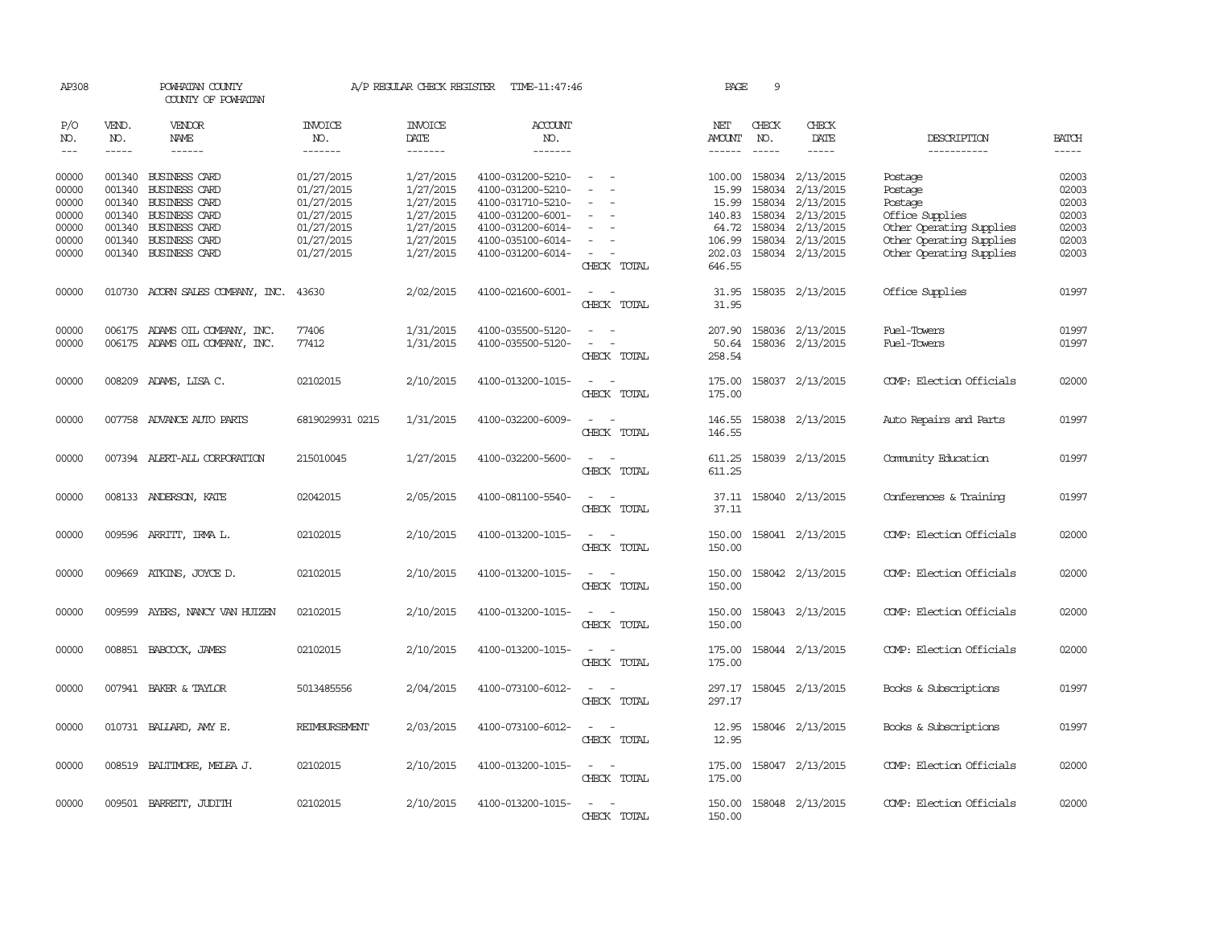AP308 POWHATAN COUNTY A/P REGULAR CHECK REGISTER TIME-11:47:46 PAGE 9
COUNTY OF POWHATAN

| P/O NO. | VEND. NO. | VENDOR NAME | INVOICE NO. | INVOICE DATE | ACCOUNT NO. | | NET AMOUNT | CHECK NO. | CHECK DATE | DESCRIPTION | BATCH |
|---|---|---|---|---|---|---|---|---|---|---|---|
| 00000 | 001340 | BUSINESS CARD | 01/27/2015 | 1/27/2015 | 4100-031200-5210- | - - | 100.00 | 158034 | 2/13/2015 | Postage | 02003 |
| 00000 | 001340 | BUSINESS CARD | 01/27/2015 | 1/27/2015 | 4100-031200-5210- | - - | 15.99 | 158034 | 2/13/2015 | Postage | 02003 |
| 00000 | 001340 | BUSINESS CARD | 01/27/2015 | 1/27/2015 | 4100-031710-5210- | - - | 15.99 | 158034 | 2/13/2015 | Postage | 02003 |
| 00000 | 001340 | BUSINESS CARD | 01/27/2015 | 1/27/2015 | 4100-031200-6001- | - - | 140.83 | 158034 | 2/13/2015 | Office Supplies | 02003 |
| 00000 | 001340 | BUSINESS CARD | 01/27/2015 | 1/27/2015 | 4100-031200-6014- | - - | 64.72 | 158034 | 2/13/2015 | Other Operating Supplies | 02003 |
| 00000 | 001340 | BUSINESS CARD | 01/27/2015 | 1/27/2015 | 4100-035100-6014- | - - | 106.99 | 158034 | 2/13/2015 | Other Operating Supplies | 02003 |
| 00000 | 001340 | BUSINESS CARD | 01/27/2015 | 1/27/2015 | 4100-031200-6014- | - - | 202.03 | 158034 | 2/13/2015 | Other Operating Supplies | 02003 |
| | | | | | | CHECK TOTAL | 646.55 | | | | |
| 00000 | 010730 | ACORN SALES COMPANY, INC. | 43630 | 2/02/2015 | 4100-021600-6001- | - - | 31.95 | 158035 | 2/13/2015 | Office Supplies | 01997 |
| | | | | | | CHECK TOTAL | 31.95 | | | | |
| 00000 | 006175 | ADAMS OIL COMPANY, INC. | 77406 | 1/31/2015 | 4100-035500-5120- | - - | 207.90 | 158036 | 2/13/2015 | Fuel-Towers | 01997 |
| 00000 | 006175 | ADAMS OIL COMPANY, INC. | 77412 | 1/31/2015 | 4100-035500-5120- | - - | 50.64 | 158036 | 2/13/2015 | Fuel-Towers | 01997 |
| | | | | | | CHECK TOTAL | 258.54 | | | | |
| 00000 | 008209 | ADAMS, LISA C. | 02102015 | 2/10/2015 | 4100-013200-1015- | - - | 175.00 | 158037 | 2/13/2015 | COMP: Election Officials | 02000 |
| | | | | | | CHECK TOTAL | 175.00 | | | | |
| 00000 | 007758 | ADVANCE AUTO PARTS | 6819029931 0215 | 1/31/2015 | 4100-032200-6009- | - - | 146.55 | 158038 | 2/13/2015 | Auto Repairs and Parts | 01997 |
| | | | | | | CHECK TOTAL | 146.55 | | | | |
| 00000 | 007394 | ALERT-ALL CORPORATION | 215010045 | 1/27/2015 | 4100-032200-5600- | - - | 611.25 | 158039 | 2/13/2015 | Community Education | 01997 |
| | | | | | | CHECK TOTAL | 611.25 | | | | |
| 00000 | 008133 | ANDERSON, KATE | 02042015 | 2/05/2015 | 4100-081100-5540- | - - | 37.11 | 158040 | 2/13/2015 | Conferences & Training | 01997 |
| | | | | | | CHECK TOTAL | 37.11 | | | | |
| 00000 | 009596 | ARRITT, IRMA L. | 02102015 | 2/10/2015 | 4100-013200-1015- | - - | 150.00 | 158041 | 2/13/2015 | COMP: Election Officials | 02000 |
| | | | | | | CHECK TOTAL | 150.00 | | | | |
| 00000 | 009669 | ATKINS, JOYCE D. | 02102015 | 2/10/2015 | 4100-013200-1015- | - - | 150.00 | 158042 | 2/13/2015 | COMP: Election Officials | 02000 |
| | | | | | | CHECK TOTAL | 150.00 | | | | |
| 00000 | 009599 | AYERS, NANCY VAN HUIZEN | 02102015 | 2/10/2015 | 4100-013200-1015- | - - | 150.00 | 158043 | 2/13/2015 | COMP: Election Officials | 02000 |
| | | | | | | CHECK TOTAL | 150.00 | | | | |
| 00000 | 008851 | BABCOCK, JAMES | 02102015 | 2/10/2015 | 4100-013200-1015- | - - | 175.00 | 158044 | 2/13/2015 | COMP: Election Officials | 02000 |
| | | | | | | CHECK TOTAL | 175.00 | | | | |
| 00000 | 007941 | BAKER & TAYLOR | 5013485556 | 2/04/2015 | 4100-073100-6012- | - - | 297.17 | 158045 | 2/13/2015 | Books & Subscriptions | 01997 |
| | | | | | | CHECK TOTAL | 297.17 | | | | |
| 00000 | 010731 | BALLARD, AMY E. | REIMBURSEMENT | 2/03/2015 | 4100-073100-6012- | - - | 12.95 | 158046 | 2/13/2015 | Books & Subscriptions | 01997 |
| | | | | | | CHECK TOTAL | 12.95 | | | | |
| 00000 | 008519 | BALTIMORE, MELEA J. | 02102015 | 2/10/2015 | 4100-013200-1015- | - - | 175.00 | 158047 | 2/13/2015 | COMP: Election Officials | 02000 |
| | | | | | | CHECK TOTAL | 175.00 | | | | |
| 00000 | 009501 | BARRETT, JUDITH | 02102015 | 2/10/2015 | 4100-013200-1015- | - - | 150.00 | 158048 | 2/13/2015 | COMP: Election Officials | 02000 |
| | | | | | | CHECK TOTAL | 150.00 | | | | |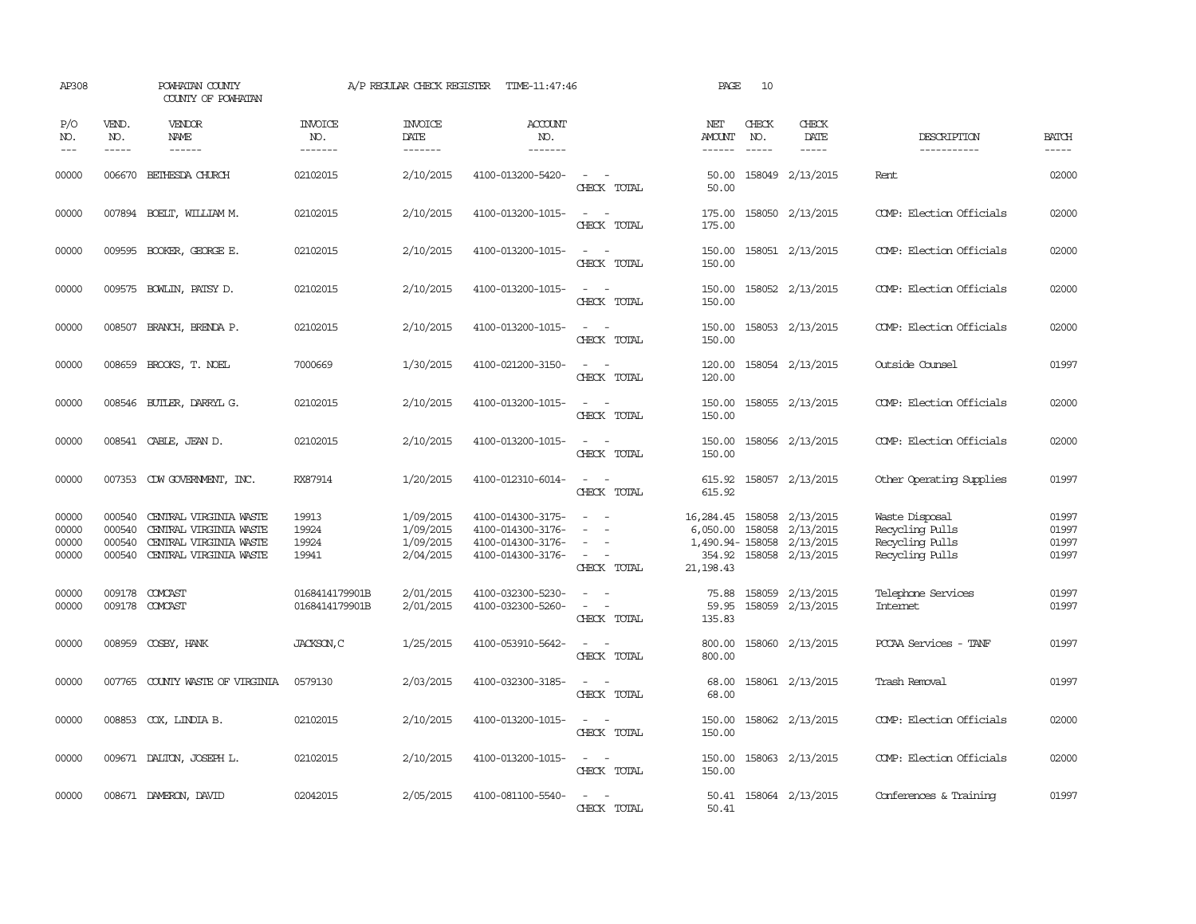AP308 POWHATAN COUNTY COUNTY OF POWHATAN A/P REGULAR CHECK REGISTER TIME-11:47:46

| P/O NO. | VEND. NO. | VENDOR NAME | INVOICE NO. | INVOICE DATE | ACCOUNT NO. | | NET AMOUNT | CHECK NO. | CHECK DATE | DESCRIPTION | BATCH |
|---|---|---|---|---|---|---|---|---|---|---|---|
| 00000 | 006670 | BETHESDA CHURCH | 02102015 | 2/10/2015 | 4100-013200-5420- | - - | 50.00 | 158049 | 2/13/2015 | Rent | 02000 |
| | | | | | | CHECK TOTAL | 50.00 | | | | |
| 00000 | 007894 | BOELT, WILLIAM M. | 02102015 | 2/10/2015 | 4100-013200-1015- | - - | 175.00 | 158050 | 2/13/2015 | COMP: Election Officials | 02000 |
| | | | | | | CHECK TOTAL | 175.00 | | | | |
| 00000 | 009595 | BOOKER, GEORGE E. | 02102015 | 2/10/2015 | 4100-013200-1015- | - - | 150.00 | 158051 | 2/13/2015 | COMP: Election Officials | 02000 |
| | | | | | | CHECK TOTAL | 150.00 | | | | |
| 00000 | 009575 | BOWLIN, PATSY D. | 02102015 | 2/10/2015 | 4100-013200-1015- | - - | 150.00 | 158052 | 2/13/2015 | COMP: Election Officials | 02000 |
| | | | | | | CHECK TOTAL | 150.00 | | | | |
| 00000 | 008507 | BRANCH, BRENDA P. | 02102015 | 2/10/2015 | 4100-013200-1015- | - - | 150.00 | 158053 | 2/13/2015 | COMP: Election Officials | 02000 |
| | | | | | | CHECK TOTAL | 150.00 | | | | |
| 00000 | 008659 | BROOKS, T. NOEL | 7000669 | 1/30/2015 | 4100-021200-3150- | - - | 120.00 | 158054 | 2/13/2015 | Outside Counsel | 01997 |
| | | | | | | CHECK TOTAL | 120.00 | | | | |
| 00000 | 008546 | BUTLER, DARRYL G. | 02102015 | 2/10/2015 | 4100-013200-1015- | - - | 150.00 | 158055 | 2/13/2015 | COMP: Election Officials | 02000 |
| | | | | | | CHECK TOTAL | 150.00 | | | | |
| 00000 | 008541 | CABLE, JEAN D. | 02102015 | 2/10/2015 | 4100-013200-1015- | - - | 150.00 | 158056 | 2/13/2015 | COMP: Election Officials | 02000 |
| | | | | | | CHECK TOTAL | 150.00 | | | | |
| 00000 | 007353 | CDW GOVERNMENT, INC. | RX87914 | 1/20/2015 | 4100-012310-6014- | - - | 615.92 | 158057 | 2/13/2015 | Other Operating Supplies | 01997 |
| | | | | | | CHECK TOTAL | 615.92 | | | | |
| 00000 | 000540 | CENTRAL VIRGINIA WASTE | 19913 | 1/09/2015 | 4100-014300-3175- | - - | 16,284.45 | 158058 | 2/13/2015 | Waste Disposal | 01997 |
| 00000 | 000540 | CENTRAL VIRGINIA WASTE | 19924 | 1/09/2015 | 4100-014300-3176- | - - | 6,050.00 | 158058 | 2/13/2015 | Recycling Pulls | 01997 |
| 00000 | 000540 | CENTRAL VIRGINIA WASTE | 19924 | 1/09/2015 | 4100-014300-3176- | - - | 1,490.94- | 158058 | 2/13/2015 | Recycling Pulls | 01997 |
| 00000 | 000540 | CENTRAL VIRGINIA WASTE | 19941 | 2/04/2015 | 4100-014300-3176- | - - | 354.92 | 158058 | 2/13/2015 | Recycling Pulls | 01997 |
| | | | | | | CHECK TOTAL | 21,198.43 | | | | |
| 00000 | 009178 | COMCAST | 0168414179901B | 2/01/2015 | 4100-032300-5230- | - - | 75.88 | 158059 | 2/13/2015 | Telephone Services | 01997 |
| 00000 | 009178 | COMCAST | 0168414179901B | 2/01/2015 | 4100-032300-5260- | - - | 59.95 | 158059 | 2/13/2015 | Internet | 01997 |
| | | | | | | CHECK TOTAL | 135.83 | | | | |
| 00000 | 008959 | COSBY, HANK | JACKSON,C | 1/25/2015 | 4100-053910-5642- | - - | 800.00 | 158060 | 2/13/2015 | PCCAA Services - TANF | 01997 |
| | | | | | | CHECK TOTAL | 800.00 | | | | |
| 00000 | 007765 | COUNTY WASTE OF VIRGINIA | 0579130 | 2/03/2015 | 4100-032300-3185- | - - | 68.00 | 158061 | 2/13/2015 | Trash Removal | 01997 |
| | | | | | | CHECK TOTAL | 68.00 | | | | |
| 00000 | 008853 | COX, LINDIA B. | 02102015 | 2/10/2015 | 4100-013200-1015- | - - | 150.00 | 158062 | 2/13/2015 | COMP: Election Officials | 02000 |
| | | | | | | CHECK TOTAL | 150.00 | | | | |
| 00000 | 009671 | DALTON, JOSEPH L. | 02102015 | 2/10/2015 | 4100-013200-1015- | - - | 150.00 | 158063 | 2/13/2015 | COMP: Election Officials | 02000 |
| | | | | | | CHECK TOTAL | 150.00 | | | | |
| 00000 | 008671 | DAMERON, DAVID | 02042015 | 2/05/2015 | 4100-081100-5540- | - - | 50.41 | 158064 | 2/13/2015 | Conferences & Training | 01997 |
| | | | | | | CHECK TOTAL | 50.41 | | | | |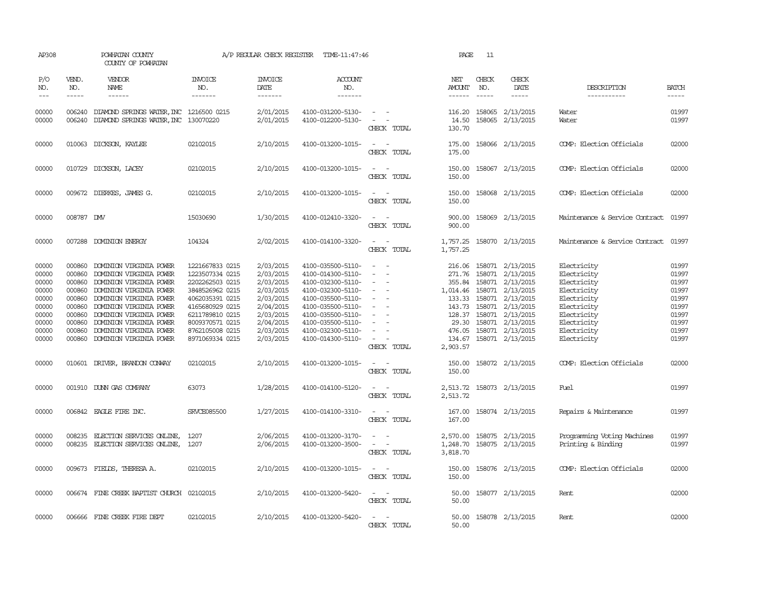AP308 POWHATAN COUNTY COUNTY OF POWHATAN A/P REGULAR CHECK REGISTER TIME-11:47:46 PAGE 11

| P/O NO. | VEND. NO. | VENDOR NAME | INVOICE NO. | INVOICE DATE | ACCOUNT NO. | | NET AMOUNT | CHECK NO. | CHECK DATE | DESCRIPTION | BATCH |
|---|---|---|---|---|---|---|---|---|---|---|---|
| 00000 | 006240 | DIAMOND SPRINGS WATER, INC | 1216500 0215 | 2/01/2015 | 4100-031200-5130- | - - | 116.20 | 158065 | 2/13/2015 | Water | 01997 |
| 00000 | 006240 | DIAMOND SPRINGS WATER, INC | 130070220 | 2/01/2015 | 4100-012200-5130- | - - | 14.50 | 158065 | 2/13/2015 | Water | 01997 |
| | | | | | | CHECK TOTAL | 130.70 | | | | |
| 00000 | 010063 | DICKSON, KAYLEE | 02102015 | 2/10/2015 | 4100-013200-1015- | - - | 175.00 | 158066 | 2/13/2015 | COMP: Election Officials | 02000 |
| | | | | | | CHECK TOTAL | 175.00 | | | | |
| 00000 | 010729 | DICKSON, LACEY | 02102015 | 2/10/2015 | 4100-013200-1015- | - - | 150.00 | 158067 | 2/13/2015 | COMP: Election Officials | 02000 |
| | | | | | | CHECK TOTAL | 150.00 | | | | |
| 00000 | 009672 | DIERKES, JAMES G. | 02102015 | 2/10/2015 | 4100-013200-1015- | - - | 150.00 | 158068 | 2/13/2015 | COMP: Election Officials | 02000 |
| | | | | | | CHECK TOTAL | 150.00 | | | | |
| 00000 | 008787 | DMV | 15030690 | 1/30/2015 | 4100-012410-3320- | - - | 900.00 | 158069 | 2/13/2015 | Maintenance & Service Contract | 01997 |
| | | | | | | CHECK TOTAL | 900.00 | | | | |
| 00000 | 007288 | DOMINION ENERGY | 104324 | 2/02/2015 | 4100-014100-3320- | - - | 1,757.25 | 158070 | 2/13/2015 | Maintenance & Service Contract | 01997 |
| | | | | | | CHECK TOTAL | 1,757.25 | | | | |
| 00000 | 000860 | DOMINION VIRGINIA POWER | 1221667833 0215 | 2/03/2015 | 4100-035500-5110- | - - | 216.06 | 158071 | 2/13/2015 | Electricity | 01997 |
| 00000 | 000860 | DOMINION VIRGINIA POWER | 1223507334 0215 | 2/03/2015 | 4100-014300-5110- | - - | 271.76 | 158071 | 2/13/2015 | Electricity | 01997 |
| 00000 | 000860 | DOMINION VIRGINIA POWER | 2202262503 0215 | 2/03/2015 | 4100-032300-5110- | - - | 355.84 | 158071 | 2/13/2015 | Electricity | 01997 |
| 00000 | 000860 | DOMINION VIRGINIA POWER | 3848526962 0215 | 2/03/2015 | 4100-032300-5110- | - - | 1,014.46 | 158071 | 2/13/2015 | Electricity | 01997 |
| 00000 | 000860 | DOMINION VIRGINIA POWER | 4062035391 0215 | 2/03/2015 | 4100-035500-5110- | - - | 133.33 | 158071 | 2/13/2015 | Electricity | 01997 |
| 00000 | 000860 | DOMINION VIRGINIA POWER | 4165680929 0215 | 2/04/2015 | 4100-035500-5110- | - - | 143.73 | 158071 | 2/13/2015 | Electricity | 01997 |
| 00000 | 000860 | DOMINION VIRGINIA POWER | 6211789810 0215 | 2/03/2015 | 4100-035500-5110- | - - | 128.37 | 158071 | 2/13/2015 | Electricity | 01997 |
| 00000 | 000860 | DOMINION VIRGINIA POWER | 8009370571 0215 | 2/04/2015 | 4100-035500-5110- | - - | 29.30 | 158071 | 2/13/2015 | Electricity | 01997 |
| 00000 | 000860 | DOMINION VIRGINIA POWER | 8762105008 0215 | 2/03/2015 | 4100-032300-5110- | - - | 476.05 | 158071 | 2/13/2015 | Electricity | 01997 |
| 00000 | 000860 | DOMINION VIRGINIA POWER | 8971069334 0215 | 2/03/2015 | 4100-014300-5110- | - - | 134.67 | 158071 | 2/13/2015 | Electricity | 01997 |
| | | | | | | CHECK TOTAL | 2,903.57 | | | | |
| 00000 | 010601 | DRIVER, BRANDON CONWAY | 02102015 | 2/10/2015 | 4100-013200-1015- | - - | 150.00 | 158072 | 2/13/2015 | COMP: Election Officials | 02000 |
| | | | | | | CHECK TOTAL | 150.00 | | | | |
| 00000 | 001910 | DUNN GAS COMPANY | 63073 | 1/28/2015 | 4100-014100-5120- | - - | 2,513.72 | 158073 | 2/13/2015 | Fuel | 01997 |
| | | | | | | CHECK TOTAL | 2,513.72 | | | | |
| 00000 | 006842 | EAGLE FIRE INC. | SRVCE085500 | 1/27/2015 | 4100-014100-3310- | - - | 167.00 | 158074 | 2/13/2015 | Repairs & Maintenance | 01997 |
| | | | | | | CHECK TOTAL | 167.00 | | | | |
| 00000 | 008235 | ELECTION SERVICES ONLINE, | 1207 | 2/06/2015 | 4100-013200-3170- | - - | 2,570.00 | 158075 | 2/13/2015 | Programming Voting Machines | 01997 |
| 00000 | 008235 | ELECTION SERVICES ONLINE, | 1207 | 2/06/2015 | 4100-013200-3500- | - - | 1,248.70 | 158075 | 2/13/2015 | Printing & Binding | 01997 |
| | | | | | | CHECK TOTAL | 3,818.70 | | | | |
| 00000 | 009673 | FIELDS, THERESA A. | 02102015 | 2/10/2015 | 4100-013200-1015- | - - | 150.00 | 158076 | 2/13/2015 | COMP: Election Officials | 02000 |
| | | | | | | CHECK TOTAL | 150.00 | | | | |
| 00000 | 006674 | FINE CREEK BAPTIST CHURCH | 02102015 | 2/10/2015 | 4100-013200-5420- | - - | 50.00 | 158077 | 2/13/2015 | Rent | 02000 |
| | | | | | | CHECK TOTAL | 50.00 | | | | |
| 00000 | 006666 | FINE CREEK FIRE DEPT | 02102015 | 2/10/2015 | 4100-013200-5420- | - - | 50.00 | 158078 | 2/13/2015 | Rent | 02000 |
| | | | | | | CHECK TOTAL | 50.00 | | | | |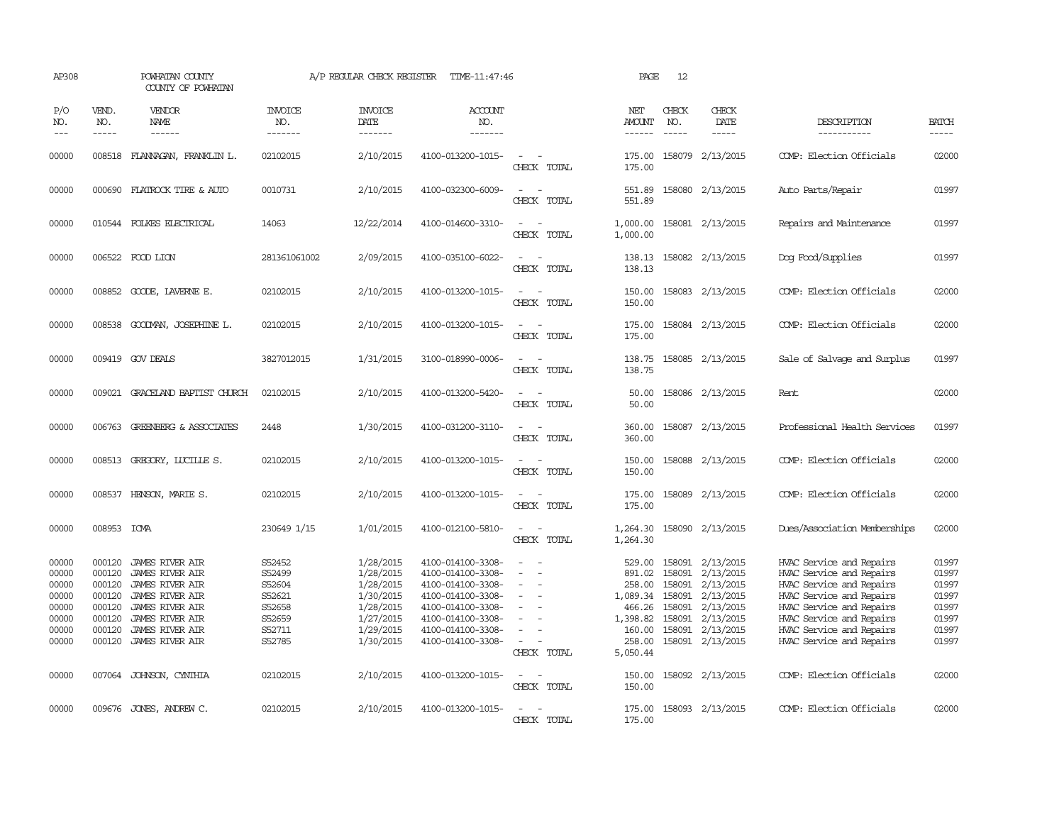AP308 POWHATAN COUNTY COUNTY OF POWHATAN A/P REGULAR CHECK REGISTER TIME-11:47:46 PAGE 12

| P/O NO. | VEND. NO. | VENDOR NAME | INVOICE NO. | INVOICE DATE | ACCOUNT NO. | | NET AMOUNT | CHECK NO. | CHECK DATE | DESCRIPTION | BATCH |
|---|---|---|---|---|---|---|---|---|---|---|---|
| 00000 | 008518 | FLANNAGAN, FRANKLIN L. | 02102015 | 2/10/2015 | 4100-013200-1015- | - - | 175.00 | 158079 | 2/13/2015 | COMP: Election Officials | 02000 |
| | | | | | | CHECK TOTAL | 175.00 | | | | |
| 00000 | 000690 | FLATROCK TIRE & AUTO | 0010731 | 2/10/2015 | 4100-032300-6009- | - - | 551.89 | 158080 | 2/13/2015 | Auto Parts/Repair | 01997 |
| | | | | | | CHECK TOTAL | 551.89 | | | | |
| 00000 | 010544 | FOLKES ELECTRICAL | 14063 | 12/22/2014 | 4100-014600-3310- | - - | 1,000.00 | 158081 | 2/13/2015 | Repairs and Maintenance | 01997 |
| | | | | | | CHECK TOTAL | 1,000.00 | | | | |
| 00000 | 006522 | FOOD LION | 281361061002 | 2/09/2015 | 4100-035100-6022- | - - | 138.13 | 158082 | 2/13/2015 | Dog Food/Supplies | 01997 |
| | | | | | | CHECK TOTAL | 138.13 | | | | |
| 00000 | 008852 | GOODE, LAVERNE E. | 02102015 | 2/10/2015 | 4100-013200-1015- | - - | 150.00 | 158083 | 2/13/2015 | COMP: Election Officials | 02000 |
| | | | | | | CHECK TOTAL | 150.00 | | | | |
| 00000 | 008538 | GOODMAN, JOSEPHINE L. | 02102015 | 2/10/2015 | 4100-013200-1015- | - - | 175.00 | 158084 | 2/13/2015 | COMP: Election Officials | 02000 |
| | | | | | | CHECK TOTAL | 175.00 | | | | |
| 00000 | 009419 | GOV DEALS | 3827012015 | 1/31/2015 | 3100-018990-0006- | - - | 138.75 | 158085 | 2/13/2015 | Sale of Salvage and Surplus | 01997 |
| | | | | | | CHECK TOTAL | 138.75 | | | | |
| 00000 | 009021 | GRACELAND BAPTIST CHURCH | 02102015 | 2/10/2015 | 4100-013200-5420- | - - | 50.00 | 158086 | 2/13/2015 | Rent | 02000 |
| | | | | | | CHECK TOTAL | 50.00 | | | | |
| 00000 | 006763 | GREENBERG & ASSOCIATES | 2448 | 1/30/2015 | 4100-031200-3110- | - - | 360.00 | 158087 | 2/13/2015 | Professional Health Services | 01997 |
| | | | | | | CHECK TOTAL | 360.00 | | | | |
| 00000 | 008513 | GREGORY, LUCILLE S. | 02102015 | 2/10/2015 | 4100-013200-1015- | - - | 150.00 | 158088 | 2/13/2015 | COMP: Election Officials | 02000 |
| | | | | | | CHECK TOTAL | 150.00 | | | | |
| 00000 | 008537 | HENSON, MARIE S. | 02102015 | 2/10/2015 | 4100-013200-1015- | - - | 175.00 | 158089 | 2/13/2015 | COMP: Election Officials | 02000 |
| | | | | | | CHECK TOTAL | 175.00 | | | | |
| 00000 | 008953 | ICMA | 230649 1/15 | 1/01/2015 | 4100-012100-5810- | - - | 1,264.30 | 158090 | 2/13/2015 | Dues/Association Memberships | 02000 |
| | | | | | | CHECK TOTAL | 1,264.30 | | | | |
| 00000 | 000120 | JAMES RIVER AIR | S52452 | 1/28/2015 | 4100-014100-3308- | - - | 529.00 | 158091 | 2/13/2015 | HVAC Service and Repairs | 01997 |
| 00000 | 000120 | JAMES RIVER AIR | S52499 | 1/28/2015 | 4100-014100-3308- | - - | 891.02 | 158091 | 2/13/2015 | HVAC Service and Repairs | 01997 |
| 00000 | 000120 | JAMES RIVER AIR | S52604 | 1/28/2015 | 4100-014100-3308- | - - | 258.00 | 158091 | 2/13/2015 | HVAC Service and Repairs | 01997 |
| 00000 | 000120 | JAMES RIVER AIR | S52621 | 1/30/2015 | 4100-014100-3308- | - - | 1,089.34 | 158091 | 2/13/2015 | HVAC Service and Repairs | 01997 |
| 00000 | 000120 | JAMES RIVER AIR | S52658 | 1/28/2015 | 4100-014100-3308- | - - | 466.26 | 158091 | 2/13/2015 | HVAC Service and Repairs | 01997 |
| 00000 | 000120 | JAMES RIVER AIR | S52659 | 1/27/2015 | 4100-014100-3308- | - - | 1,398.82 | 158091 | 2/13/2015 | HVAC Service and Repairs | 01997 |
| 00000 | 000120 | JAMES RIVER AIR | S52711 | 1/29/2015 | 4100-014100-3308- | - - | 160.00 | 158091 | 2/13/2015 | HVAC Service and Repairs | 01997 |
| 00000 | 000120 | JAMES RIVER AIR | S52785 | 1/30/2015 | 4100-014100-3308- | - - | 258.00 | 158091 | 2/13/2015 | HVAC Service and Repairs | 01997 |
| | | | | | | CHECK TOTAL | 5,050.44 | | | | |
| 00000 | 007064 | JOHNSON, CYNTHIA | 02102015 | 2/10/2015 | 4100-013200-1015- | - - | 150.00 | 158092 | 2/13/2015 | COMP: Election Officials | 02000 |
| | | | | | | CHECK TOTAL | 150.00 | | | | |
| 00000 | 009676 | JONES, ANDREW C. | 02102015 | 2/10/2015 | 4100-013200-1015- | - - | 175.00 | 158093 | 2/13/2015 | COMP: Election Officials | 02000 |
| | | | | | | CHECK TOTAL | 175.00 | | | | |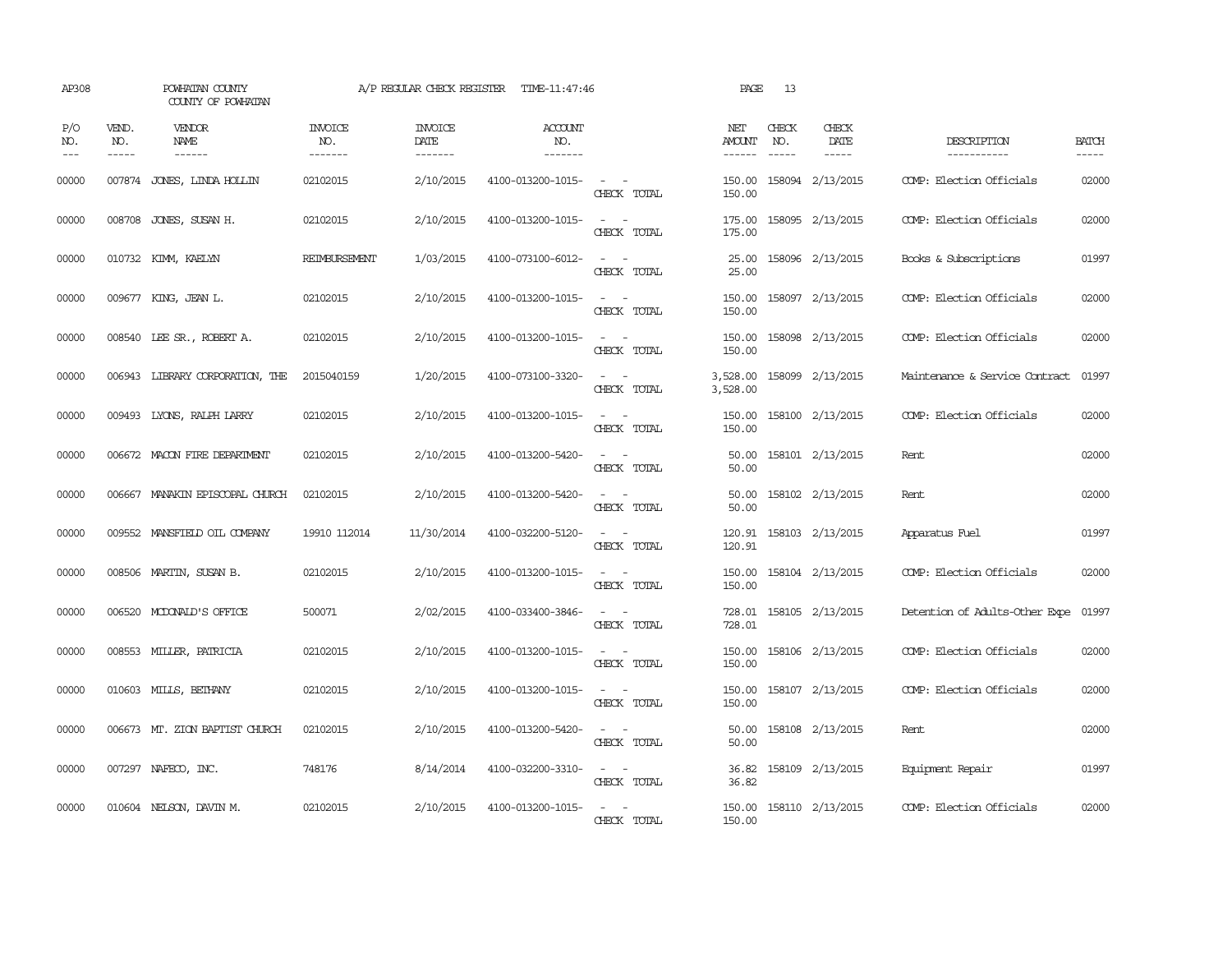AP308 POWHATAN COUNTY A/P REGULAR CHECK REGISTER TIME-11:47:46 PAGE 13

COUNTY OF POWHATAN

| P/O NO. | VEND. NO. | VENDOR NAME | INVOICE NO. | INVOICE DATE | ACCOUNT NO. | | NET AMOUNT | CHECK NO. | CHECK DATE | DESCRIPTION | BATCH |
|---|---|---|---|---|---|---|---|---|---|---|---|
| --- | ----- | ------ | ------- | ------- | ------- | | ------ | ----- | ----- | ----------- | ----- |
| 00000 | 007874 | JONES, LINDA HOLLIN | 02102015 | 2/10/2015 | 4100-013200-1015- | - - | 150.00 | 158094 | 2/13/2015 | COMP: Election Officials | 02000 |
| | | | | | | CHECK TOTAL | 150.00 | | | | |
| 00000 | 008708 | JONES, SUSAN H. | 02102015 | 2/10/2015 | 4100-013200-1015- | - - | 175.00 | 158095 | 2/13/2015 | COMP: Election Officials | 02000 |
| | | | | | | CHECK TOTAL | 175.00 | | | | |
| 00000 | 010732 | KIMM, KAELYN | REIMBURSEMENT | 1/03/2015 | 4100-073100-6012- | - - | 25.00 | 158096 | 2/13/2015 | Books & Subscriptions | 01997 |
| | | | | | | CHECK TOTAL | 25.00 | | | | |
| 00000 | 009677 | KING, JEAN L. | 02102015 | 2/10/2015 | 4100-013200-1015- | - - | 150.00 | 158097 | 2/13/2015 | COMP: Election Officials | 02000 |
| | | | | | | CHECK TOTAL | 150.00 | | | | |
| 00000 | 008540 | LEE SR., ROBERT A. | 02102015 | 2/10/2015 | 4100-013200-1015- | - - | 150.00 | 158098 | 2/13/2015 | COMP: Election Officials | 02000 |
| | | | | | | CHECK TOTAL | 150.00 | | | | |
| 00000 | 006943 | LIBRARY CORPORATION, THE | 2015040159 | 1/20/2015 | 4100-073100-3320- | - - | 3,528.00 | 158099 | 2/13/2015 | Maintenance & Service Contract | 01997 |
| | | | | | | CHECK TOTAL | 3,528.00 | | | | |
| 00000 | 009493 | LYONS, RALPH LARRY | 02102015 | 2/10/2015 | 4100-013200-1015- | - - | 150.00 | 158100 | 2/13/2015 | COMP: Election Officials | 02000 |
| | | | | | | CHECK TOTAL | 150.00 | | | | |
| 00000 | 006672 | MACON FIRE DEPARTMENT | 02102015 | 2/10/2015 | 4100-013200-5420- | - - | 50.00 | 158101 | 2/13/2015 | Rent | 02000 |
| | | | | | | CHECK TOTAL | 50.00 | | | | |
| 00000 | 006667 | MANAKIN EPISCOPAL CHURCH | 02102015 | 2/10/2015 | 4100-013200-5420- | - - | 50.00 | 158102 | 2/13/2015 | Rent | 02000 |
| | | | | | | CHECK TOTAL | 50.00 | | | | |
| 00000 | 009552 | MANSFIELD OIL COMPANY | 19910 112014 | 11/30/2014 | 4100-032200-5120- | - - | 120.91 | 158103 | 2/13/2015 | Apparatus Fuel | 01997 |
| | | | | | | CHECK TOTAL | 120.91 | | | | |
| 00000 | 008506 | MARTIN, SUSAN B. | 02102015 | 2/10/2015 | 4100-013200-1015- | - - | 150.00 | 158104 | 2/13/2015 | COMP: Election Officials | 02000 |
| | | | | | | CHECK TOTAL | 150.00 | | | | |
| 00000 | 006520 | MCDONALD'S OFFICE | 500071 | 2/02/2015 | 4100-033400-3846- | - - | 728.01 | 158105 | 2/13/2015 | Detention of Adults-Other Expe | 01997 |
| | | | | | | CHECK TOTAL | 728.01 | | | | |
| 00000 | 008553 | MILLER, PATRICIA | 02102015 | 2/10/2015 | 4100-013200-1015- | - - | 150.00 | 158106 | 2/13/2015 | COMP: Election Officials | 02000 |
| | | | | | | CHECK TOTAL | 150.00 | | | | |
| 00000 | 010603 | MILLS, BETHANY | 02102015 | 2/10/2015 | 4100-013200-1015- | - - | 150.00 | 158107 | 2/13/2015 | COMP: Election Officials | 02000 |
| | | | | | | CHECK TOTAL | 150.00 | | | | |
| 00000 | 006673 | MT. ZION BAPTIST CHURCH | 02102015 | 2/10/2015 | 4100-013200-5420- | - - | 50.00 | 158108 | 2/13/2015 | Rent | 02000 |
| | | | | | | CHECK TOTAL | 50.00 | | | | |
| 00000 | 007297 | NAFECO, INC. | 748176 | 8/14/2014 | 4100-032200-3310- | - - | 36.82 | 158109 | 2/13/2015 | Equipment Repair | 01997 |
| | | | | | | CHECK TOTAL | 36.82 | | | | |
| 00000 | 010604 | NELSON, DAVIN M. | 02102015 | 2/10/2015 | 4100-013200-1015- | - - | 150.00 | 158110 | 2/13/2015 | COMP: Election Officials | 02000 |
| | | | | | | CHECK TOTAL | 150.00 | | | | |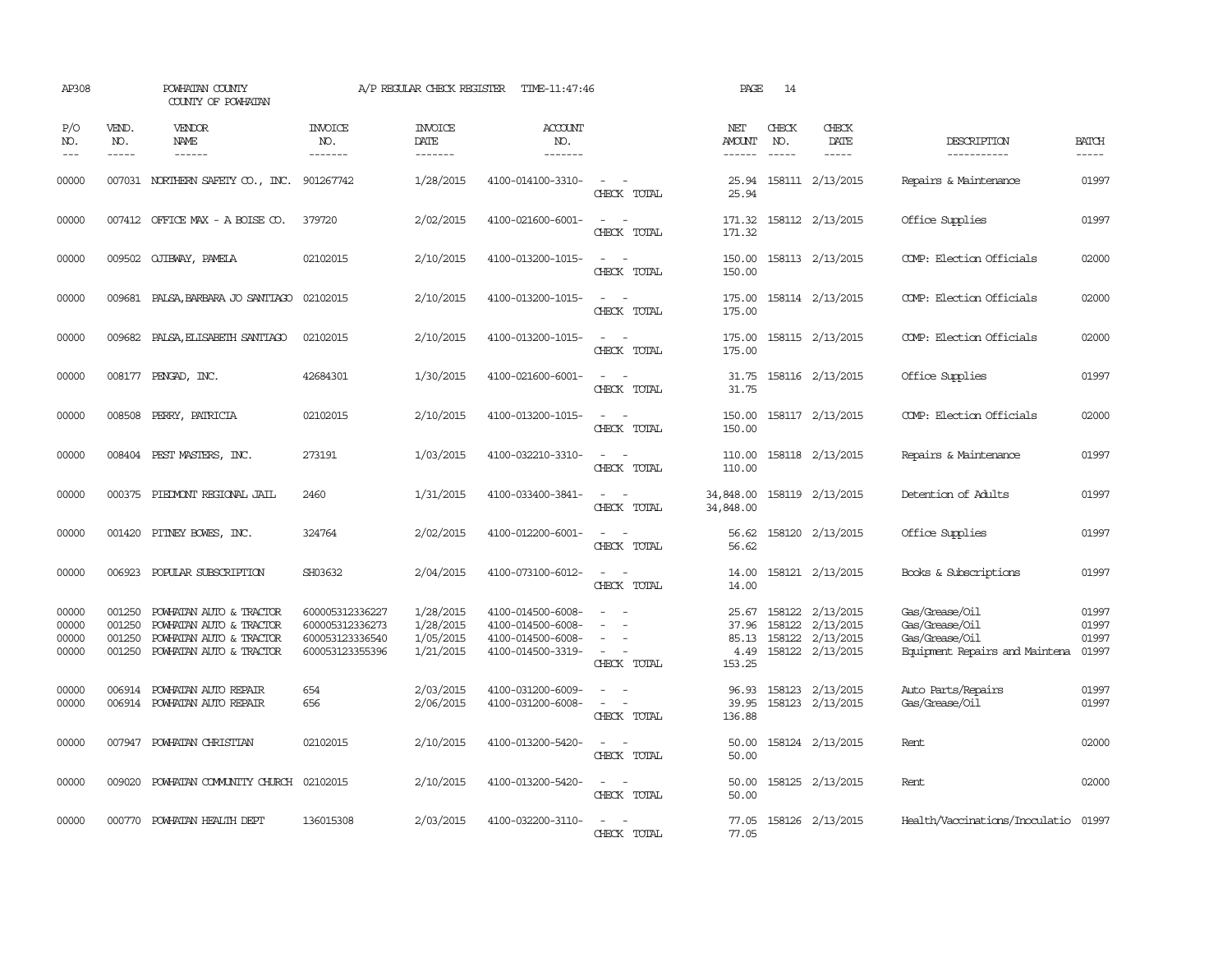AP308 POWHATAN COUNTY A/P REGULAR CHECK REGISTER TIME-11:47:46 PAGE 14

COUNTY OF POWHATAN

| P/O NO. | VEND. NO. | VENDOR NAME | INVOICE NO. | INVOICE DATE | ACCOUNT NO. | | NET AMOUNT | CHECK NO. | CHECK DATE | DESCRIPTION | BATCH |
|---|---|---|---|---|---|---|---|---|---|---|---|
| 00000 | 007031 | NORTHERN SAFETY CO., INC. | 901267742 | 1/28/2015 | 4100-014100-3310- | - - | 25.94 | 158111 | 2/13/2015 | Repairs & Maintenance | 01997 |
| | | | | | | CHECK TOTAL | 25.94 | | | | |
| 00000 | 007412 | OFFICE MAX - A BOISE CO. | 379720 | 2/02/2015 | 4100-021600-6001- | - - | 171.32 | 158112 | 2/13/2015 | Office Supplies | 01997 |
| | | | | | | CHECK TOTAL | 171.32 | | | | |
| 00000 | 009502 | OJIBWAY, PAMELA | 02102015 | 2/10/2015 | 4100-013200-1015- | - - | 150.00 | 158113 | 2/13/2015 | COMP: Election Officials | 02000 |
| | | | | | | CHECK TOTAL | 150.00 | | | | |
| 00000 | 009681 | PALSA,BARBARA JO SANTIAGO | 02102015 | 2/10/2015 | 4100-013200-1015- | - - | 175.00 | 158114 | 2/13/2015 | COMP: Election Officials | 02000 |
| | | | | | | CHECK TOTAL | 175.00 | | | | |
| 00000 | 009682 | PALSA,ELISABETH SANTIAGO | 02102015 | 2/10/2015 | 4100-013200-1015- | - - | 175.00 | 158115 | 2/13/2015 | COMP: Election Officials | 02000 |
| | | | | | | CHECK TOTAL | 175.00 | | | | |
| 00000 | 008177 | PENGAD, INC. | 42684301 | 1/30/2015 | 4100-021600-6001- | - - | 31.75 | 158116 | 2/13/2015 | Office Supplies | 01997 |
| | | | | | | CHECK TOTAL | 31.75 | | | | |
| 00000 | 008508 | PERRY, PATRICIA | 02102015 | 2/10/2015 | 4100-013200-1015- | - - | 150.00 | 158117 | 2/13/2015 | COMP: Election Officials | 02000 |
| | | | | | | CHECK TOTAL | 150.00 | | | | |
| 00000 | 008404 | PEST MASTERS, INC. | 273191 | 1/03/2015 | 4100-032210-3310- | - - | 110.00 | 158118 | 2/13/2015 | Repairs & Maintenance | 01997 |
| | | | | | | CHECK TOTAL | 110.00 | | | | |
| 00000 | 000375 | PIEDMONT REGIONAL JAIL | 2460 | 1/31/2015 | 4100-033400-3841- | - - | 34,848.00 | 158119 | 2/13/2015 | Detention of Adults | 01997 |
| | | | | | | CHECK TOTAL | 34,848.00 | | | | |
| 00000 | 001420 | PITNEY BOWES, INC. | 324764 | 2/02/2015 | 4100-012200-6001- | - - | 56.62 | 158120 | 2/13/2015 | Office Supplies | 01997 |
| | | | | | | CHECK TOTAL | 56.62 | | | | |
| 00000 | 006923 | POPULAR SUBSCRIPTION | SH03632 | 2/04/2015 | 4100-073100-6012- | - - | 14.00 | 158121 | 2/13/2015 | Books & Subscriptions | 01997 |
| | | | | | | CHECK TOTAL | 14.00 | | | | |
| 00000 | 001250 | POWHATAN AUTO & TRACTOR | 600005312336227 | 1/28/2015 | 4100-014500-6008- | - - | 25.67 | 158122 | 2/13/2015 | Gas/Grease/Oil | 01997 |
| 00000 | 001250 | POWHATAN AUTO & TRACTOR | 600005312336273 | 1/28/2015 | 4100-014500-6008- | - - | 37.96 | 158122 | 2/13/2015 | Gas/Grease/Oil | 01997 |
| 00000 | 001250 | POWHATAN AUTO & TRACTOR | 600053123336540 | 1/05/2015 | 4100-014500-6008- | - - | 85.13 | 158122 | 2/13/2015 | Gas/Grease/Oil | 01997 |
| 00000 | 001250 | POWHATAN AUTO & TRACTOR | 600053123355396 | 1/21/2015 | 4100-014500-3319- | - - | 4.49 | 158122 | 2/13/2015 | Equipment Repairs and Maintena | 01997 |
| | | | | | | CHECK TOTAL | 153.25 | | | | |
| 00000 | 006914 | POWHATAN AUTO REPAIR | 654 | 2/03/2015 | 4100-031200-6009- | - - | 96.93 | 158123 | 2/13/2015 | Auto Parts/Repairs | 01997 |
| 00000 | 006914 | POWHATAN AUTO REPAIR | 656 | 2/06/2015 | 4100-031200-6008- | - - | 39.95 | 158123 | 2/13/2015 | Gas/Grease/Oil | 01997 |
| | | | | | | CHECK TOTAL | 136.88 | | | | |
| 00000 | 007947 | POWHATAN CHRISTIAN | 02102015 | 2/10/2015 | 4100-013200-5420- | - - | 50.00 | 158124 | 2/13/2015 | Rent | 02000 |
| | | | | | | CHECK TOTAL | 50.00 | | | | |
| 00000 | 009020 | POWHATAN COMMUNITY CHURCH | 02102015 | 2/10/2015 | 4100-013200-5420- | - - | 50.00 | 158125 | 2/13/2015 | Rent | 02000 |
| | | | | | | CHECK TOTAL | 50.00 | | | | |
| 00000 | 000770 | POWHATAN HEALTH DEPT | 136015308 | 2/03/2015 | 4100-032200-3110- | - - | 77.05 | 158126 | 2/13/2015 | Health/Vaccinations/Inoculatio | 01997 |
| | | | | | | CHECK TOTAL | 77.05 | | | | |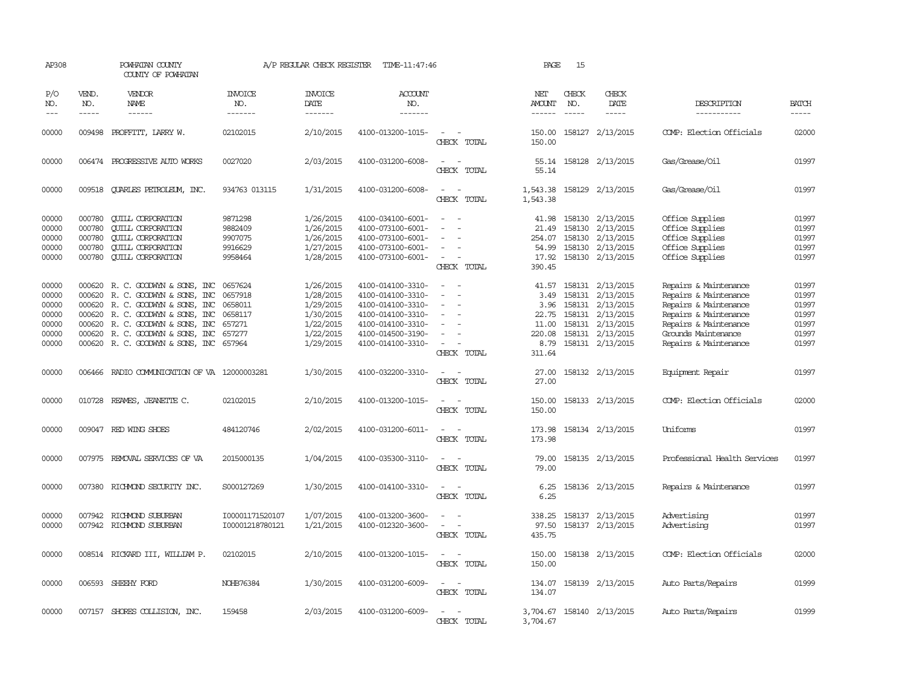AP308 POWHATAN COUNTY A/P REGULAR CHECK REGISTER TIME-11:47:46 PAGE 15
COUNTY OF POWHATAN

| P/O NO. | VEND. NO. | VENDOR NAME | INVOICE NO. | INVOICE DATE | ACCOUNT NO. | | NET AMOUNT | CHECK NO. | CHECK DATE | DESCRIPTION | BATCH |
|---|---|---|---|---|---|---|---|---|---|---|---|
| 00000 | 009498 | PROFFITT, LARRY W. | 02102015 | 2/10/2015 | 4100-013200-1015- | - - | 150.00 | 158127 | 2/13/2015 | COMP: Election Officials | 02000 |
| | | | | | | CHECK TOTAL | 150.00 | | | | |
| 00000 | 006474 | PROGRESSIVE AUTO WORKS | 0027020 | 2/03/2015 | 4100-031200-6008- | - - | 55.14 | 158128 | 2/13/2015 | Gas/Grease/Oil | 01997 |
| | | | | | | CHECK TOTAL | 55.14 | | | | |
| 00000 | 009518 | QUARLES PETROLEUM, INC. | 934763 013115 | 1/31/2015 | 4100-031200-6008- | - - | 1,543.38 | 158129 | 2/13/2015 | Gas/Grease/Oil | 01997 |
| | | | | | | CHECK TOTAL | 1,543.38 | | | | |
| 00000 | 000780 | QUILL CORPORATION | 9871298 | 1/26/2015 | 4100-034100-6001- | - - | 41.98 | 158130 | 2/13/2015 | Office Supplies | 01997 |
| 00000 | 000780 | QUILL CORPORATION | 9882409 | 1/26/2015 | 4100-073100-6001- | - - | 21.49 | 158130 | 2/13/2015 | Office Supplies | 01997 |
| 00000 | 000780 | QUILL CORPORATION | 9907075 | 1/26/2015 | 4100-073100-6001- | - - | 254.07 | 158130 | 2/13/2015 | Office Supplies | 01997 |
| 00000 | 000780 | QUILL CORPORATION | 9916629 | 1/27/2015 | 4100-073100-6001- | - - | 54.99 | 158130 | 2/13/2015 | Office Supplies | 01997 |
| 00000 | 000780 | QUILL CORPORATION | 9958464 | 1/28/2015 | 4100-073100-6001- | - - | 17.92 | 158130 | 2/13/2015 | Office Supplies | 01997 |
| | | | | | | CHECK TOTAL | 390.45 | | | | |
| 00000 | 000620 | R. C. GOODWYN & SONS, INC | 0657624 | 1/26/2015 | 4100-014100-3310- | - - | 41.57 | 158131 | 2/13/2015 | Repairs & Maintenance | 01997 |
| 00000 | 000620 | R. C. GOODWYN & SONS, INC | 0657918 | 1/28/2015 | 4100-014100-3310- | - - | 3.49 | 158131 | 2/13/2015 | Repairs & Maintenance | 01997 |
| 00000 | 000620 | R. C. GOODWYN & SONS, INC | 0658011 | 1/29/2015 | 4100-014100-3310- | - - | 3.96 | 158131 | 2/13/2015 | Repairs & Maintenance | 01997 |
| 00000 | 000620 | R. C. GOODWYN & SONS, INC | 0658117 | 1/30/2015 | 4100-014100-3310- | - - | 22.75 | 158131 | 2/13/2015 | Repairs & Maintenance | 01997 |
| 00000 | 000620 | R. C. GOODWYN & SONS, INC | 657271 | 1/22/2015 | 4100-014100-3310- | - - | 11.00 | 158131 | 2/13/2015 | Repairs & Maintenance | 01997 |
| 00000 | 000620 | R. C. GOODWYN & SONS, INC | 657277 | 1/22/2015 | 4100-014500-3190- | - - | 220.08 | 158131 | 2/13/2015 | Grounds Maintenance | 01997 |
| 00000 | 000620 | R. C. GOODWYN & SONS, INC | 657964 | 1/29/2015 | 4100-014100-3310- | - - | 8.79 | 158131 | 2/13/2015 | Repairs & Maintenance | 01997 |
| | | | | | | CHECK TOTAL | 311.64 | | | | |
| 00000 | 006466 | RADIO COMMUNICATION OF VA | 12000003281 | 1/30/2015 | 4100-032200-3310- | - - | 27.00 | 158132 | 2/13/2015 | Equipment Repair | 01997 |
| | | | | | | CHECK TOTAL | 27.00 | | | | |
| 00000 | 010728 | REAMES, JEANETTE C. | 02102015 | 2/10/2015 | 4100-013200-1015- | - - | 150.00 | 158133 | 2/13/2015 | COMP: Election Officials | 02000 |
| | | | | | | CHECK TOTAL | 150.00 | | | | |
| 00000 | 009047 | RED WING SHOES | 484120746 | 2/02/2015 | 4100-031200-6011- | - - | 173.98 | 158134 | 2/13/2015 | Uniforms | 01997 |
| | | | | | | CHECK TOTAL | 173.98 | | | | |
| 00000 | 007975 | REMOVAL SERVICES OF VA | 2015000135 | 1/04/2015 | 4100-035300-3110- | - - | 79.00 | 158135 | 2/13/2015 | Professional Health Services | 01997 |
| | | | | | | CHECK TOTAL | 79.00 | | | | |
| 00000 | 007380 | RICHMOND SECURITY INC. | S000127269 | 1/30/2015 | 4100-014100-3310- | - - | 6.25 | 158136 | 2/13/2015 | Repairs & Maintenance | 01997 |
| | | | | | | CHECK TOTAL | 6.25 | | | | |
| 00000 | 007942 | RICHMOND SUBURBAN | I00001171520107 | 1/07/2015 | 4100-013200-3600- | - - | 338.25 | 158137 | 2/13/2015 | Advertising | 01997 |
| 00000 | 007942 | RICHMOND SUBURBAN | I00001218780121 | 1/21/2015 | 4100-012320-3600- | - - | 97.50 | 158137 | 2/13/2015 | Advertising | 01997 |
| | | | | | | CHECK TOTAL | 435.75 | | | | |
| 00000 | 008514 | RICKARD III, WILLIAM P. | 02102015 | 2/10/2015 | 4100-013200-1015- | - - | 150.00 | 158138 | 2/13/2015 | COMP: Election Officials | 02000 |
| | | | | | | CHECK TOTAL | 150.00 | | | | |
| 00000 | 006593 | SHEEHY FORD | NOHB76384 | 1/30/2015 | 4100-031200-6009- | - - | 134.07 | 158139 | 2/13/2015 | Auto Parts/Repairs | 01999 |
| | | | | | | CHECK TOTAL | 134.07 | | | | |
| 00000 | 007157 | SHORES COLLISION, INC. | 159458 | 2/03/2015 | 4100-031200-6009- | - - | 3,704.67 | 158140 | 2/13/2015 | Auto Parts/Repairs | 01999 |
| | | | | | | CHECK TOTAL | 3,704.67 | | | | |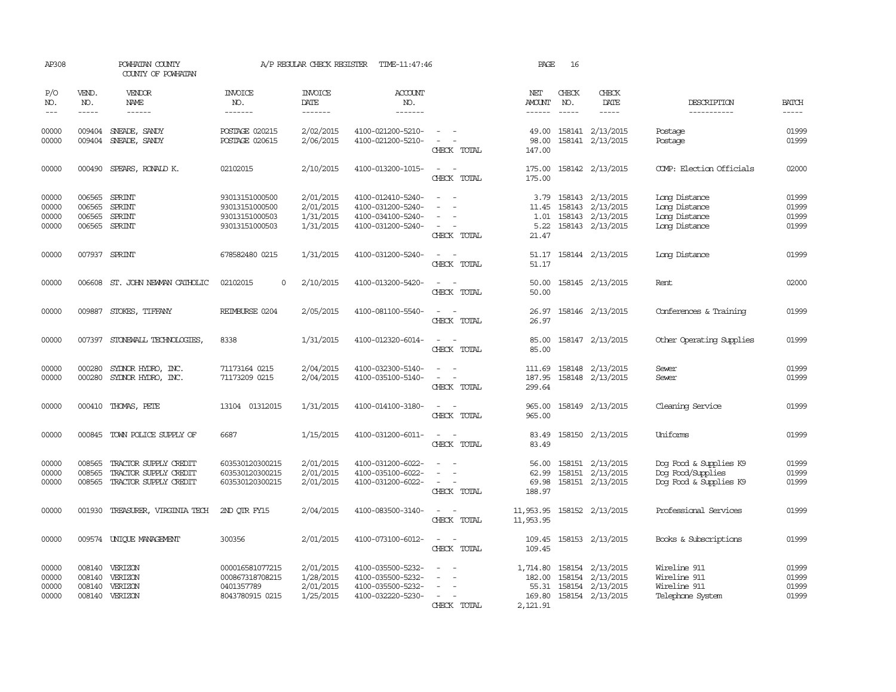AP308 POWHATAN COUNTY COUNTY OF POWHATAN A/P REGULAR CHECK REGISTER TIME-11:47:46

| P/O NO. | VEND. NO. | VENDOR NAME | INVOICE NO. | INVOICE DATE | ACCOUNT NO. | | NET AMOUNT | CHECK NO. | CHECK DATE | DESCRIPTION | BATCH |
|---|---|---|---|---|---|---|---|---|---|---|---|
| 00000 | 009404 | SNEADE, SANDY | POSTAGE 020215 | 2/02/2015 | 4100-021200-5210- | - - | 49.00 | 158141 | 2/13/2015 | Postage | 01999 |
| 00000 | 009404 | SNEADE, SANDY | POSTAGE 020615 | 2/06/2015 | 4100-021200-5210- | - - | 98.00 | 158141 | 2/13/2015 | Postage | 01999 |
| | | | | | | CHECK TOTAL | 147.00 | | | | |
| 00000 | 000490 | SPEARS, RONALD K. | 02102015 | 2/10/2015 | 4100-013200-1015- | - - | 175.00 | 158142 | 2/13/2015 | COMP: Election Officials | 02000 |
| | | | | | | CHECK TOTAL | 175.00 | | | | |
| 00000 | 006565 | SPRINT | 93013151000500 | 2/01/2015 | 4100-012410-5240- | - - | 3.79 | 158143 | 2/13/2015 | Long Distance | 01999 |
| 00000 | 006565 | SPRINT | 93013151000500 | 2/01/2015 | 4100-031200-5240- | - - | 11.45 | 158143 | 2/13/2015 | Long Distance | 01999 |
| 00000 | 006565 | SPRINT | 93013151000503 | 1/31/2015 | 4100-034100-5240- | - - | 1.01 | 158143 | 2/13/2015 | Long Distance | 01999 |
| 00000 | 006565 | SPRINT | 93013151000503 | 1/31/2015 | 4100-031200-5240- | - - | 5.22 | 158143 | 2/13/2015 | Long Distance | 01999 |
| | | | | | | CHECK TOTAL | 21.47 | | | | |
| 00000 | 007937 | SPRINT | 678582480 0215 | 1/31/2015 | 4100-031200-5240- | - - | 51.17 | 158144 | 2/13/2015 | Long Distance | 01999 |
| | | | | | | CHECK TOTAL | 51.17 | | | | |
| 00000 | 006608 | ST. JOHN NEWMAN CATHOLIC | 02102015 0 | 2/10/2015 | 4100-013200-5420- | - - | 50.00 | 158145 | 2/13/2015 | Rent | 02000 |
| | | | | | | CHECK TOTAL | 50.00 | | | | |
| 00000 | 009887 | STOKES, TIFFANY | REIMBURSE 0204 | 2/05/2015 | 4100-081100-5540- | - - | 26.97 | 158146 | 2/13/2015 | Conferences & Training | 01999 |
| | | | | | | CHECK TOTAL | 26.97 | | | | |
| 00000 | 007397 | STONEWALL TECHNOLOGIES, | 8338 | 1/31/2015 | 4100-012320-6014- | - - | 85.00 | 158147 | 2/13/2015 | Other Operating Supplies | 01999 |
| | | | | | | CHECK TOTAL | 85.00 | | | | |
| 00000 | 000280 | SYDNOR HYDRO, INC. | 71173164 0215 | 2/04/2015 | 4100-032300-5140- | - - | 111.69 | 158148 | 2/13/2015 | Sewer | 01999 |
| 00000 | 000280 | SYDNOR HYDRO, INC. | 71173209 0215 | 2/04/2015 | 4100-035100-5140- | - - | 187.95 | 158148 | 2/13/2015 | Sewer | 01999 |
| | | | | | | CHECK TOTAL | 299.64 | | | | |
| 00000 | 000410 | THOMAS, PETE | 13104 01312015 | 1/31/2015 | 4100-014100-3180- | - - | 965.00 | 158149 | 2/13/2015 | Cleaning Service | 01999 |
| | | | | | | CHECK TOTAL | 965.00 | | | | |
| 00000 | 000845 | TOWN POLICE SUPPLY OF | 6687 | 1/15/2015 | 4100-031200-6011- | - - | 83.49 | 158150 | 2/13/2015 | Uniforms | 01999 |
| | | | | | | CHECK TOTAL | 83.49 | | | | |
| 00000 | 008565 | TRACTOR SUPPLY CREDIT | 603530120300215 | 2/01/2015 | 4100-031200-6022- | - - | 56.00 | 158151 | 2/13/2015 | Dog Food & Supplies K9 | 01999 |
| 00000 | 008565 | TRACTOR SUPPLY CREDIT | 603530120300215 | 2/01/2015 | 4100-035100-6022- | - - | 62.99 | 158151 | 2/13/2015 | Dog Food/Supplies | 01999 |
| 00000 | 008565 | TRACTOR SUPPLY CREDIT | 603530120300215 | 2/01/2015 | 4100-031200-6022- | - - | 69.98 | 158151 | 2/13/2015 | Dog Food & Supplies K9 | 01999 |
| | | | | | | CHECK TOTAL | 188.97 | | | | |
| 00000 | 001930 | TREASURER, VIRGINIA TECH | 2ND QTR FY15 | 2/04/2015 | 4100-083500-3140- | - - | 11,953.95 | 158152 | 2/13/2015 | Professional Services | 01999 |
| | | | | | | CHECK TOTAL | 11,953.95 | | | | |
| 00000 | 009574 | UNIQUE MANAGEMENT | 300356 | 2/01/2015 | 4100-073100-6012- | - - | 109.45 | 158153 | 2/13/2015 | Books & Subscriptions | 01999 |
| | | | | | | CHECK TOTAL | 109.45 | | | | |
| 00000 | 008140 | VERIZON | 000016581077215 | 2/01/2015 | 4100-035500-5232- | - - | 1,714.80 | 158154 | 2/13/2015 | Wireline 911 | 01999 |
| 00000 | 008140 | VERIZON | 000867318708215 | 1/28/2015 | 4100-035500-5232- | - - | 182.00 | 158154 | 2/13/2015 | Wireline 911 | 01999 |
| 00000 | 008140 | VERIZON | 0401357789 | 2/01/2015 | 4100-035500-5232- | - - | 55.31 | 158154 | 2/13/2015 | Wireline 911 | 01999 |
| 00000 | 008140 | VERIZON | 8043780915 0215 | 1/25/2015 | 4100-032220-5230- | - - | 169.80 | 158154 | 2/13/2015 | Telephone System | 01999 |
| | | | | | | CHECK TOTAL | 2,121.91 | | | | |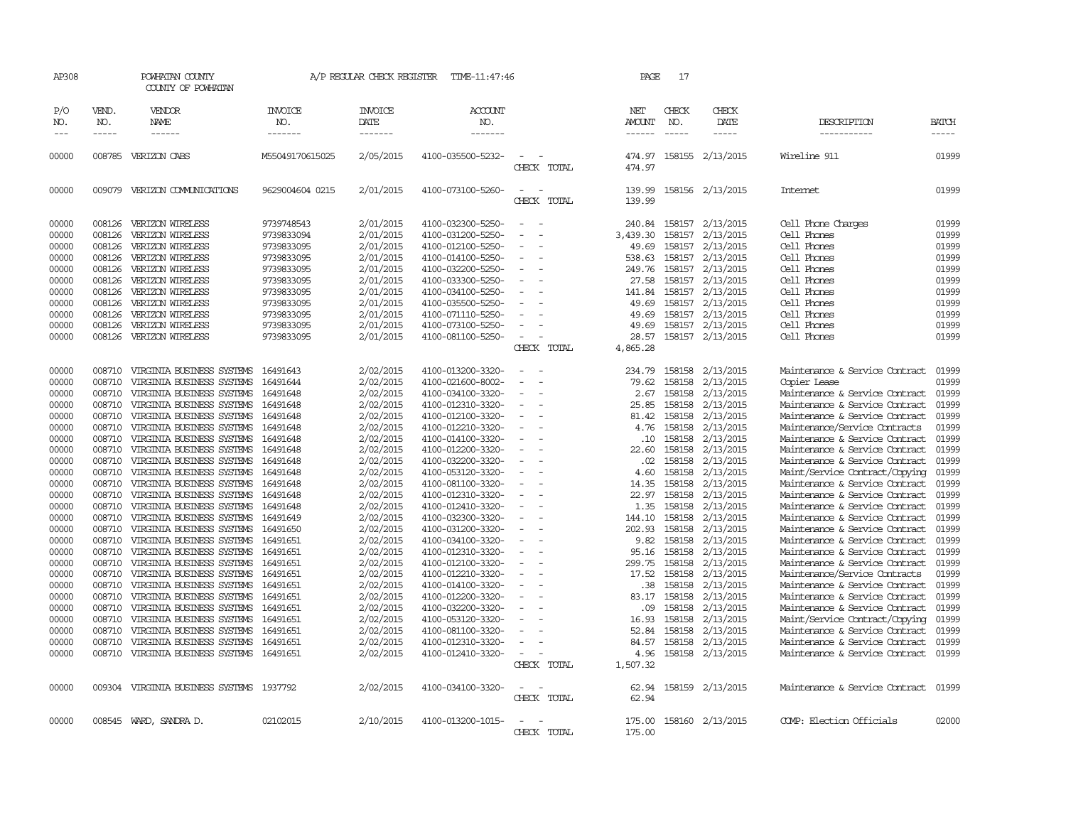AP308 POWHATAN COUNTY A/P REGULAR CHECK REGISTER TIME-11:47:46 PAGE 17

COUNTY OF POWHATAN

| P/O NO. | VEND. NO. | VENDOR NAME | INVOICE NO. | INVOICE DATE | ACCOUNT NO. | | NET AMOUNT | CHECK NO. | CHECK DATE | DESCRIPTION | BATCH |
|---|---|---|---|---|---|---|---|---|---|---|---|
| 00000 | 008785 | VERIZON CABS | M55049170615025 | 2/05/2015 | 4100-035500-5232- | - - | 474.97 | 158155 | 2/13/2015 | Wireline 911 | 01999 |
| | | | | | | CHECK TOTAL | 474.97 | | | | |
| 00000 | 009079 | VERIZON COMMUNICATIONS | 9629004604 0215 | 2/01/2015 | 4100-073100-5260- | - - | 139.99 | 158156 | 2/13/2015 | Internet | 01999 |
| | | | | | | CHECK TOTAL | 139.99 | | | | |
| 00000 | 008126 | VERIZON WIRELESS | 9739748543 | 2/01/2015 | 4100-032300-5250- | - - | 240.84 | 158157 | 2/13/2015 | Cell Phone Charges | 01999 |
| 00000 | 008126 | VERIZON WIRELESS | 9739833094 | 2/01/2015 | 4100-031200-5250- | - - | 3,439.30 | 158157 | 2/13/2015 | Cell Phones | 01999 |
| 00000 | 008126 | VERIZON WIRELESS | 9739833095 | 2/01/2015 | 4100-012100-5250- | - - | 49.69 | 158157 | 2/13/2015 | Cell Phones | 01999 |
| 00000 | 008126 | VERIZON WIRELESS | 9739833095 | 2/01/2015 | 4100-014100-5250- | - - | 538.63 | 158157 | 2/13/2015 | Cell Phones | 01999 |
| 00000 | 008126 | VERIZON WIRELESS | 9739833095 | 2/01/2015 | 4100-032200-5250- | - - | 249.76 | 158157 | 2/13/2015 | Cell Phones | 01999 |
| 00000 | 008126 | VERIZON WIRELESS | 9739833095 | 2/01/2015 | 4100-033300-5250- | - - | 27.58 | 158157 | 2/13/2015 | Cell Phones | 01999 |
| 00000 | 008126 | VERIZON WIRELESS | 9739833095 | 2/01/2015 | 4100-034100-5250- | - - | 141.84 | 158157 | 2/13/2015 | Cell Phones | 01999 |
| 00000 | 008126 | VERIZON WIRELESS | 9739833095 | 2/01/2015 | 4100-035500-5250- | - - | 49.69 | 158157 | 2/13/2015 | Cell Phones | 01999 |
| 00000 | 008126 | VERIZON WIRELESS | 9739833095 | 2/01/2015 | 4100-071110-5250- | - - | 49.69 | 158157 | 2/13/2015 | Cell Phones | 01999 |
| 00000 | 008126 | VERIZON WIRELESS | 9739833095 | 2/01/2015 | 4100-073100-5250- | - - | 49.69 | 158157 | 2/13/2015 | Cell Phones | 01999 |
| 00000 | 008126 | VERIZON WIRELESS | 9739833095 | 2/01/2015 | 4100-081100-5250- | - - | 28.57 | 158157 | 2/13/2015 | Cell Phones | 01999 |
| | | | | | | CHECK TOTAL | 4,865.28 | | | | |
| 00000 | 008710 | VIRGINIA BUSINESS SYSTEMS | 16491643 | 2/02/2015 | 4100-013200-3320- | - - | 234.79 | 158158 | 2/13/2015 | Maintenance & Service Contract | 01999 |
| 00000 | 008710 | VIRGINIA BUSINESS SYSTEMS | 16491644 | 2/02/2015 | 4100-021600-8002- | - - | 79.62 | 158158 | 2/13/2015 | Copier Lease | 01999 |
| 00000 | 008710 | VIRGINIA BUSINESS SYSTEMS | 16491648 | 2/02/2015 | 4100-034100-3320- | - - | 2.67 | 158158 | 2/13/2015 | Maintenance & Service Contract | 01999 |
| 00000 | 008710 | VIRGINIA BUSINESS SYSTEMS | 16491648 | 2/02/2015 | 4100-012310-3320- | - - | 25.85 | 158158 | 2/13/2015 | Maintenance & Service Contract | 01999 |
| 00000 | 008710 | VIRGINIA BUSINESS SYSTEMS | 16491648 | 2/02/2015 | 4100-012100-3320- | - - | 81.42 | 158158 | 2/13/2015 | Maintenance & Service Contract | 01999 |
| 00000 | 008710 | VIRGINIA BUSINESS SYSTEMS | 16491648 | 2/02/2015 | 4100-012210-3320- | - - | 4.76 | 158158 | 2/13/2015 | Maintenance/Service Contracts | 01999 |
| 00000 | 008710 | VIRGINIA BUSINESS SYSTEMS | 16491648 | 2/02/2015 | 4100-014100-3320- | - - | .10 | 158158 | 2/13/2015 | Maintenance & Service Contract | 01999 |
| 00000 | 008710 | VIRGINIA BUSINESS SYSTEMS | 16491648 | 2/02/2015 | 4100-012200-3320- | - - | 22.60 | 158158 | 2/13/2015 | Maintenance & Service Contract | 01999 |
| 00000 | 008710 | VIRGINIA BUSINESS SYSTEMS | 16491648 | 2/02/2015 | 4100-032200-3320- | - - | .02 | 158158 | 2/13/2015 | Maintenance & Service Contract | 01999 |
| 00000 | 008710 | VIRGINIA BUSINESS SYSTEMS | 16491648 | 2/02/2015 | 4100-053120-3320- | - - | 4.60 | 158158 | 2/13/2015 | Maint/Service Contract/Copying | 01999 |
| 00000 | 008710 | VIRGINIA BUSINESS SYSTEMS | 16491648 | 2/02/2015 | 4100-081100-3320- | - - | 14.35 | 158158 | 2/13/2015 | Maintenance & Service Contract | 01999 |
| 00000 | 008710 | VIRGINIA BUSINESS SYSTEMS | 16491648 | 2/02/2015 | 4100-012310-3320- | - - | 22.97 | 158158 | 2/13/2015 | Maintenance & Service Contract | 01999 |
| 00000 | 008710 | VIRGINIA BUSINESS SYSTEMS | 16491648 | 2/02/2015 | 4100-012410-3320- | - - | 1.35 | 158158 | 2/13/2015 | Maintenance & Service Contract | 01999 |
| 00000 | 008710 | VIRGINIA BUSINESS SYSTEMS | 16491649 | 2/02/2015 | 4100-032300-3320- | - - | 144.10 | 158158 | 2/13/2015 | Maintenance & Service Contract | 01999 |
| 00000 | 008710 | VIRGINIA BUSINESS SYSTEMS | 16491650 | 2/02/2015 | 4100-031200-3320- | - - | 202.93 | 158158 | 2/13/2015 | Maintenance & Service Contract | 01999 |
| 00000 | 008710 | VIRGINIA BUSINESS SYSTEMS | 16491651 | 2/02/2015 | 4100-034100-3320- | - - | 9.82 | 158158 | 2/13/2015 | Maintenance & Service Contract | 01999 |
| 00000 | 008710 | VIRGINIA BUSINESS SYSTEMS | 16491651 | 2/02/2015 | 4100-012310-3320- | - - | 95.16 | 158158 | 2/13/2015 | Maintenance & Service Contract | 01999 |
| 00000 | 008710 | VIRGINIA BUSINESS SYSTEMS | 16491651 | 2/02/2015 | 4100-012100-3320- | - - | 299.75 | 158158 | 2/13/2015 | Maintenance & Service Contract | 01999 |
| 00000 | 008710 | VIRGINIA BUSINESS SYSTEMS | 16491651 | 2/02/2015 | 4100-012210-3320- | - - | 17.52 | 158158 | 2/13/2015 | Maintenance/Service Contracts | 01999 |
| 00000 | 008710 | VIRGINIA BUSINESS SYSTEMS | 16491651 | 2/02/2015 | 4100-014100-3320- | - - | .38 | 158158 | 2/13/2015 | Maintenance & Service Contract | 01999 |
| 00000 | 008710 | VIRGINIA BUSINESS SYSTEMS | 16491651 | 2/02/2015 | 4100-012200-3320- | - - | 83.17 | 158158 | 2/13/2015 | Maintenance & Service Contract | 01999 |
| 00000 | 008710 | VIRGINIA BUSINESS SYSTEMS | 16491651 | 2/02/2015 | 4100-032200-3320- | - - | .09 | 158158 | 2/13/2015 | Maintenance & Service Contract | 01999 |
| 00000 | 008710 | VIRGINIA BUSINESS SYSTEMS | 16491651 | 2/02/2015 | 4100-053120-3320- | - - | 16.93 | 158158 | 2/13/2015 | Maint/Service Contract/Copying | 01999 |
| 00000 | 008710 | VIRGINIA BUSINESS SYSTEMS | 16491651 | 2/02/2015 | 4100-081100-3320- | - - | 52.84 | 158158 | 2/13/2015 | Maintenance & Service Contract | 01999 |
| 00000 | 008710 | VIRGINIA BUSINESS SYSTEMS | 16491651 | 2/02/2015 | 4100-012310-3320- | - - | 84.57 | 158158 | 2/13/2015 | Maintenance & Service Contract | 01999 |
| 00000 | 008710 | VIRGINIA BUSINESS SYSTEMS | 16491651 | 2/02/2015 | 4100-012410-3320- | - - | 4.96 | 158158 | 2/13/2015 | Maintenance & Service Contract | 01999 |
| | | | | | | CHECK TOTAL | 1,507.32 | | | | |
| 00000 | 009304 | VIRGINIA BUSINESS SYSTEMS | 1937792 | 2/02/2015 | 4100-034100-3320- | - - | 62.94 | 158159 | 2/13/2015 | Maintenance & Service Contract | 01999 |
| | | | | | | CHECK TOTAL | 62.94 | | | | |
| 00000 | 008545 | WARD, SANDRA D. | 02102015 | 2/10/2015 | 4100-013200-1015- | - - | 175.00 | 158160 | 2/13/2015 | COMP: Election Officials | 02000 |
| | | | | | | CHECK TOTAL | 175.00 | | | | |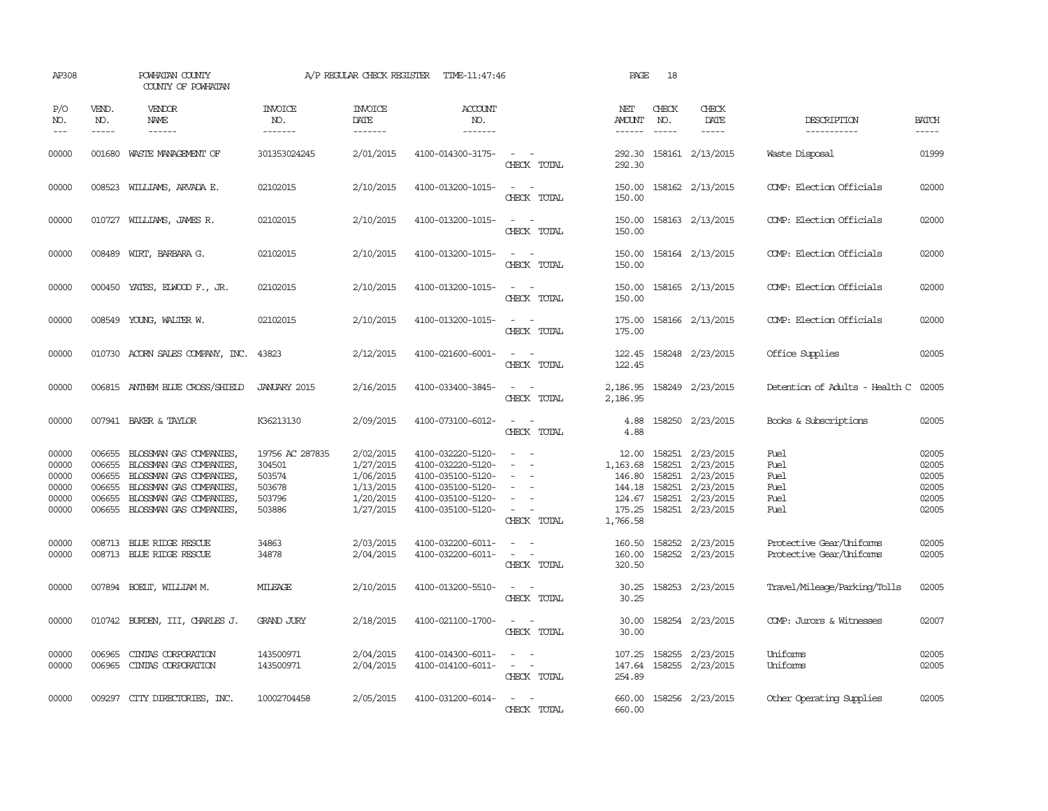AP308 POWHATAN COUNTY A/P REGULAR CHECK REGISTER TIME-11:47:46 PAGE 18
COUNTY OF POWHATAN

| P/O NO. | VEND. NO. | VENDOR NAME | INVOICE NO. | INVOICE DATE | ACCOUNT NO. | | NET AMOUNT | CHECK NO. | CHECK DATE | DESCRIPTION | BATCH |
|---|---|---|---|---|---|---|---|---|---|---|---|
| 00000 | 001680 | WASTE MANAGEMENT OF | 301353024245 | 2/01/2015 | 4100-014300-3175- | - - | 292.30 | 158161 | 2/13/2015 | Waste Disposal | 01999 |
| | | | | | | CHECK TOTAL | 292.30 | | | | |
| 00000 | 008523 | WILLIAMS, ARVADA E. | 02102015 | 2/10/2015 | 4100-013200-1015- | - - | 150.00 | 158162 | 2/13/2015 | COMP: Election Officials | 02000 |
| | | | | | | CHECK TOTAL | 150.00 | | | | |
| 00000 | 010727 | WILLIAMS, JAMES R. | 02102015 | 2/10/2015 | 4100-013200-1015- | - - | 150.00 | 158163 | 2/13/2015 | COMP: Election Officials | 02000 |
| | | | | | | CHECK TOTAL | 150.00 | | | | |
| 00000 | 008489 | WIRT, BARBARA G. | 02102015 | 2/10/2015 | 4100-013200-1015- | - - | 150.00 | 158164 | 2/13/2015 | COMP: Election Officials | 02000 |
| | | | | | | CHECK TOTAL | 150.00 | | | | |
| 00000 | 000450 | YATES, ELWOOD F., JR. | 02102015 | 2/10/2015 | 4100-013200-1015- | - - | 150.00 | 158165 | 2/13/2015 | COMP: Election Officials | 02000 |
| | | | | | | CHECK TOTAL | 150.00 | | | | |
| 00000 | 008549 | YOUNG, WALTER W. | 02102015 | 2/10/2015 | 4100-013200-1015- | - - | 175.00 | 158166 | 2/13/2015 | COMP: Election Officials | 02000 |
| | | | | | | CHECK TOTAL | 175.00 | | | | |
| 00000 | 010730 | ACORN SALES COMPANY, INC. | 43823 | 2/12/2015 | 4100-021600-6001- | - - | 122.45 | 158248 | 2/23/2015 | Office Supplies | 02005 |
| | | | | | | CHECK TOTAL | 122.45 | | | | |
| 00000 | 006815 | ANTHEM BLUE CROSS/SHIELD | JANUARY 2015 | 2/16/2015 | 4100-033400-3845- | - - | 2,186.95 | 158249 | 2/23/2015 | Detention of Adults - Health C | 02005 |
| | | | | | | CHECK TOTAL | 2,186.95 | | | | |
| 00000 | 007941 | BAKER & TAYLOR | K36213130 | 2/09/2015 | 4100-073100-6012- | - - | 4.88 | 158250 | 2/23/2015 | Books & Subscriptions | 02005 |
| | | | | | | CHECK TOTAL | 4.88 | | | | |
| 00000 | 006655 | BLOSSMAN GAS COMPANIES, | 19756 AC 287835 | 2/02/2015 | 4100-032220-5120- | - - | 12.00 | 158251 | 2/23/2015 | Fuel | 02005 |
| 00000 | 006655 | BLOSSMAN GAS COMPANIES, | 304501 | 1/27/2015 | 4100-032220-5120- | - - | 1,163.68 | 158251 | 2/23/2015 | Fuel | 02005 |
| 00000 | 006655 | BLOSSMAN GAS COMPANIES, | 503574 | 1/06/2015 | 4100-035100-5120- | - - | 146.80 | 158251 | 2/23/2015 | Fuel | 02005 |
| 00000 | 006655 | BLOSSMAN GAS COMPANIES, | 503678 | 1/13/2015 | 4100-035100-5120- | - - | 144.18 | 158251 | 2/23/2015 | Fuel | 02005 |
| 00000 | 006655 | BLOSSMAN GAS COMPANIES, | 503796 | 1/20/2015 | 4100-035100-5120- | - - | 124.67 | 158251 | 2/23/2015 | Fuel | 02005 |
| 00000 | 006655 | BLOSSMAN GAS COMPANIES, | 503886 | 1/27/2015 | 4100-035100-5120- | - - | 175.25 | 158251 | 2/23/2015 | Fuel | 02005 |
| | | | | | | CHECK TOTAL | 1,766.58 | | | | |
| 00000 | 008713 | BLUE RIDGE RESCUE | 34863 | 2/03/2015 | 4100-032200-6011- | - - | 160.50 | 158252 | 2/23/2015 | Protective Gear/Uniforms | 02005 |
| 00000 | 008713 | BLUE RIDGE RESCUE | 34878 | 2/04/2015 | 4100-032200-6011- | - - | 160.00 | 158252 | 2/23/2015 | Protective Gear/Uniforms | 02005 |
| | | | | | | CHECK TOTAL | 320.50 | | | | |
| 00000 | 007894 | BOELT, WILLIAM M. | MILEAGE | 2/10/2015 | 4100-013200-5510- | - - | 30.25 | 158253 | 2/23/2015 | Travel/Mileage/Parking/Tolls | 02005 |
| | | | | | | CHECK TOTAL | 30.25 | | | | |
| 00000 | 010742 | BURDEN, III, CHARLES J. | GRAND JURY | 2/18/2015 | 4100-021100-1700- | - - | 30.00 | 158254 | 2/23/2015 | COMP: Jurors & Witnesses | 02007 |
| | | | | | | CHECK TOTAL | 30.00 | | | | |
| 00000 | 006965 | CINTAS CORPORATION | 143500971 | 2/04/2015 | 4100-014300-6011- | - - | 107.25 | 158255 | 2/23/2015 | Uniforms | 02005 |
| 00000 | 006965 | CINTAS CORPORATION | 143500971 | 2/04/2015 | 4100-014100-6011- | - - | 147.64 | 158255 | 2/23/2015 | Uniforms | 02005 |
| | | | | | | CHECK TOTAL | 254.89 | | | | |
| 00000 | 009297 | CITY DIRECTORIES, INC. | 10002704458 | 2/05/2015 | 4100-031200-6014- | - - | 660.00 | 158256 | 2/23/2015 | Other Operating Supplies | 02005 |
| | | | | | | CHECK TOTAL | 660.00 | | | | |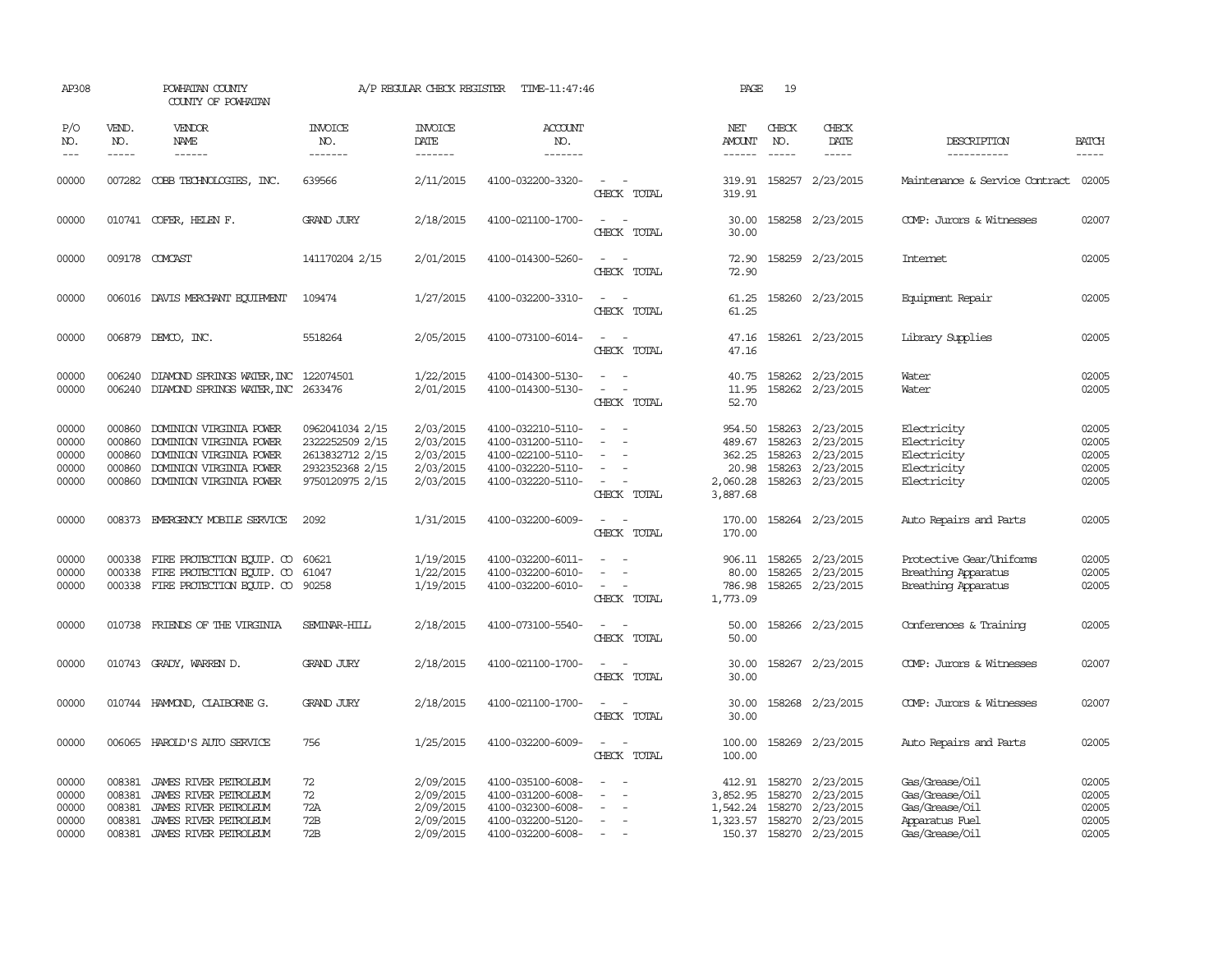AP308 POWHATAN COUNTY A/P REGULAR CHECK REGISTER TIME-11:47:46 PAGE 19
COUNTY OF POWHATAN

| P/O NO. | VEND. NO. | VENDOR NAME | INVOICE NO. | INVOICE DATE | ACCOUNT NO. | | NET AMOUNT | CHECK NO. | CHECK DATE | DESCRIPTION | BATCH |
|---|---|---|---|---|---|---|---|---|---|---|---|
| 00000 | 007282 | COBB TECHNOLOGIES, INC. | 639566 | 2/11/2015 | 4100-032200-3320- | - - | 319.91 | 158257 | 2/23/2015 | Maintenance & Service Contract | 02005 |
| | | | | | | CHECK TOTAL | 319.91 | | | | |
| 00000 | 010741 | COFER, HELEN F. | GRAND JURY | 2/18/2015 | 4100-021100-1700- | - - | 30.00 | 158258 | 2/23/2015 | COMP: Jurors & Witnesses | 02007 |
| | | | | | | CHECK TOTAL | 30.00 | | | | |
| 00000 | 009178 | COMCAST | 141170204 2/15 | 2/01/2015 | 4100-014300-5260- | - - | 72.90 | 158259 | 2/23/2015 | Internet | 02005 |
| | | | | | | CHECK TOTAL | 72.90 | | | | |
| 00000 | 006016 | DAVIS MERCHANT EQUIPMENT | 109474 | 1/27/2015 | 4100-032200-3310- | - - | 61.25 | 158260 | 2/23/2015 | Equipment Repair | 02005 |
| | | | | | | CHECK TOTAL | 61.25 | | | | |
| 00000 | 006879 | DEMCO, INC. | 5518264 | 2/05/2015 | 4100-073100-6014- | - - | 47.16 | 158261 | 2/23/2015 | Library Supplies | 02005 |
| | | | | | | CHECK TOTAL | 47.16 | | | | |
| 00000 | 006240 | DIAMOND SPRINGS WATER, INC | 122074501 | 1/22/2015 | 4100-014300-5130- | - - | 40.75 | 158262 | 2/23/2015 | Water | 02005 |
| 00000 | 006240 | DIAMOND SPRINGS WATER, INC | 2633476 | 2/01/2015 | 4100-014300-5130- | - - | 11.95 | 158262 | 2/23/2015 | Water | 02005 |
| | | | | | | CHECK TOTAL | 52.70 | | | | |
| 00000 | 000860 | DOMINION VIRGINIA POWER | 0962041034 2/15 | 2/03/2015 | 4100-032210-5110- | - - | 954.50 | 158263 | 2/23/2015 | Electricity | 02005 |
| 00000 | 000860 | DOMINION VIRGINIA POWER | 2322252509 2/15 | 2/03/2015 | 4100-031200-5110- | - - | 489.67 | 158263 | 2/23/2015 | Electricity | 02005 |
| 00000 | 000860 | DOMINION VIRGINIA POWER | 2613832712 2/15 | 2/03/2015 | 4100-022100-5110- | - - | 362.25 | 158263 | 2/23/2015 | Electricity | 02005 |
| 00000 | 000860 | DOMINION VIRGINIA POWER | 2932352368 2/15 | 2/03/2015 | 4100-032220-5110- | - - | 20.98 | 158263 | 2/23/2015 | Electricity | 02005 |
| 00000 | 000860 | DOMINION VIRGINIA POWER | 9750120975 2/15 | 2/03/2015 | 4100-032220-5110- | - - | 2,060.28 | 158263 | 2/23/2015 | Electricity | 02005 |
| | | | | | | CHECK TOTAL | 3,887.68 | | | | |
| 00000 | 008373 | EMERGENCY MOBILE SERVICE | 2092 | 1/31/2015 | 4100-032200-6009- | - - | 170.00 | 158264 | 2/23/2015 | Auto Repairs and Parts | 02005 |
| | | | | | | CHECK TOTAL | 170.00 | | | | |
| 00000 | 000338 | FIRE PROTECTION EQUIP. CO | 60621 | 1/19/2015 | 4100-032200-6011- | - - | 906.11 | 158265 | 2/23/2015 | Protective Gear/Uniforms | 02005 |
| 00000 | 000338 | FIRE PROTECTION EQUIP. CO | 61047 | 1/22/2015 | 4100-032200-6010- | - - | 80.00 | 158265 | 2/23/2015 | Breathing Apparatus | 02005 |
| 00000 | 000338 | FIRE PROTECTION EQUIP. CO | 90258 | 1/19/2015 | 4100-032200-6010- | - - | 786.98 | 158265 | 2/23/2015 | Breathing Apparatus | 02005 |
| | | | | | | CHECK TOTAL | 1,773.09 | | | | |
| 00000 | 010738 | FRIENDS OF THE VIRGINIA | SEMINAR-HILL | 2/18/2015 | 4100-073100-5540- | - - | 50.00 | 158266 | 2/23/2015 | Conferences & Training | 02005 |
| | | | | | | CHECK TOTAL | 50.00 | | | | |
| 00000 | 010743 | GRADY, WARREN D. | GRAND JURY | 2/18/2015 | 4100-021100-1700- | - - | 30.00 | 158267 | 2/23/2015 | COMP: Jurors & Witnesses | 02007 |
| | | | | | | CHECK TOTAL | 30.00 | | | | |
| 00000 | 010744 | HAMMOND, CLAIBORNE G. | GRAND JURY | 2/18/2015 | 4100-021100-1700- | - - | 30.00 | 158268 | 2/23/2015 | COMP: Jurors & Witnesses | 02007 |
| | | | | | | CHECK TOTAL | 30.00 | | | | |
| 00000 | 006065 | HAROLD'S AUTO SERVICE | 756 | 1/25/2015 | 4100-032200-6009- | - - | 100.00 | 158269 | 2/23/2015 | Auto Repairs and Parts | 02005 |
| | | | | | | CHECK TOTAL | 100.00 | | | | |
| 00000 | 008381 | JAMES RIVER PETROLEUM | 72 | 2/09/2015 | 4100-035100-6008- | - - | 412.91 | 158270 | 2/23/2015 | Gas/Grease/Oil | 02005 |
| 00000 | 008381 | JAMES RIVER PETROLEUM | 72 | 2/09/2015 | 4100-031200-6008- | - - | 3,852.95 | 158270 | 2/23/2015 | Gas/Grease/Oil | 02005 |
| 00000 | 008381 | JAMES RIVER PETROLEUM | 72A | 2/09/2015 | 4100-032300-6008- | - - | 1,542.24 | 158270 | 2/23/2015 | Gas/Grease/Oil | 02005 |
| 00000 | 008381 | JAMES RIVER PETROLEUM | 72B | 2/09/2015 | 4100-032200-5120- | - - | 1,323.57 | 158270 | 2/23/2015 | Apparatus Fuel | 02005 |
| 00000 | 008381 | JAMES RIVER PETROLEUM | 72B | 2/09/2015 | 4100-032200-6008- | - - | 150.37 | 158270 | 2/23/2015 | Gas/Grease/Oil | 02005 |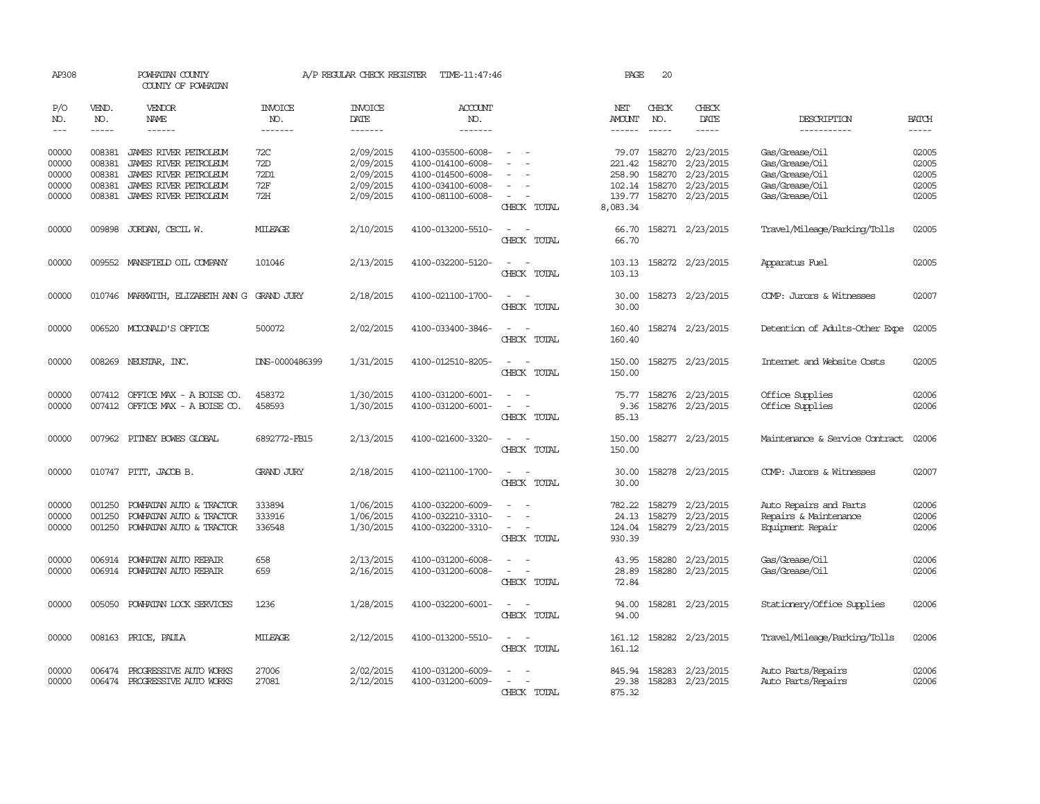AP308 POWHATAN COUNTY A/P REGULAR CHECK REGISTER TIME-11:47:46 PAGE 20
COUNTY OF POWHATAN

| P/O NO. | VEND. NO. | VENDOR NAME | INVOICE NO. | INVOICE DATE | ACCOUNT NO. | | NET AMOUNT | CHECK NO. | CHECK DATE | DESCRIPTION | BATCH |
|---|---|---|---|---|---|---|---|---|---|---|---|
| 00000 | 008381 | JAMES RIVER PETROLEUM | 72C | 2/09/2015 | 4100-035500-6008- | - - | 79.07 | 158270 | 2/23/2015 | Gas/Grease/Oil | 02005 |
| 00000 | 008381 | JAMES RIVER PETROLEUM | 72D | 2/09/2015 | 4100-014100-6008- | - - | 221.42 | 158270 | 2/23/2015 | Gas/Grease/Oil | 02005 |
| 00000 | 008381 | JAMES RIVER PETROLEUM | 72D1 | 2/09/2015 | 4100-014500-6008- | - - | 258.90 | 158270 | 2/23/2015 | Gas/Grease/Oil | 02005 |
| 00000 | 008381 | JAMES RIVER PETROLEUM | 72F | 2/09/2015 | 4100-034100-6008- | - - | 102.14 | 158270 | 2/23/2015 | Gas/Grease/Oil | 02005 |
| 00000 | 008381 | JAMES RIVER PETROLEUM | 72H | 2/09/2015 | 4100-081100-6008- | - - | 139.77 | 158270 | 2/23/2015 | Gas/Grease/Oil | 02005 |
| | | | | | | CHECK TOTAL | 8,083.34 | | | | |
| 00000 | 009898 | JORDAN, CECIL W. | MILEAGE | 2/10/2015 | 4100-013200-5510- | - - | 66.70 | 158271 | 2/23/2015 | Travel/Mileage/Parking/Tolls | 02005 |
| | | | | | | CHECK TOTAL | 66.70 | | | | |
| 00000 | 009552 | MANSFIELD OIL COMPANY | 101046 | 2/13/2015 | 4100-032200-5120- | - - | 103.13 | 158272 | 2/23/2015 | Apparatus Fuel | 02005 |
| | | | | | | CHECK TOTAL | 103.13 | | | | |
| 00000 | 010746 | MARKWITH, ELIZABETH ANN G | GRAND JURY | 2/18/2015 | 4100-021100-1700- | - - | 30.00 | 158273 | 2/23/2015 | COMP: Jurors & Witnesses | 02007 |
| | | | | | | CHECK TOTAL | 30.00 | | | | |
| 00000 | 006520 | MCDONALD'S OFFICE | 500072 | 2/02/2015 | 4100-033400-3846- | - - | 160.40 | 158274 | 2/23/2015 | Detention of Adults-Other Expe | 02005 |
| | | | | | | CHECK TOTAL | 160.40 | | | | |
| 00000 | 008269 | NEUSTAR, INC. | DNS-0000486399 | 1/31/2015 | 4100-012510-8205- | - - | 150.00 | 158275 | 2/23/2015 | Internet and Website Costs | 02005 |
| | | | | | | CHECK TOTAL | 150.00 | | | | |
| 00000 | 007412 | OFFICE MAX - A BOISE CO. | 458372 | 1/30/2015 | 4100-031200-6001- | - - | 75.77 | 158276 | 2/23/2015 | Office Supplies | 02006 |
| 00000 | 007412 | OFFICE MAX - A BOISE CO. | 458593 | 1/30/2015 | 4100-031200-6001- | - - | 9.36 | 158276 | 2/23/2015 | Office Supplies | 02006 |
| | | | | | | CHECK TOTAL | 85.13 | | | | |
| 00000 | 007962 | PITNEY BOWES GLOBAL | 6892772-FB15 | 2/13/2015 | 4100-021600-3320- | - - | 150.00 | 158277 | 2/23/2015 | Maintenance & Service Contract | 02006 |
| | | | | | | CHECK TOTAL | 150.00 | | | | |
| 00000 | 010747 | PITT, JACOB B. | GRAND JURY | 2/18/2015 | 4100-021100-1700- | - - | 30.00 | 158278 | 2/23/2015 | COMP: Jurors & Witnesses | 02007 |
| | | | | | | CHECK TOTAL | 30.00 | | | | |
| 00000 | 001250 | POWHATAN AUTO & TRACTOR | 333894 | 1/06/2015 | 4100-032200-6009- | - - | 782.22 | 158279 | 2/23/2015 | Auto Repairs and Parts | 02006 |
| 00000 | 001250 | POWHATAN AUTO & TRACTOR | 333916 | 1/06/2015 | 4100-032210-3310- | - - | 24.13 | 158279 | 2/23/2015 | Repairs & Maintenance | 02006 |
| 00000 | 001250 | POWHATAN AUTO & TRACTOR | 336548 | 1/30/2015 | 4100-032200-3310- | - - | 124.04 | 158279 | 2/23/2015 | Equipment Repair | 02006 |
| | | | | | | CHECK TOTAL | 930.39 | | | | |
| 00000 | 006914 | POWHATAN AUTO REPAIR | 658 | 2/13/2015 | 4100-031200-6008- | - - | 43.95 | 158280 | 2/23/2015 | Gas/Grease/Oil | 02006 |
| 00000 | 006914 | POWHATAN AUTO REPAIR | 659 | 2/16/2015 | 4100-031200-6008- | - - | 28.89 | 158280 | 2/23/2015 | Gas/Grease/Oil | 02006 |
| | | | | | | CHECK TOTAL | 72.84 | | | | |
| 00000 | 005050 | POWHATAN LOCK SERVICES | 1236 | 1/28/2015 | 4100-032200-6001- | - - | 94.00 | 158281 | 2/23/2015 | Stationery/Office Supplies | 02006 |
| | | | | | | CHECK TOTAL | 94.00 | | | | |
| 00000 | 008163 | PRICE, PAULA | MILEAGE | 2/12/2015 | 4100-013200-5510- | - - | 161.12 | 158282 | 2/23/2015 | Travel/Mileage/Parking/Tolls | 02006 |
| | | | | | | CHECK TOTAL | 161.12 | | | | |
| 00000 | 006474 | PROGRESSIVE AUTO WORKS | 27006 | 2/02/2015 | 4100-031200-6009- | - - | 845.94 | 158283 | 2/23/2015 | Auto Parts/Repairs | 02006 |
| 00000 | 006474 | PROGRESSIVE AUTO WORKS | 27081 | 2/12/2015 | 4100-031200-6009- | - - | 29.38 | 158283 | 2/23/2015 | Auto Parts/Repairs | 02006 |
| | | | | | | CHECK TOTAL | 875.32 | | | | |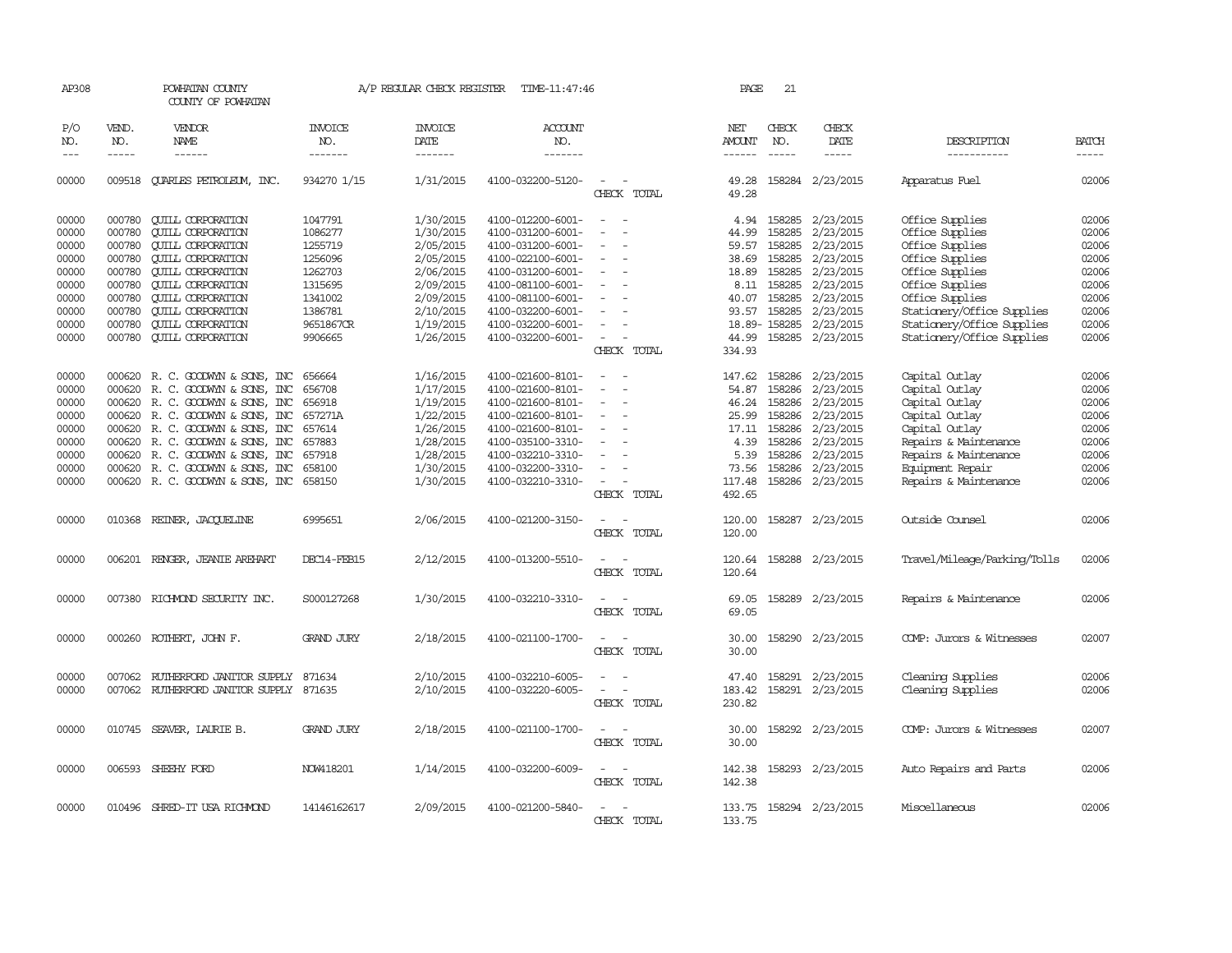AP308 POWHATAN COUNTY A/P REGULAR CHECK REGISTER TIME-11:47:46 PAGE 21
COUNTY OF POWHATAN

| P/O NO. | VEND. NO. | VENDOR NAME | INVOICE NO. | INVOICE DATE | ACCOUNT NO. | | NET AMOUNT | CHECK NO. | CHECK DATE | DESCRIPTION | BATCH |
|---|---|---|---|---|---|---|---|---|---|---|---|
| 00000 | 009518 | QUARLES PETROLEUM, INC. | 934270 1/15 | 1/31/2015 | 4100-032200-5120- | - - | 49.28 | 158284 | 2/23/2015 | Apparatus Fuel | 02006 |
| | | | | | | CHECK TOTAL | 49.28 | | | | |
| 00000 | 000780 | QUILL CORPORATION | 1047791 | 1/30/2015 | 4100-012200-6001- | - - | 4.94 | 158285 | 2/23/2015 | Office Supplies | 02006 |
| 00000 | 000780 | QUILL CORPORATION | 1086277 | 1/30/2015 | 4100-031200-6001- | - - | 44.99 | 158285 | 2/23/2015 | Office Supplies | 02006 |
| 00000 | 000780 | QUILL CORPORATION | 1255719 | 2/05/2015 | 4100-031200-6001- | - - | 59.57 | 158285 | 2/23/2015 | Office Supplies | 02006 |
| 00000 | 000780 | QUILL CORPORATION | 1256096 | 2/05/2015 | 4100-022100-6001- | - - | 38.69 | 158285 | 2/23/2015 | Office Supplies | 02006 |
| 00000 | 000780 | QUILL CORPORATION | 1262703 | 2/06/2015 | 4100-031200-6001- | - - | 18.89 | 158285 | 2/23/2015 | Office Supplies | 02006 |
| 00000 | 000780 | QUILL CORPORATION | 1315695 | 2/09/2015 | 4100-081100-6001- | - - | 8.11 | 158285 | 2/23/2015 | Office Supplies | 02006 |
| 00000 | 000780 | QUILL CORPORATION | 1341002 | 2/09/2015 | 4100-081100-6001- | - - | 40.07 | 158285 | 2/23/2015 | Office Supplies | 02006 |
| 00000 | 000780 | QUILL CORPORATION | 1386781 | 2/10/2015 | 4100-032200-6001- | - - | 93.57 | 158285 | 2/23/2015 | Stationery/Office Supplies | 02006 |
| 00000 | 000780 | QUILL CORPORATION | 9651867CR | 1/19/2015 | 4100-032200-6001- | - - | 18.89- | 158285 | 2/23/2015 | Stationery/Office Supplies | 02006 |
| 00000 | 000780 | QUILL CORPORATION | 9906665 | 1/26/2015 | 4100-032200-6001- | - - | 44.99 | 158285 | 2/23/2015 | Stationery/Office Supplies | 02006 |
| | | | | | | CHECK TOTAL | 334.93 | | | | |
| 00000 | 000620 | R. C. GOODWYN & SONS, INC | 656664 | 1/16/2015 | 4100-021600-8101- | - - | 147.62 | 158286 | 2/23/2015 | Capital Outlay | 02006 |
| 00000 | 000620 | R. C. GOODWYN & SONS, INC | 656708 | 1/17/2015 | 4100-021600-8101- | - - | 54.87 | 158286 | 2/23/2015 | Capital Outlay | 02006 |
| 00000 | 000620 | R. C. GOODWYN & SONS, INC | 656918 | 1/19/2015 | 4100-021600-8101- | - - | 46.24 | 158286 | 2/23/2015 | Capital Outlay | 02006 |
| 00000 | 000620 | R. C. GOODWYN & SONS, INC | 657271A | 1/22/2015 | 4100-021600-8101- | - - | 25.99 | 158286 | 2/23/2015 | Capital Outlay | 02006 |
| 00000 | 000620 | R. C. GOODWYN & SONS, INC | 657614 | 1/26/2015 | 4100-021600-8101- | - - | 17.11 | 158286 | 2/23/2015 | Capital Outlay | 02006 |
| 00000 | 000620 | R. C. GOODWYN & SONS, INC | 657883 | 1/28/2015 | 4100-035100-3310- | - - | 4.39 | 158286 | 2/23/2015 | Repairs & Maintenance | 02006 |
| 00000 | 000620 | R. C. GOODWYN & SONS, INC | 657918 | 1/28/2015 | 4100-032210-3310- | - - | 5.39 | 158286 | 2/23/2015 | Repairs & Maintenance | 02006 |
| 00000 | 000620 | R. C. GOODWYN & SONS, INC | 658100 | 1/30/2015 | 4100-032200-3310- | - - | 73.56 | 158286 | 2/23/2015 | Equipment Repair | 02006 |
| 00000 | 000620 | R. C. GOODWYN & SONS, INC | 658150 | 1/30/2015 | 4100-032210-3310- | - - | 117.48 | 158286 | 2/23/2015 | Repairs & Maintenance | 02006 |
| | | | | | | CHECK TOTAL | 492.65 | | | | |
| 00000 | 010368 | REINER, JACQUELINE | 6995651 | 2/06/2015 | 4100-021200-3150- | - - | 120.00 | 158287 | 2/23/2015 | Outside Counsel | 02006 |
| | | | | | | CHECK TOTAL | 120.00 | | | | |
| 00000 | 006201 | RENGER, JEANIE AREHART | DEC14-FEB15 | 2/12/2015 | 4100-013200-5510- | - - | 120.64 | 158288 | 2/23/2015 | Travel/Mileage/Parking/Tolls | 02006 |
| | | | | | | CHECK TOTAL | 120.64 | | | | |
| 00000 | 007380 | RICHMOND SECURITY INC. | S000127268 | 1/30/2015 | 4100-032210-3310- | - - | 69.05 | 158289 | 2/23/2015 | Repairs & Maintenance | 02006 |
| | | | | | | CHECK TOTAL | 69.05 | | | | |
| 00000 | 000260 | ROTHERT, JOHN F. | GRAND JURY | 2/18/2015 | 4100-021100-1700- | - - | 30.00 | 158290 | 2/23/2015 | COMP: Jurors & Witnesses | 02007 |
| | | | | | | CHECK TOTAL | 30.00 | | | | |
| 00000 | 007062 | RUTHERFORD JANITOR SUPPLY | 871634 | 2/10/2015 | 4100-032210-6005- | - - | 47.40 | 158291 | 2/23/2015 | Cleaning Supplies | 02006 |
| 00000 | 007062 | RUTHERFORD JANITOR SUPPLY | 871635 | 2/10/2015 | 4100-032220-6005- | - - | 183.42 | 158291 | 2/23/2015 | Cleaning Supplies | 02006 |
| | | | | | | CHECK TOTAL | 230.82 | | | | |
| 00000 | 010745 | SEAVER, LAURIE B. | GRAND JURY | 2/18/2015 | 4100-021100-1700- | - - | 30.00 | 158292 | 2/23/2015 | COMP: Jurors & Witnesses | 02007 |
| | | | | | | CHECK TOTAL | 30.00 | | | | |
| 00000 | 006593 | SHEEHY FORD | NOW418201 | 1/14/2015 | 4100-032200-6009- | - - | 142.38 | 158293 | 2/23/2015 | Auto Repairs and Parts | 02006 |
| | | | | | | CHECK TOTAL | 142.38 | | | | |
| 00000 | 010496 | SHRED-IT USA RICHMOND | 14146162617 | 2/09/2015 | 4100-021200-5840- | - - | 133.75 | 158294 | 2/23/2015 | Miscellaneous | 02006 |
| | | | | | | CHECK TOTAL | 133.75 | | | | |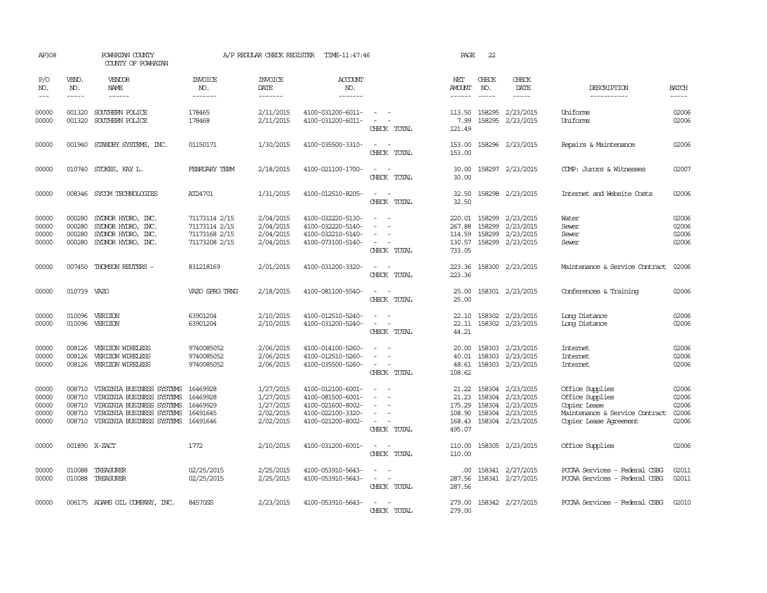AP308 POWHATAN COUNTY A/P REGULAR CHECK REGISTER TIME-11:47:46 PAGE 22
COUNTY OF POWHATAN

| P/O NO. | VEND. NO. | VENDOR NAME | INVOICE NO. | INVOICE DATE | ACCOUNT NO. | | NET AMOUNT | CHECK NO. | CHECK DATE | DESCRIPTION | BATCH |
|---|---|---|---|---|---|---|---|---|---|---|---|
| --- | ----- | ------ | ------- | ------- | ------- | | ------ | ----- | ----- | ----------- | ----- |
| 00000 | 001320 | SOUTHERN POLICE | 178465 | 2/11/2015 | 4100-031200-6011- | - - | 113.50 | 158295 | 2/23/2015 | Uniforms | 02006 |
| 00000 | 001320 | SOUTHERN POLICE | 178468 | 2/11/2015 | 4100-031200-6011- | - - | 7.99 | 158295 | 2/23/2015 | Uniforms | 02006 |
| | | | | | | CHECK TOTAL | 121.49 | | | | |
| 00000 | 001940 | STANDBY SYSTEMS, INC. | 01150171 | 1/30/2015 | 4100-035500-3310- | - - | 153.00 | 158296 | 2/23/2015 | Repairs & Maintenance | 02006 |
| | | | | | | CHECK TOTAL | 153.00 | | | | |
| 00000 | 010740 | STOKES, KAY L. | FEBRUARY TERM | 2/18/2015 | 4100-021100-1700- | - - | 30.00 | 158297 | 2/23/2015 | COMP: Jurors & Witnesses | 02007 |
| | | | | | | CHECK TOTAL | 30.00 | | | | |
| 00000 | 008346 | SYCOM TECHNOLOGIES | AT24701 | 1/31/2015 | 4100-012510-8205- | - - | 32.50 | 158298 | 2/23/2015 | Internet and Website Costs | 02006 |
| | | | | | | CHECK TOTAL | 32.50 | | | | |
| 00000 | 000280 | SYDNOR HYDRO, INC. | 71173114 2/15 | 2/04/2015 | 4100-032220-5130- | - - | 220.01 | 158299 | 2/23/2015 | Water | 02006 |
| 00000 | 000280 | SYDNOR HYDRO, INC. | 71173114 2/15 | 2/04/2015 | 4100-032220-5140- | - - | 267.88 | 158299 | 2/23/2015 | Sewer | 02006 |
| 00000 | 000280 | SYDNOR HYDRO, INC. | 71173168 2/15 | 2/04/2015 | 4100-032210-5140- | - - | 114.59 | 158299 | 2/23/2015 | Sewer | 02006 |
| 00000 | 000280 | SYDNOR HYDRO, INC. | 71173208 2/15 | 2/04/2015 | 4100-073100-5140- | - - | 130.57 | 158299 | 2/23/2015 | Sewer | 02006 |
| | | | | | | CHECK TOTAL | 733.05 | | | | |
| 00000 | 007450 | THOMSON REUTERS - | 831218169 | 2/01/2015 | 4100-031200-3320- | - - | 223.36 | 158300 | 2/23/2015 | Maintenance & Service Contract | 02006 |
| | | | | | | CHECK TOTAL | 223.36 | | | | |
| 00000 | 010739 | VAZO | VAZO SPRG TRNG | 2/18/2015 | 4100-081100-5540- | - - | 25.00 | 158301 | 2/23/2015 | Conferences & Training | 02006 |
| | | | | | | CHECK TOTAL | 25.00 | | | | |
| 00000 | 010096 | VERIZON | 63901204 | 2/10/2015 | 4100-012510-5240- | - - | 22.10 | 158302 | 2/23/2015 | Long Distance | 02006 |
| 00000 | 010096 | VERIZON | 63901204 | 2/10/2015 | 4100-031200-5240- | - - | 22.11 | 158302 | 2/23/2015 | Long Distance | 02006 |
| | | | | | | CHECK TOTAL | 44.21 | | | | |
| 00000 | 008126 | VERIZON WIRELESS | 9740085052 | 2/06/2015 | 4100-014100-5260- | - - | 20.00 | 158303 | 2/23/2015 | Internet | 02006 |
| 00000 | 008126 | VERIZON WIRELESS | 9740085052 | 2/06/2015 | 4100-012510-5260- | - - | 40.01 | 158303 | 2/23/2015 | Internet | 02006 |
| 00000 | 008126 | VERIZON WIRELESS | 9740085052 | 2/06/2015 | 4100-035500-5260- | - - | 48.61 | 158303 | 2/23/2015 | Internet | 02006 |
| | | | | | | CHECK TOTAL | 108.62 | | | | |
| 00000 | 008710 | VIRGINIA BUSINESS SYSTEMS | 16469928 | 1/27/2015 | 4100-012100-6001- | - - | 21.22 | 158304 | 2/23/2015 | Office Supplies | 02006 |
| 00000 | 008710 | VIRGINIA BUSINESS SYSTEMS | 16469928 | 1/27/2015 | 4100-081500-6001- | - - | 21.23 | 158304 | 2/23/2015 | Office Supplies | 02006 |
| 00000 | 008710 | VIRGINIA BUSINESS SYSTEMS | 16469929 | 1/27/2015 | 4100-021600-8002- | - - | 175.29 | 158304 | 2/23/2015 | Copier Lease | 02006 |
| 00000 | 008710 | VIRGINIA BUSINESS SYSTEMS | 16491645 | 2/02/2015 | 4100-022100-3320- | - - | 108.90 | 158304 | 2/23/2015 | Maintenance & Service Contract | 02006 |
| 00000 | 008710 | VIRGINIA BUSINESS SYSTEMS | 16491646 | 2/02/2015 | 4100-021200-8002- | - - | 168.43 | 158304 | 2/23/2015 | Copier Lease Agreement | 02006 |
| | | | | | | CHECK TOTAL | 495.07 | | | | |
| 00000 | 001890 | X-ZACT | 1772 | 2/10/2015 | 4100-031200-6001- | - - | 110.00 | 158305 | 2/23/2015 | Office Supplies | 02006 |
| | | | | | | CHECK TOTAL | 110.00 | | | | |
| 00000 | 010088 | TREASURER | 02/25/2015 | 2/25/2015 | 4100-053910-5643- | - - | .00 | 158341 | 2/27/2015 | PCCAA Services - Federal CSBG | 02011 |
| 00000 | 010088 | TREASURER | 02/25/2015 | 2/25/2015 | 4100-053910-5643- | - - | 287.56 | 158341 | 2/27/2015 | PCCAA Services - Federal CSBG | 02011 |
| | | | | | | CHECK TOTAL | 287.56 | | | | |
| 00000 | 006175 | ADAMS OIL COMPANY, INC. | 84570SS | 2/23/2015 | 4100-053910-5643- | - - | 279.00 | 158342 | 2/27/2015 | PCCAA Services - Federal CSBG | 02010 |
| | | | | | | CHECK TOTAL | 279.00 | | | | |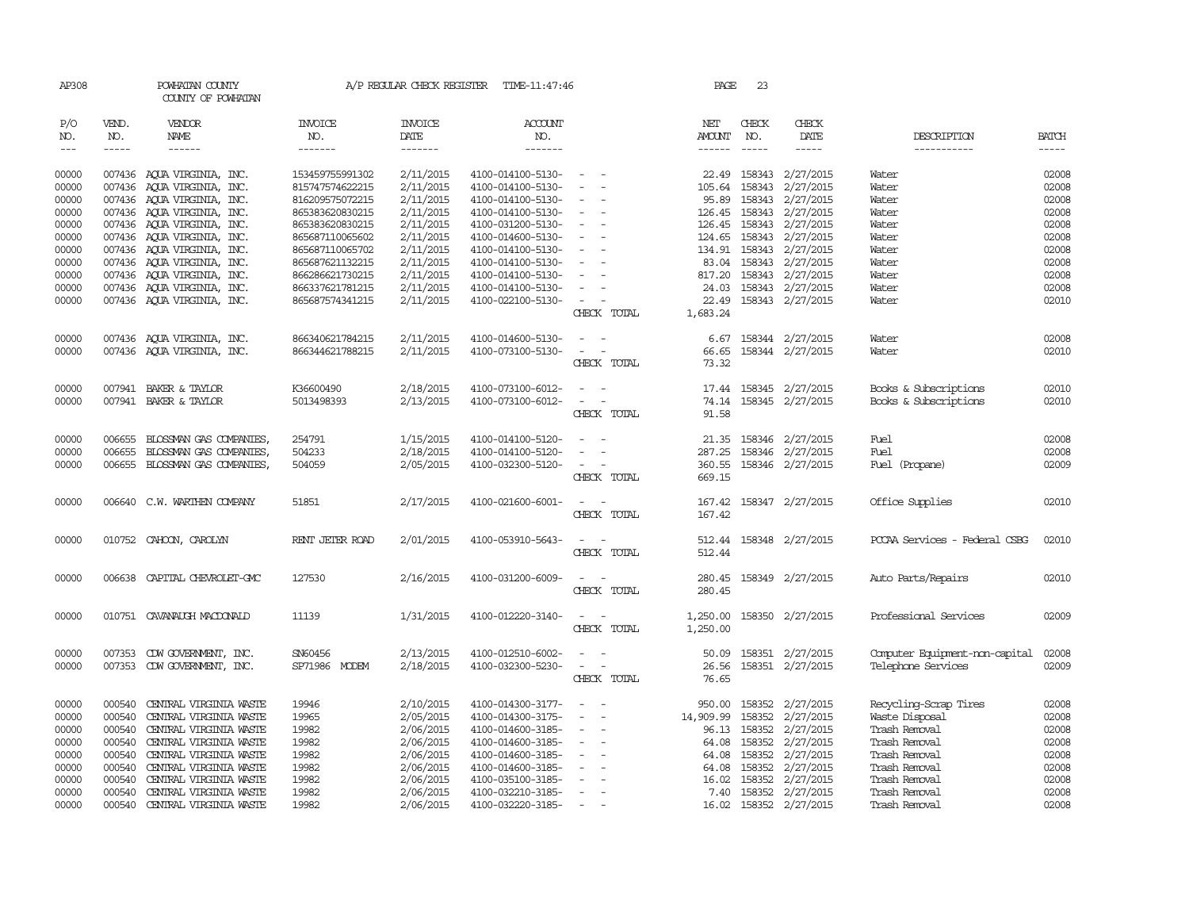AP308 POWHATAN COUNTY A/P REGULAR CHECK REGISTER TIME-11:47:46 PAGE 23

COUNTY OF POWHATAN

| P/O NO. | VEND. NO. | VENDOR NAME | INVOICE NO. | INVOICE DATE | ACCOUNT NO. | | NET AMOUNT | CHECK NO. | CHECK DATE | DESCRIPTION | BATCH |
|---|---|---|---|---|---|---|---|---|---|---|---|
| 00000 | 007436 | AQUA VIRGINIA, INC. | 153459755991302 | 2/11/2015 | 4100-014100-5130- | - - | 22.49 | 158343 | 2/27/2015 | Water | 02008 |
| 00000 | 007436 | AQUA VIRGINIA, INC. | 815747574622215 | 2/11/2015 | 4100-014100-5130- | - - | 105.64 | 158343 | 2/27/2015 | Water | 02008 |
| 00000 | 007436 | AQUA VIRGINIA, INC. | 816209575072215 | 2/11/2015 | 4100-014100-5130- | - - | 95.89 | 158343 | 2/27/2015 | Water | 02008 |
| 00000 | 007436 | AQUA VIRGINIA, INC. | 865383620830215 | 2/11/2015 | 4100-014100-5130- | - - | 126.45 | 158343 | 2/27/2015 | Water | 02008 |
| 00000 | 007436 | AQUA VIRGINIA, INC. | 865383620830215 | 2/11/2015 | 4100-031200-5130- | - - | 126.45 | 158343 | 2/27/2015 | Water | 02008 |
| 00000 | 007436 | AQUA VIRGINIA, INC. | 865687110065602 | 2/11/2015 | 4100-014600-5130- | - - | 124.65 | 158343 | 2/27/2015 | Water | 02008 |
| 00000 | 007436 | AQUA VIRGINIA, INC. | 865687110065702 | 2/11/2015 | 4100-014100-5130- | - - | 134.91 | 158343 | 2/27/2015 | Water | 02008 |
| 00000 | 007436 | AQUA VIRGINIA, INC. | 865687621132215 | 2/11/2015 | 4100-014100-5130- | - - | 83.04 | 158343 | 2/27/2015 | Water | 02008 |
| 00000 | 007436 | AQUA VIRGINIA, INC. | 866286621730215 | 2/11/2015 | 4100-014100-5130- | - - | 817.20 | 158343 | 2/27/2015 | Water | 02008 |
| 00000 | 007436 | AQUA VIRGINIA, INC. | 866337621781215 | 2/11/2015 | 4100-014100-5130- | - - | 24.03 | 158343 | 2/27/2015 | Water | 02008 |
| 00000 | 007436 | AQUA VIRGINIA, INC. | 865687574341215 | 2/11/2015 | 4100-022100-5130- | - - | 22.49 | 158343 | 2/27/2015 | Water | 02010 |
| | | | | | | CHECK TOTAL | 1,683.24 | | | | |
| 00000 | 007436 | AQUA VIRGINIA, INC. | 866340621784215 | 2/11/2015 | 4100-014600-5130- | - - | 6.67 | 158344 | 2/27/2015 | Water | 02008 |
| 00000 | 007436 | AQUA VIRGINIA, INC. | 866344621788215 | 2/11/2015 | 4100-073100-5130- | - - | 66.65 | 158344 | 2/27/2015 | Water | 02010 |
| | | | | | | CHECK TOTAL | 73.32 | | | | |
| 00000 | 007941 | BAKER & TAYLOR | K36600490 | 2/18/2015 | 4100-073100-6012- | - - | 17.44 | 158345 | 2/27/2015 | Books & Subscriptions | 02010 |
| 00000 | 007941 | BAKER & TAYLOR | 5013498393 | 2/13/2015 | 4100-073100-6012- | - - | 74.14 | 158345 | 2/27/2015 | Books & Subscriptions | 02010 |
| | | | | | | CHECK TOTAL | 91.58 | | | | |
| 00000 | 006655 | BLOSSMAN GAS COMPANIES, | 254791 | 1/15/2015 | 4100-014100-5120- | - - | 21.35 | 158346 | 2/27/2015 | Fuel | 02008 |
| 00000 | 006655 | BLOSSMAN GAS COMPANIES, | 504233 | 2/18/2015 | 4100-014100-5120- | - - | 287.25 | 158346 | 2/27/2015 | Fuel | 02008 |
| 00000 | 006655 | BLOSSMAN GAS COMPANIES, | 504059 | 2/05/2015 | 4100-032300-5120- | - - | 360.55 | 158346 | 2/27/2015 | Fuel (Propane) | 02009 |
| | | | | | | CHECK TOTAL | 669.15 | | | | |
| 00000 | 006640 | C.W. WARTHEN COMPANY | 51851 | 2/17/2015 | 4100-021600-6001- | - - | 167.42 | 158347 | 2/27/2015 | Office Supplies | 02010 |
| | | | | | | CHECK TOTAL | 167.42 | | | | |
| 00000 | 010752 | CAHOON, CAROLYN | RENT JETER ROAD | 2/01/2015 | 4100-053910-5643- | - - | 512.44 | 158348 | 2/27/2015 | PCCAA Services - Federal CSBG | 02010 |
| | | | | | | CHECK TOTAL | 512.44 | | | | |
| 00000 | 006638 | CAPITAL CHEVROLET-GMC | 127530 | 2/16/2015 | 4100-031200-6009- | - - | 280.45 | 158349 | 2/27/2015 | Auto Parts/Repairs | 02010 |
| | | | | | | CHECK TOTAL | 280.45 | | | | |
| 00000 | 010751 | CAVANAUGH MACDONALD | 11139 | 1/31/2015 | 4100-012220-3140- | - - | 1,250.00 | 158350 | 2/27/2015 | Professional Services | 02009 |
| | | | | | | CHECK TOTAL | 1,250.00 | | | | |
| 00000 | 007353 | CDW GOVERNMENT, INC. | SN60456 | 2/13/2015 | 4100-012510-6002- | - - | 50.09 | 158351 | 2/27/2015 | Computer Equipment-non-capital | 02008 |
| 00000 | 007353 | CDW GOVERNMENT, INC. | SP71986 MODEM | 2/18/2015 | 4100-032300-5230- | - - | 26.56 | 158351 | 2/27/2015 | Telephone Services | 02009 |
| | | | | | | CHECK TOTAL | 76.65 | | | | |
| 00000 | 000540 | CENTRAL VIRGINIA WASTE | 19946 | 2/10/2015 | 4100-014300-3177- | - - | 950.00 | 158352 | 2/27/2015 | Recycling-Scrap Tires | 02008 |
| 00000 | 000540 | CENTRAL VIRGINIA WASTE | 19965 | 2/05/2015 | 4100-014300-3175- | - - | 14,909.99 | 158352 | 2/27/2015 | Waste Disposal | 02008 |
| 00000 | 000540 | CENTRAL VIRGINIA WASTE | 19982 | 2/06/2015 | 4100-014600-3185- | - - | 96.13 | 158352 | 2/27/2015 | Trash Removal | 02008 |
| 00000 | 000540 | CENTRAL VIRGINIA WASTE | 19982 | 2/06/2015 | 4100-014600-3185- | - - | 64.08 | 158352 | 2/27/2015 | Trash Removal | 02008 |
| 00000 | 000540 | CENTRAL VIRGINIA WASTE | 19982 | 2/06/2015 | 4100-014600-3185- | - - | 64.08 | 158352 | 2/27/2015 | Trash Removal | 02008 |
| 00000 | 000540 | CENTRAL VIRGINIA WASTE | 19982 | 2/06/2015 | 4100-014600-3185- | - - | 64.08 | 158352 | 2/27/2015 | Trash Removal | 02008 |
| 00000 | 000540 | CENTRAL VIRGINIA WASTE | 19982 | 2/06/2015 | 4100-035100-3185- | - - | 16.02 | 158352 | 2/27/2015 | Trash Removal | 02008 |
| 00000 | 000540 | CENTRAL VIRGINIA WASTE | 19982 | 2/06/2015 | 4100-032210-3185- | - - | 7.40 | 158352 | 2/27/2015 | Trash Removal | 02008 |
| 00000 | 000540 | CENTRAL VIRGINIA WASTE | 19982 | 2/06/2015 | 4100-032220-3185- | - - | 16.02 | 158352 | 2/27/2015 | Trash Removal | 02008 |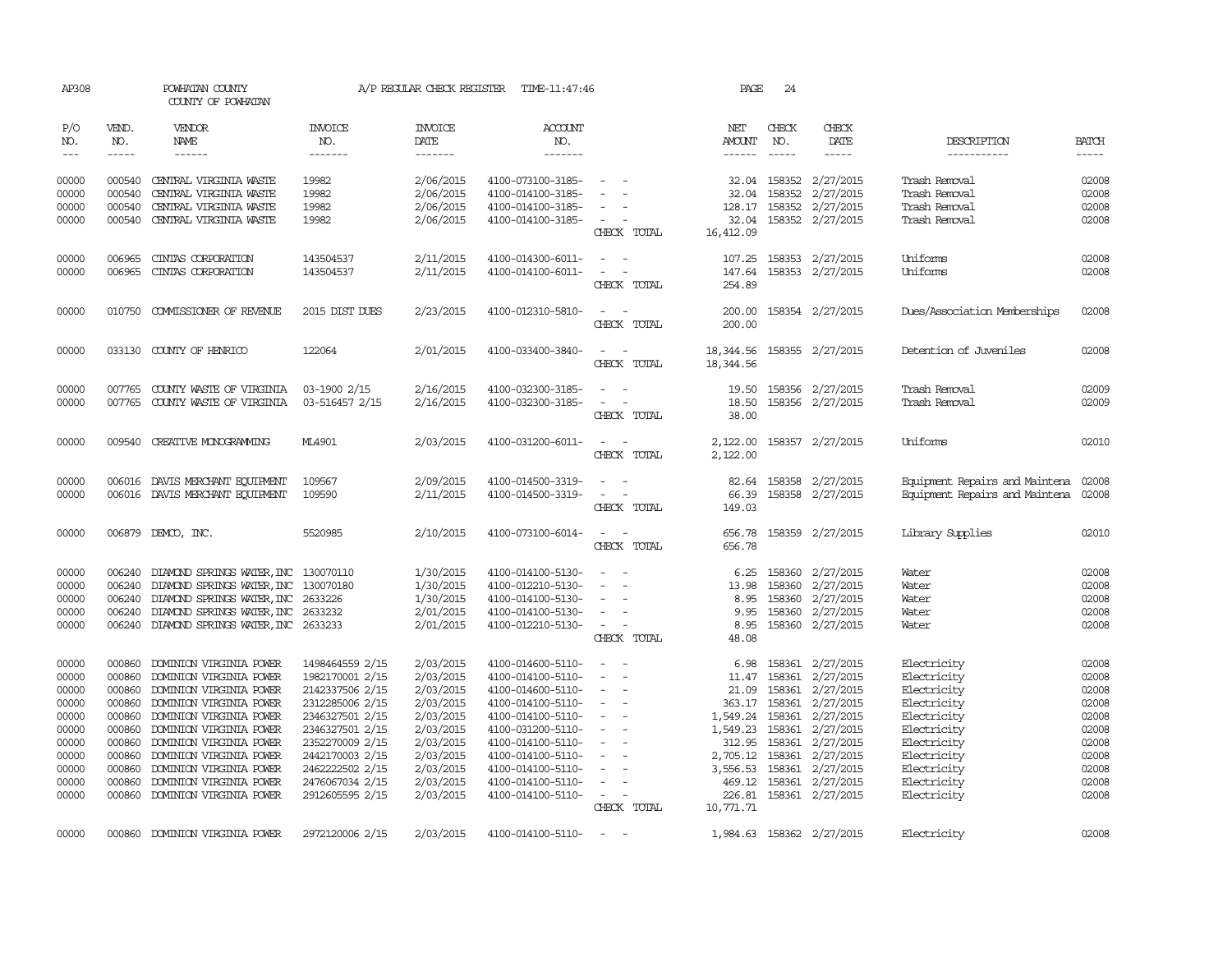AP308 POWHATAN COUNTY A/P REGULAR CHECK REGISTER TIME-11:47:46 PAGE 24
COUNTY OF POWHATAN

| P/O NO. | VEND. NO. | VENDOR NAME | INVOICE NO. | INVOICE DATE | ACCOUNT NO. | | NET AMOUNT | CHECK NO. | CHECK DATE | DESCRIPTION | BATCH |
|---|---|---|---|---|---|---|---|---|---|---|---|
| 00000 | 000540 | CENTRAL VIRGINIA WASTE | 19982 | 2/06/2015 | 4100-073100-3185- | - - | 32.04 | 158352 | 2/27/2015 | Trash Removal | 02008 |
| 00000 | 000540 | CENTRAL VIRGINIA WASTE | 19982 | 2/06/2015 | 4100-014100-3185- | - - | 32.04 | 158352 | 2/27/2015 | Trash Removal | 02008 |
| 00000 | 000540 | CENTRAL VIRGINIA WASTE | 19982 | 2/06/2015 | 4100-014100-3185- | - - | 128.17 | 158352 | 2/27/2015 | Trash Removal | 02008 |
| 00000 | 000540 | CENTRAL VIRGINIA WASTE | 19982 | 2/06/2015 | 4100-014100-3185- | - - | 32.04 | 158352 | 2/27/2015 | Trash Removal | 02008 |
| | | | | | | CHECK TOTAL | 16,412.09 | | | | |
| 00000 | 006965 | CINTAS CORPORATION | 143504537 | 2/11/2015 | 4100-014300-6011- | - - | 107.25 | 158353 | 2/27/2015 | Uniforms | 02008 |
| 00000 | 006965 | CINTAS CORPORATION | 143504537 | 2/11/2015 | 4100-014100-6011- | - - | 147.64 | 158353 | 2/27/2015 | Uniforms | 02008 |
| | | | | | | CHECK TOTAL | 254.89 | | | | |
| 00000 | 010750 | COMMISSIONER OF REVENUE | 2015 DIST DUES | 2/23/2015 | 4100-012310-5810- | - - | 200.00 | 158354 | 2/27/2015 | Dues/Association Memberships | 02008 |
| | | | | | | CHECK TOTAL | 200.00 | | | | |
| 00000 | 033130 | COUNTY OF HENRICO | 122064 | 2/01/2015 | 4100-033400-3840- | - - | 18,344.56 | 158355 | 2/27/2015 | Detention of Juveniles | 02008 |
| | | | | | | CHECK TOTAL | 18,344.56 | | | | |
| 00000 | 007765 | COUNTY WASTE OF VIRGINIA | 03-1900 2/15 | 2/16/2015 | 4100-032300-3185- | - - | 19.50 | 158356 | 2/27/2015 | Trash Removal | 02009 |
| 00000 | 007765 | COUNTY WASTE OF VIRGINIA | 03-516457 2/15 | 2/16/2015 | 4100-032300-3185- | - - | 18.50 | 158356 | 2/27/2015 | Trash Removal | 02009 |
| | | | | | | CHECK TOTAL | 38.00 | | | | |
| 00000 | 009540 | CREATIVE MONOGRAMMING | ML4901 | 2/03/2015 | 4100-031200-6011- | - - | 2,122.00 | 158357 | 2/27/2015 | Uniforms | 02010 |
| | | | | | | CHECK TOTAL | 2,122.00 | | | | |
| 00000 | 006016 | DAVIS MERCHANT EQUIPMENT | 109567 | 2/09/2015 | 4100-014500-3319- | - - | 82.64 | 158358 | 2/27/2015 | Equipment Repairs and Maintena | 02008 |
| 00000 | 006016 | DAVIS MERCHANT EQUIPMENT | 109590 | 2/11/2015 | 4100-014500-3319- | - - | 66.39 | 158358 | 2/27/2015 | Equipment Repairs and Maintena | 02008 |
| | | | | | | CHECK TOTAL | 149.03 | | | | |
| 00000 | 006879 | DEMCO, INC. | 5520985 | 2/10/2015 | 4100-073100-6014- | - - | 656.78 | 158359 | 2/27/2015 | Library Supplies | 02010 |
| | | | | | | CHECK TOTAL | 656.78 | | | | |
| 00000 | 006240 | DIAMOND SPRINGS WATER, INC | 130070110 | 1/30/2015 | 4100-014100-5130- | - - | 6.25 | 158360 | 2/27/2015 | Water | 02008 |
| 00000 | 006240 | DIAMOND SPRINGS WATER, INC | 130070180 | 1/30/2015 | 4100-012210-5130- | - - | 13.98 | 158360 | 2/27/2015 | Water | 02008 |
| 00000 | 006240 | DIAMOND SPRINGS WATER, INC | 2633226 | 1/30/2015 | 4100-014100-5130- | - - | 8.95 | 158360 | 2/27/2015 | Water | 02008 |
| 00000 | 006240 | DIAMOND SPRINGS WATER, INC | 2633232 | 2/01/2015 | 4100-014100-5130- | - - | 9.95 | 158360 | 2/27/2015 | Water | 02008 |
| 00000 | 006240 | DIAMOND SPRINGS WATER, INC | 2633233 | 2/01/2015 | 4100-012210-5130- | - - | 8.95 | 158360 | 2/27/2015 | Water | 02008 |
| | | | | | | CHECK TOTAL | 48.08 | | | | |
| 00000 | 000860 | DOMINION VIRGINIA POWER | 1498464559 2/15 | 2/03/2015 | 4100-014600-5110- | - - | 6.98 | 158361 | 2/27/2015 | Electricity | 02008 |
| 00000 | 000860 | DOMINION VIRGINIA POWER | 1982170001 2/15 | 2/03/2015 | 4100-014100-5110- | - - | 11.47 | 158361 | 2/27/2015 | Electricity | 02008 |
| 00000 | 000860 | DOMINION VIRGINIA POWER | 2142337506 2/15 | 2/03/2015 | 4100-014600-5110- | - - | 21.09 | 158361 | 2/27/2015 | Electricity | 02008 |
| 00000 | 000860 | DOMINION VIRGINIA POWER | 2312285006 2/15 | 2/03/2015 | 4100-014100-5110- | - - | 363.17 | 158361 | 2/27/2015 | Electricity | 02008 |
| 00000 | 000860 | DOMINION VIRGINIA POWER | 2346327501 2/15 | 2/03/2015 | 4100-014100-5110- | - - | 1,549.24 | 158361 | 2/27/2015 | Electricity | 02008 |
| 00000 | 000860 | DOMINION VIRGINIA POWER | 2346327501 2/15 | 2/03/2015 | 4100-031200-5110- | - - | 1,549.23 | 158361 | 2/27/2015 | Electricity | 02008 |
| 00000 | 000860 | DOMINION VIRGINIA POWER | 2352270009 2/15 | 2/03/2015 | 4100-014100-5110- | - - | 312.95 | 158361 | 2/27/2015 | Electricity | 02008 |
| 00000 | 000860 | DOMINION VIRGINIA POWER | 2442170003 2/15 | 2/03/2015 | 4100-014100-5110- | - - | 2,705.12 | 158361 | 2/27/2015 | Electricity | 02008 |
| 00000 | 000860 | DOMINION VIRGINIA POWER | 2462222502 2/15 | 2/03/2015 | 4100-014100-5110- | - - | 3,556.53 | 158361 | 2/27/2015 | Electricity | 02008 |
| 00000 | 000860 | DOMINION VIRGINIA POWER | 2476067034 2/15 | 2/03/2015 | 4100-014100-5110- | - - | 469.12 | 158361 | 2/27/2015 | Electricity | 02008 |
| 00000 | 000860 | DOMINION VIRGINIA POWER | 2912605595 2/15 | 2/03/2015 | 4100-014100-5110- | - - | 226.81 | 158361 | 2/27/2015 | Electricity | 02008 |
| | | | | | | CHECK TOTAL | 10,771.71 | | | | |
| 00000 | 000860 | DOMINION VIRGINIA POWER | 2972120006 2/15 | 2/03/2015 | 4100-014100-5110- | - - | 1,984.63 | 158362 | 2/27/2015 | Electricity | 02008 |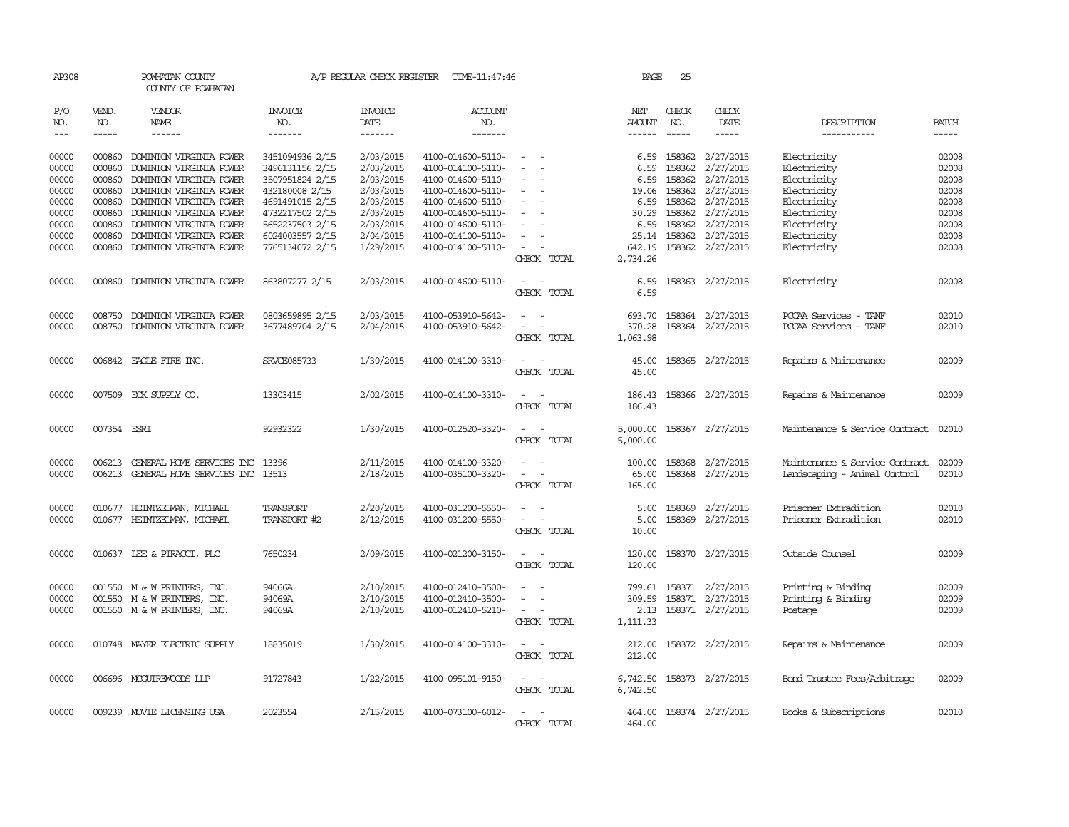AP308 POWHATAN COUNTY A/P REGULAR CHECK REGISTER TIME-11:47:46 PAGE 25
COUNTY OF POWHATAN

| P/O NO. | VEND. NO. | VENDOR NAME | INVOICE NO. | INVOICE DATE | ACCOUNT NO. | | NET AMOUNT | CHECK NO. | CHECK DATE | DESCRIPTION | BATCH |
|---|---|---|---|---|---|---|---|---|---|---|---|
| 00000 | 000860 | DOMINION VIRGINIA POWER | 3451094936 2/15 | 2/03/2015 | 4100-014600-5110- | - - | 6.59 | 158362 | 2/27/2015 | Electricity | 02008 |
| 00000 | 000860 | DOMINION VIRGINIA POWER | 3496131156 2/15 | 2/03/2015 | 4100-014100-5110- | - - | 6.59 | 158362 | 2/27/2015 | Electricity | 02008 |
| 00000 | 000860 | DOMINION VIRGINIA POWER | 3507951824 2/15 | 2/03/2015 | 4100-014600-5110- | - - | 6.59 | 158362 | 2/27/2015 | Electricity | 02008 |
| 00000 | 000860 | DOMINION VIRGINIA POWER | 432180008 2/15 | 2/03/2015 | 4100-014600-5110- | - - | 19.06 | 158362 | 2/27/2015 | Electricity | 02008 |
| 00000 | 000860 | DOMINION VIRGINIA POWER | 4691491015 2/15 | 2/03/2015 | 4100-014600-5110- | - - | 6.59 | 158362 | 2/27/2015 | Electricity | 02008 |
| 00000 | 000860 | DOMINION VIRGINIA POWER | 4732217502 2/15 | 2/03/2015 | 4100-014600-5110- | - - | 30.29 | 158362 | 2/27/2015 | Electricity | 02008 |
| 00000 | 000860 | DOMINION VIRGINIA POWER | 5652237503 2/15 | 2/03/2015 | 4100-014600-5110- | - - | 6.59 | 158362 | 2/27/2015 | Electricity | 02008 |
| 00000 | 000860 | DOMINION VIRGINIA POWER | 6024003557 2/15 | 2/04/2015 | 4100-014100-5110- | - - | 25.14 | 158362 | 2/27/2015 | Electricity | 02008 |
| 00000 | 000860 | DOMINION VIRGINIA POWER | 7765134072 2/15 | 1/29/2015 | 4100-014100-5110- | - - | 642.19 | 158362 | 2/27/2015 | Electricity | 02008 |
| | | | | | | CHECK TOTAL | 2,734.26 | | | | |
| 00000 | 000860 | DOMINION VIRGINIA POWER | 863807277 2/15 | 2/03/2015 | 4100-014600-5110- | - - | 6.59 | 158363 | 2/27/2015 | Electricity | 02008 |
| | | | | | | CHECK TOTAL | 6.59 | | | | |
| 00000 | 008750 | DOMINION VIRGINIA POWER | 0803659895 2/15 | 2/03/2015 | 4100-053910-5642- | - - | 693.70 | 158364 | 2/27/2015 | PCCAA Services - TANF | 02010 |
| 00000 | 008750 | DOMINION VIRGINIA POWER | 3677489704 2/15 | 2/04/2015 | 4100-053910-5642- | - - | 370.28 | 158364 | 2/27/2015 | PCCAA Services - TANF | 02010 |
| | | | | | | CHECK TOTAL | 1,063.98 | | | | |
| 00000 | 006842 | EAGLE FIRE INC. | SRVCE085733 | 1/30/2015 | 4100-014100-3310- | - - | 45.00 | 158365 | 2/27/2015 | Repairs & Maintenance | 02009 |
| | | | | | | CHECK TOTAL | 45.00 | | | | |
| 00000 | 007509 | ECK SUPPLY CO. | 13303415 | 2/02/2015 | 4100-014100-3310- | - - | 186.43 | 158366 | 2/27/2015 | Repairs & Maintenance | 02009 |
| | | | | | | CHECK TOTAL | 186.43 | | | | |
| 00000 | 007354 | ESRI | 92932322 | 1/30/2015 | 4100-012520-3320- | - - | 5,000.00 | 158367 | 2/27/2015 | Maintenance & Service Contract | 02010 |
| | | | | | | CHECK TOTAL | 5,000.00 | | | | |
| 00000 | 006213 | GENERAL HOME SERVICES INC | 13396 | 2/11/2015 | 4100-014100-3320- | - - | 100.00 | 158368 | 2/27/2015 | Maintenance & Service Contract | 02009 |
| 00000 | 006213 | GENERAL HOME SERVICES INC | 13513 | 2/18/2015 | 4100-035100-3320- | - - | 65.00 | 158368 | 2/27/2015 | Landscaping - Animal Control | 02010 |
| | | | | | | CHECK TOTAL | 165.00 | | | | |
| 00000 | 010677 | HEINTZELMAN, MICHAEL | TRANSPORT | 2/20/2015 | 4100-031200-5550- | - - | 5.00 | 158369 | 2/27/2015 | Prisoner Extradition | 02010 |
| 00000 | 010677 | HEINTZELMAN, MICHAEL | TRANSPORT #2 | 2/12/2015 | 4100-031200-5550- | - - | 5.00 | 158369 | 2/27/2015 | Prisoner Extradition | 02010 |
| | | | | | | CHECK TOTAL | 10.00 | | | | |
| 00000 | 010637 | LEE & PIRACCI, PLC | 7650234 | 2/09/2015 | 4100-021200-3150- | - - | 120.00 | 158370 | 2/27/2015 | Outside Counsel | 02009 |
| | | | | | | CHECK TOTAL | 120.00 | | | | |
| 00000 | 001550 | M & W PRINTERS, INC. | 94066A | 2/10/2015 | 4100-012410-3500- | - - | 799.61 | 158371 | 2/27/2015 | Printing & Binding | 02009 |
| 00000 | 001550 | M & W PRINTERS, INC. | 94069A | 2/10/2015 | 4100-012410-3500- | - - | 309.59 | 158371 | 2/27/2015 | Printing & Binding | 02009 |
| 00000 | 001550 | M & W PRINTERS, INC. | 94069A | 2/10/2015 | 4100-012410-5210- | - - | 2.13 | 158371 | 2/27/2015 | Postage | 02009 |
| | | | | | | CHECK TOTAL | 1,111.33 | | | | |
| 00000 | 010748 | MAYER ELECTRIC SUPPLY | 18835019 | 1/30/2015 | 4100-014100-3310- | - - | 212.00 | 158372 | 2/27/2015 | Repairs & Maintenance | 02009 |
| | | | | | | CHECK TOTAL | 212.00 | | | | |
| 00000 | 006696 | MCGUIREWOODS LLP | 91727843 | 1/22/2015 | 4100-095101-9150- | - - | 6,742.50 | 158373 | 2/27/2015 | Bond Trustee Fees/Arbitrage | 02009 |
| | | | | | | CHECK TOTAL | 6,742.50 | | | | |
| 00000 | 009239 | MOVIE LICENSING USA | 2023554 | 2/15/2015 | 4100-073100-6012- | - - | 464.00 | 158374 | 2/27/2015 | Books & Subscriptions | 02010 |
| | | | | | | CHECK TOTAL | 464.00 | | | | |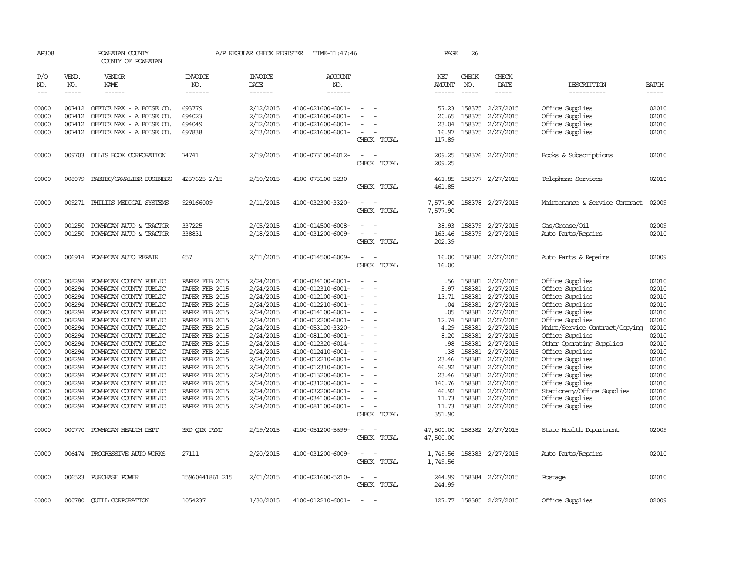AP308 POWHATAN COUNTY A/P REGULAR CHECK REGISTER TIME-11:47:46 PAGE 26
COUNTY OF POWHATAN

| P/O NO. | VEND. NO. | VENDOR NAME | INVOICE NO. | INVOICE DATE | ACCOUNT NO. | | NET AMOUNT | CHECK NO. | CHECK DATE | DESCRIPTION | BATCH |
|---|---|---|---|---|---|---|---|---|---|---|---|
| 00000 | 007412 | OFFICE MAX - A BOISE CO. | 693779 | 2/12/2015 | 4100-021600-6001- | - - | 57.23 | 158375 | 2/27/2015 | Office Supplies | 02010 |
| 00000 | 007412 | OFFICE MAX - A BOISE CO. | 694023 | 2/12/2015 | 4100-021600-6001- | - - | 20.65 | 158375 | 2/27/2015 | Office Supplies | 02010 |
| 00000 | 007412 | OFFICE MAX - A BOISE CO. | 694049 | 2/12/2015 | 4100-021600-6001- | - - | 23.04 | 158375 | 2/27/2015 | Office Supplies | 02010 |
| 00000 | 007412 | OFFICE MAX - A BOISE CO. | 697838 | 2/13/2015 | 4100-021600-6001- | - - | 16.97 | 158375 | 2/27/2015 | Office Supplies | 02010 |
| | | | | | | CHECK TOTAL | 117.89 | | | | |
| 00000 | 009703 | OLLIS BOOK CORPORATION | 74741 | 2/19/2015 | 4100-073100-6012- | - - | 209.25 | 158376 | 2/27/2015 | Books & Subscriptions | 02010 |
| | | | | | | CHECK TOTAL | 209.25 | | | | |
| 00000 | 008079 | PAETEC/CAVALIER BUSINESS | 4237625 2/15 | 2/10/2015 | 4100-073100-5230- | - - | 461.85 | 158377 | 2/27/2015 | Telephone Services | 02010 |
| | | | | | | CHECK TOTAL | 461.85 | | | | |
| 00000 | 009271 | PHILIPS MEDICAL SYSTEMS | 929166009 | 2/11/2015 | 4100-032300-3320- | - - | 7,577.90 | 158378 | 2/27/2015 | Maintenance & Service Contract | 02009 |
| | | | | | | CHECK TOTAL | 7,577.90 | | | | |
| 00000 | 001250 | POWHATAN AUTO & TRACTOR | 337225 | 2/05/2015 | 4100-014500-6008- | - - | 38.93 | 158379 | 2/27/2015 | Gas/Grease/Oil | 02009 |
| 00000 | 001250 | POWHATAN AUTO & TRACTOR | 338831 | 2/18/2015 | 4100-031200-6009- | - - | 163.46 | 158379 | 2/27/2015 | Auto Parts/Repairs | 02010 |
| | | | | | | CHECK TOTAL | 202.39 | | | | |
| 00000 | 006914 | POWHATAN AUTO REPAIR | 657 | 2/11/2015 | 4100-014500-6009- | - - | 16.00 | 158380 | 2/27/2015 | Auto Parts & Repairs | 02009 |
| | | | | | | CHECK TOTAL | 16.00 | | | | |
| 00000 | 008294 | POWHATAN COUNTY PUBLIC | PAPER FEB 2015 | 2/24/2015 | 4100-034100-6001- | - - | .56 | 158381 | 2/27/2015 | Office Supplies | 02010 |
| 00000 | 008294 | POWHATAN COUNTY PUBLIC | PAPER FEB 2015 | 2/24/2015 | 4100-012310-6001- | - - | 5.97 | 158381 | 2/27/2015 | Office Supplies | 02010 |
| 00000 | 008294 | POWHATAN COUNTY PUBLIC | PAPER FEB 2015 | 2/24/2015 | 4100-012100-6001- | - - | 13.71 | 158381 | 2/27/2015 | Office Supplies | 02010 |
| 00000 | 008294 | POWHATAN COUNTY PUBLIC | PAPER FEB 2015 | 2/24/2015 | 4100-012210-6001- | - - | .04 | 158381 | 2/27/2015 | Office Supplies | 02010 |
| 00000 | 008294 | POWHATAN COUNTY PUBLIC | PAPER FEB 2015 | 2/24/2015 | 4100-014100-6001- | - - | .05 | 158381 | 2/27/2015 | Office Supplies | 02010 |
| 00000 | 008294 | POWHATAN COUNTY PUBLIC | PAPER FEB 2015 | 2/24/2015 | 4100-012200-6001- | - - | 12.74 | 158381 | 2/27/2015 | Office Supplies | 02010 |
| 00000 | 008294 | POWHATAN COUNTY PUBLIC | PAPER FEB 2015 | 2/24/2015 | 4100-053120-3320- | - - | 4.29 | 158381 | 2/27/2015 | Maint/Service Contract/Copying | 02010 |
| 00000 | 008294 | POWHATAN COUNTY PUBLIC | PAPER FEB 2015 | 2/24/2015 | 4100-081100-6001- | - - | 8.20 | 158381 | 2/27/2015 | Office Supplies | 02010 |
| 00000 | 008294 | POWHATAN COUNTY PUBLIC | PAPER FEB 2015 | 2/24/2015 | 4100-012320-6014- | - - | .98 | 158381 | 2/27/2015 | Other Operating Supplies | 02010 |
| 00000 | 008294 | POWHATAN COUNTY PUBLIC | PAPER FEB 2015 | 2/24/2015 | 4100-012410-6001- | - - | .38 | 158381 | 2/27/2015 | Office Supplies | 02010 |
| 00000 | 008294 | POWHATAN COUNTY PUBLIC | PAPER FEB 2015 | 2/24/2015 | 4100-012210-6001- | - - | 23.46 | 158381 | 2/27/2015 | Office Supplies | 02010 |
| 00000 | 008294 | POWHATAN COUNTY PUBLIC | PAPER FEB 2015 | 2/24/2015 | 4100-012310-6001- | - - | 46.92 | 158381 | 2/27/2015 | Office Supplies | 02010 |
| 00000 | 008294 | POWHATAN COUNTY PUBLIC | PAPER FEB 2015 | 2/24/2015 | 4100-013200-6001- | - - | 23.46 | 158381 | 2/27/2015 | Office Supplies | 02010 |
| 00000 | 008294 | POWHATAN COUNTY PUBLIC | PAPER FEB 2015 | 2/24/2015 | 4100-031200-6001- | - - | 140.76 | 158381 | 2/27/2015 | Office Supplies | 02010 |
| 00000 | 008294 | POWHATAN COUNTY PUBLIC | PAPER FEB 2015 | 2/24/2015 | 4100-032200-6001- | - - | 46.92 | 158381 | 2/27/2015 | Stationery/Office Supplies | 02010 |
| 00000 | 008294 | POWHATAN COUNTY PUBLIC | PAPER FEB 2015 | 2/24/2015 | 4100-034100-6001- | - - | 11.73 | 158381 | 2/27/2015 | Office Supplies | 02010 |
| 00000 | 008294 | POWHATAN COUNTY PUBLIC | PAPER FEB 2015 | 2/24/2015 | 4100-081100-6001- | - - | 11.73 | 158381 | 2/27/2015 | Office Supplies | 02010 |
| | | | | | | CHECK TOTAL | 351.90 | | | | |
| 00000 | 000770 | POWHATAN HEALTH DEPT | 3RD QTR PYMT | 2/19/2015 | 4100-051200-5699- | - - | 47,500.00 | 158382 | 2/27/2015 | State Health Department | 02009 |
| | | | | | | CHECK TOTAL | 47,500.00 | | | | |
| 00000 | 006474 | PROGRESSIVE AUTO WORKS | 27111 | 2/20/2015 | 4100-031200-6009- | - - | 1,749.56 | 158383 | 2/27/2015 | Auto Parts/Repairs | 02010 |
| | | | | | | CHECK TOTAL | 1,749.56 | | | | |
| 00000 | 006523 | PURCHASE POWER | 15960441861 215 | 2/01/2015 | 4100-021600-5210- | - - | 244.99 | 158384 | 2/27/2015 | Postage | 02010 |
| | | | | | | CHECK TOTAL | 244.99 | | | | |
| 00000 | 000780 | QUILL CORPORATION | 1054237 | 1/30/2015 | 4100-012210-6001- | - - | 127.77 | 158385 | 2/27/2015 | Office Supplies | 02009 |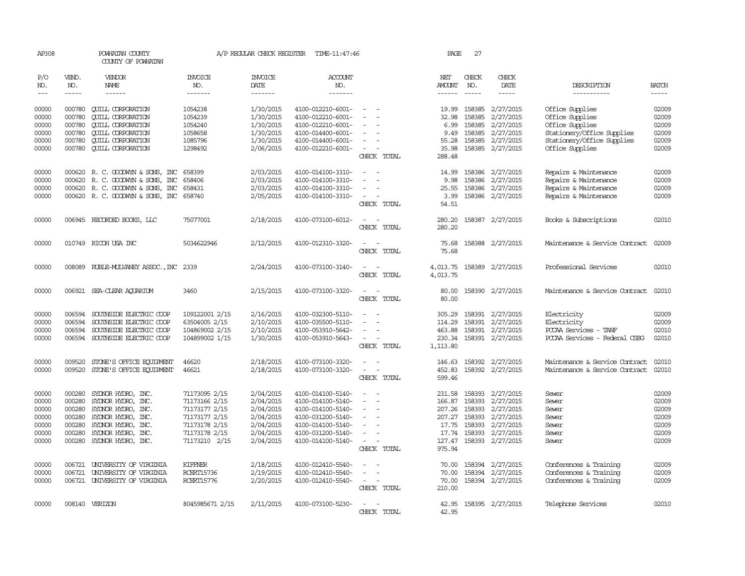AP308 POWHATAN COUNTY A/P REGULAR CHECK REGISTER TIME-11:47:46 PAGE 27

COUNTY OF POWHATAN

| P/O NO. | VEND. NO. | VENDOR NAME | INVOICE NO. | INVOICE DATE | ACCOUNT NO. | | NET AMOUNT | CHECK NO. | CHECK DATE | DESCRIPTION | BATCH |
|---|---|---|---|---|---|---|---|---|---|---|---|
| 00000 | 000780 | QUILL CORPORATION | 1054238 | 1/30/2015 | 4100-012210-6001- | - - | 19.99 | 158385 | 2/27/2015 | Office Supplies | 02009 |
| 00000 | 000780 | QUILL CORPORATION | 1054239 | 1/30/2015 | 4100-012210-6001- | - - | 32.98 | 158385 | 2/27/2015 | Office Supplies | 02009 |
| 00000 | 000780 | QUILL CORPORATION | 1054240 | 1/30/2015 | 4100-012210-6001- | - - | 6.99 | 158385 | 2/27/2015 | Office Supplies | 02009 |
| 00000 | 000780 | QUILL CORPORATION | 1058658 | 1/30/2015 | 4100-014400-6001- | - - | 9.49 | 158385 | 2/27/2015 | Stationery/Office Supplies | 02009 |
| 00000 | 000780 | QUILL CORPORATION | 1085796 | 1/30/2015 | 4100-014400-6001- | - - | 55.28 | 158385 | 2/27/2015 | Stationery/Office Supplies | 02009 |
| 00000 | 000780 | QUILL CORPORATION | 1298492 | 2/06/2015 | 4100-012210-6001- | - - | 35.98 | 158385 | 2/27/2015 | Office Supplies | 02009 |
| | | | | | | CHECK TOTAL | 288.48 | | | | |
| 00000 | 000620 | R. C. GOODWYN & SONS, INC | 658399 | 2/03/2015 | 4100-014100-3310- | - - | 14.99 | 158386 | 2/27/2015 | Repairs & Maintenance | 02009 |
| 00000 | 000620 | R. C. GOODWYN & SONS, INC | 658406 | 2/03/2015 | 4100-014100-3310- | - - | 9.98 | 158386 | 2/27/2015 | Repairs & Maintenance | 02009 |
| 00000 | 000620 | R. C. GOODWYN & SONS, INC | 658431 | 2/03/2015 | 4100-014100-3310- | - - | 25.55 | 158386 | 2/27/2015 | Repairs & Maintenance | 02009 |
| 00000 | 000620 | R. C. GOODWYN & SONS, INC | 658740 | 2/05/2015 | 4100-014100-3310- | - - | 3.99 | 158386 | 2/27/2015 | Repairs & Maintenance | 02009 |
| | | | | | | CHECK TOTAL | 54.51 | | | | |
| 00000 | 006945 | RECORDED BOOKS, LLC | 75077001 | 2/18/2015 | 4100-073100-6012- | - - | 280.20 | 158387 | 2/27/2015 | Books & Subscriptions | 02010 |
| | | | | | | CHECK TOTAL | 280.20 | | | | |
| 00000 | 010749 | RICOH USA INC | 5034622946 | 2/12/2015 | 4100-012310-3320- | - - | 75.68 | 158388 | 2/27/2015 | Maintenance & Service Contract | 02009 |
| | | | | | | CHECK TOTAL | 75.68 | | | | |
| 00000 | 008089 | RUBLE-MULVANEY ASSOC.,INC | 2339 | 2/24/2015 | 4100-073100-3140- | - - | 4,013.75 | 158389 | 2/27/2015 | Professional Services | 02010 |
| | | | | | | CHECK TOTAL | 4,013.75 | | | | |
| 00000 | 006921 | SEA-CLEAR AQUARIUM | 3460 | 2/15/2015 | 4100-073100-3320- | - - | 80.00 | 158390 | 2/27/2015 | Maintenance & Service Contract | 02010 |
| | | | | | | CHECK TOTAL | 80.00 | | | | |
| 00000 | 006594 | SOUTHSIDE ELECTRIC COOP | 109122001 2/15 | 2/16/2015 | 4100-032300-5110- | - - | 305.29 | 158391 | 2/27/2015 | Electricity | 02009 |
| 00000 | 006594 | SOUTHSIDE ELECTRIC COOP | 63504005 2/15 | 2/10/2015 | 4100-035500-5110- | - - | 114.29 | 158391 | 2/27/2015 | Electricity | 02009 |
| 00000 | 006594 | SOUTHSIDE ELECTRIC COOP | 104869002 2/15 | 2/10/2015 | 4100-053910-5642- | - - | 463.88 | 158391 | 2/27/2015 | PCCAA Services - TANF | 02010 |
| 00000 | 006594 | SOUTHSIDE ELECTRIC COOP | 104899002 1/15 | 1/30/2015 | 4100-053910-5643- | - - | 230.34 | 158391 | 2/27/2015 | PCCAA Services - Federal CSBG | 02010 |
| | | | | | | CHECK TOTAL | 1,113.80 | | | | |
| 00000 | 009520 | STONE'S OFFICE EQUIPMENT | 46620 | 2/18/2015 | 4100-073100-3320- | - - | 146.63 | 158392 | 2/27/2015 | Maintenance & Service Contract | 02010 |
| 00000 | 009520 | STONE'S OFFICE EQUIPMENT | 46621 | 2/18/2015 | 4100-073100-3320- | - - | 452.83 | 158392 | 2/27/2015 | Maintenance & Service Contract | 02010 |
| | | | | | | CHECK TOTAL | 599.46 | | | | |
| 00000 | 000280 | SYDNOR HYDRO, INC. | 71173095 2/15 | 2/04/2015 | 4100-014100-5140- | - - | 231.58 | 158393 | 2/27/2015 | Sewer | 02009 |
| 00000 | 000280 | SYDNOR HYDRO, INC. | 71173166 2/15 | 2/04/2015 | 4100-014100-5140- | - - | 166.87 | 158393 | 2/27/2015 | Sewer | 02009 |
| 00000 | 000280 | SYDNOR HYDRO, INC. | 71173177 2/15 | 2/04/2015 | 4100-014100-5140- | - - | 207.26 | 158393 | 2/27/2015 | Sewer | 02009 |
| 00000 | 000280 | SYDNOR HYDRO, INC. | 71173177 2/15 | 2/04/2015 | 4100-031200-5140- | - - | 207.27 | 158393 | 2/27/2015 | Sewer | 02009 |
| 00000 | 000280 | SYDNOR HYDRO, INC. | 71173178 2/15 | 2/04/2015 | 4100-014100-5140- | - - | 17.75 | 158393 | 2/27/2015 | Sewer | 02009 |
| 00000 | 000280 | SYDNOR HYDRO, INC. | 71173178 2/15 | 2/04/2015 | 4100-031200-5140- | - - | 17.74 | 158393 | 2/27/2015 | Sewer | 02009 |
| 00000 | 000280 | SYDNOR HYDRO, INC. | 71173210 2/15 | 2/04/2015 | 4100-014100-5140- | - - | 127.47 | 158393 | 2/27/2015 | Sewer | 02009 |
| | | | | | | CHECK TOTAL | 975.94 | | | | |
| 00000 | 006721 | UNIVERSITY OF VIRGINIA | KIFFNER | 2/18/2015 | 4100-012410-5540- | - - | 70.00 | 158394 | 2/27/2015 | Conferences & Training | 02009 |
| 00000 | 006721 | UNIVERSITY OF VIRGINIA | RCERT15736 | 2/19/2015 | 4100-012410-5540- | - - | 70.00 | 158394 | 2/27/2015 | Conferences & Training | 02009 |
| 00000 | 006721 | UNIVERSITY OF VIRGINIA | RCERT15776 | 2/20/2015 | 4100-012410-5540- | - - | 70.00 | 158394 | 2/27/2015 | Conferences & Training | 02009 |
| | | | | | | CHECK TOTAL | 210.00 | | | | |
| 00000 | 008140 | VERIZON | 8045985671 2/15 | 2/11/2015 | 4100-073100-5230- | - - | 42.95 | 158395 | 2/27/2015 | Telephone Services | 02010 |
| | | | | | | CHECK TOTAL | 42.95 | | | | |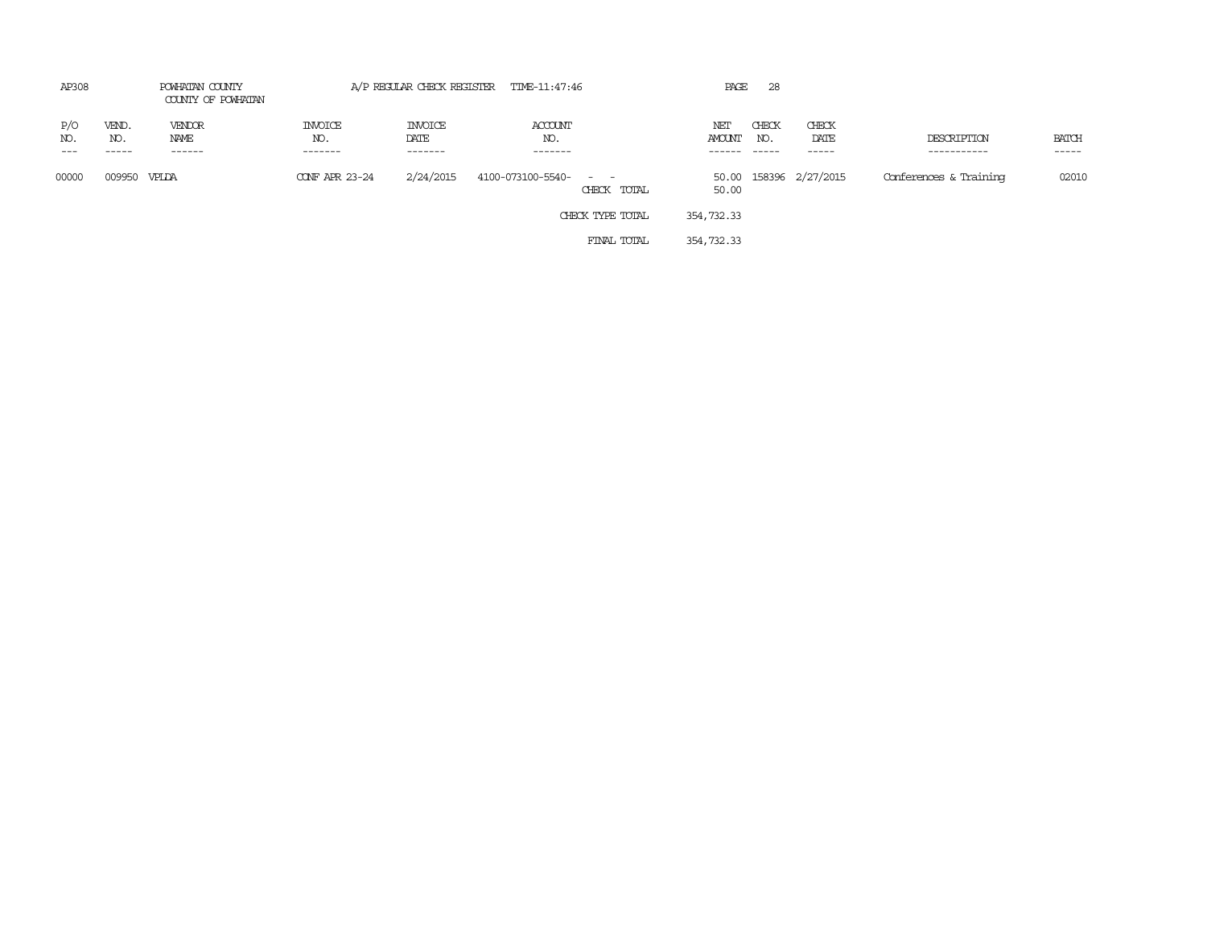AP308 POWHATAN COUNTY A/P REGULAR CHECK REGISTER TIME-11:47:46

COUNTY OF POWHATAN

| P/O NO. | VEND. NO. | VENDOR NAME | INVOICE NO. | INVOICE DATE | ACCOUNT NO. | | NET AMOUNT | CHECK NO. | CHECK DATE | DESCRIPTION | BATCH |
|---|---|---|---|---|---|---|---|---|---|---|---|
| 00000 | 009950 | VPLDA | CONF APR 23-24 | 2/24/2015 | 4100-073100-5540- - - | | 50.00 | 158396 | 2/27/2015 | Conferences & Training | 02010 |
| | | | | | | CHECK TOTAL | 50.00 | | | | |
| | | | | | | CHECK TYPE TOTAL | 354,732.33 | | | | |
| | | | | | | FINAL TOTAL | 354,732.33 | | | | |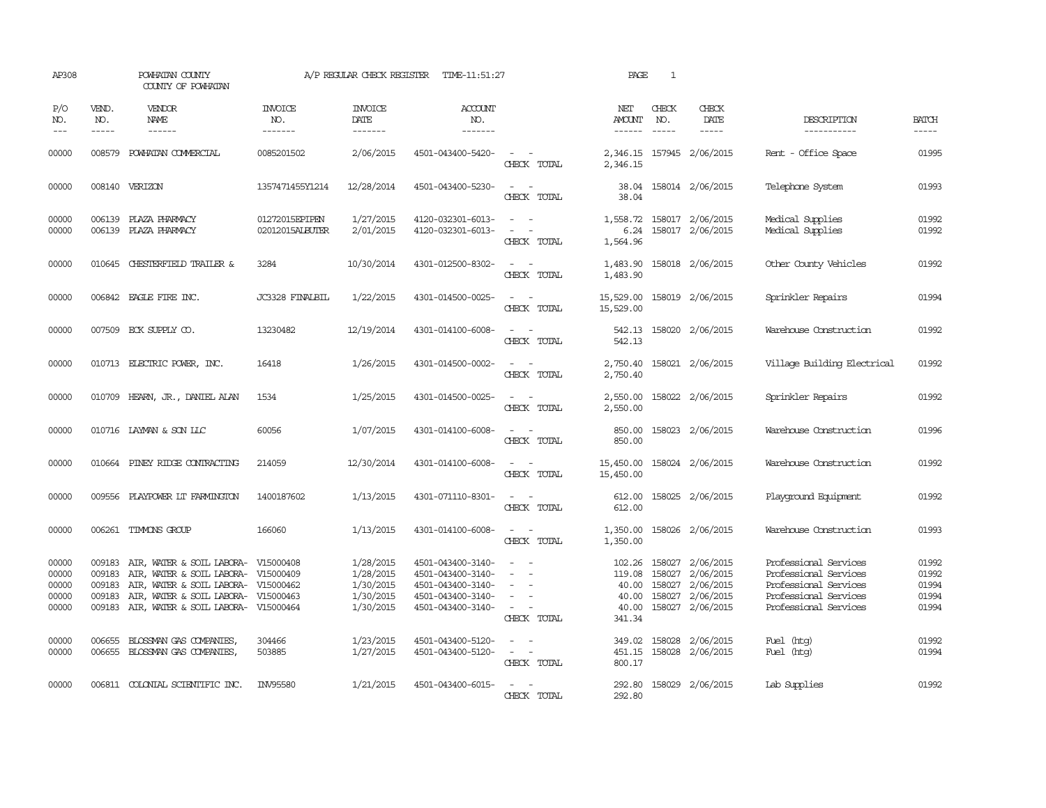AP308 POWHATAN COUNTY A/P REGULAR CHECK REGISTER TIME-11:51:27 PAGE 1
COUNTY OF POWHATAN

| P/O NO. | VEND. NO. | VENDOR NAME | INVOICE NO. | INVOICE DATE | ACCOUNT NO. | | NET AMOUNT | CHECK NO. | CHECK DATE | DESCRIPTION | BATCH |
|---|---|---|---|---|---|---|---|---|---|---|---|
| 00000 | 008579 | POWHATAN COMMERCIAL | 0085201502 | 2/06/2015 | 4501-043400-5420- | - - | 2,346.15 | 157945 | 2/06/2015 | Rent - Office Space | 01995 |
| | | | | | | CHECK TOTAL | 2,346.15 | | | | |
| 00000 | 008140 | VERIZON | 1357471455Y1214 | 12/28/2014 | 4501-043400-5230- | - - | 38.04 | 158014 | 2/06/2015 | Telephone System | 01993 |
| | | | | | | CHECK TOTAL | 38.04 | | | | |
| 00000 | 006139 | PLAZA PHARMACY | 01272015EPIPEN | 1/27/2015 | 4120-032301-6013- | - - | 1,558.72 | 158017 | 2/06/2015 | Medical Supplies | 01992 |
| 00000 | 006139 | PLAZA PHARMACY | 02012015ALBUTER | 2/01/2015 | 4120-032301-6013- | - - | 6.24 | 158017 | 2/06/2015 | Medical Supplies | 01992 |
| | | | | | | CHECK TOTAL | 1,564.96 | | | | |
| 00000 | 010645 | CHESTERFIELD TRAILER & | 3284 | 10/30/2014 | 4301-012500-8302- | - - | 1,483.90 | 158018 | 2/06/2015 | Other County Vehicles | 01992 |
| | | | | | | CHECK TOTAL | 1,483.90 | | | | |
| 00000 | 006842 | EAGLE FIRE INC. | JC3328 FINALBIL | 1/22/2015 | 4301-014500-0025- | - - | 15,529.00 | 158019 | 2/06/2015 | Sprinkler Repairs | 01994 |
| | | | | | | CHECK TOTAL | 15,529.00 | | | | |
| 00000 | 007509 | ECK SUPPLY CO. | 13230482 | 12/19/2014 | 4301-014100-6008- | - - | 542.13 | 158020 | 2/06/2015 | Warehouse Construction | 01992 |
| | | | | | | CHECK TOTAL | 542.13 | | | | |
| 00000 | 010713 | ELECTRIC POWER, INC. | 16418 | 1/26/2015 | 4301-014500-0002- | - - | 2,750.40 | 158021 | 2/06/2015 | Village Building Electrical | 01992 |
| | | | | | | CHECK TOTAL | 2,750.40 | | | | |
| 00000 | 010709 | HEARN, JR., DANIEL ALAN | 1534 | 1/25/2015 | 4301-014500-0025- | - - | 2,550.00 | 158022 | 2/06/2015 | Sprinkler Repairs | 01992 |
| | | | | | | CHECK TOTAL | 2,550.00 | | | | |
| 00000 | 010716 | LAYMAN & SON LLC | 60056 | 1/07/2015 | 4301-014100-6008- | - - | 850.00 | 158023 | 2/06/2015 | Warehouse Construction | 01996 |
| | | | | | | CHECK TOTAL | 850.00 | | | | |
| 00000 | 010664 | PINEY RIDGE CONTRACTING | 214059 | 12/30/2014 | 4301-014100-6008- | - - | 15,450.00 | 158024 | 2/06/2015 | Warehouse Construction | 01992 |
| | | | | | | CHECK TOTAL | 15,450.00 | | | | |
| 00000 | 009556 | PLAYPOWER LT FARMINGTON | 1400187602 | 1/13/2015 | 4301-071110-8301- | - - | 612.00 | 158025 | 2/06/2015 | Playground Equipment | 01992 |
| | | | | | | CHECK TOTAL | 612.00 | | | | |
| 00000 | 006261 | TIMMONS GROUP | 166060 | 1/13/2015 | 4301-014100-6008- | - - | 1,350.00 | 158026 | 2/06/2015 | Warehouse Construction | 01993 |
| | | | | | | CHECK TOTAL | 1,350.00 | | | | |
| 00000 | 009183 | AIR, WATER & SOIL LABORA- | V15000408 | 1/28/2015 | 4501-043400-3140- | - - | 102.26 | 158027 | 2/06/2015 | Professional Services | 01992 |
| 00000 | 009183 | AIR, WATER & SOIL LABORA- | V15000409 | 1/28/2015 | 4501-043400-3140- | - - | 119.08 | 158027 | 2/06/2015 | Professional Services | 01992 |
| 00000 | 009183 | AIR, WATER & SOIL LABORA- | V15000462 | 1/30/2015 | 4501-043400-3140- | - - | 40.00 | 158027 | 2/06/2015 | Professional Services | 01994 |
| 00000 | 009183 | AIR, WATER & SOIL LABORA- | V15000463 | 1/30/2015 | 4501-043400-3140- | - - | 40.00 | 158027 | 2/06/2015 | Professional Services | 01994 |
| 00000 | 009183 | AIR, WATER & SOIL LABORA- | V15000464 | 1/30/2015 | 4501-043400-3140- | - - | 40.00 | 158027 | 2/06/2015 | Professional Services | 01994 |
| | | | | | | CHECK TOTAL | 341.34 | | | | |
| 00000 | 006655 | BLOSSMAN GAS COMPANIES, | 304466 | 1/23/2015 | 4501-043400-5120- | - - | 349.02 | 158028 | 2/06/2015 | Fuel (htg) | 01992 |
| 00000 | 006655 | BLOSSMAN GAS COMPANIES, | 503885 | 1/27/2015 | 4501-043400-5120- | - - | 451.15 | 158028 | 2/06/2015 | Fuel (htg) | 01994 |
| | | | | | | CHECK TOTAL | 800.17 | | | | |
| 00000 | 006811 | COLONIAL SCIENTIFIC INC. | INV95580 | 1/21/2015 | 4501-043400-6015- | - - | 292.80 | 158029 | 2/06/2015 | Lab Supplies | 01992 |
| | | | | | | CHECK TOTAL | 292.80 | | | | |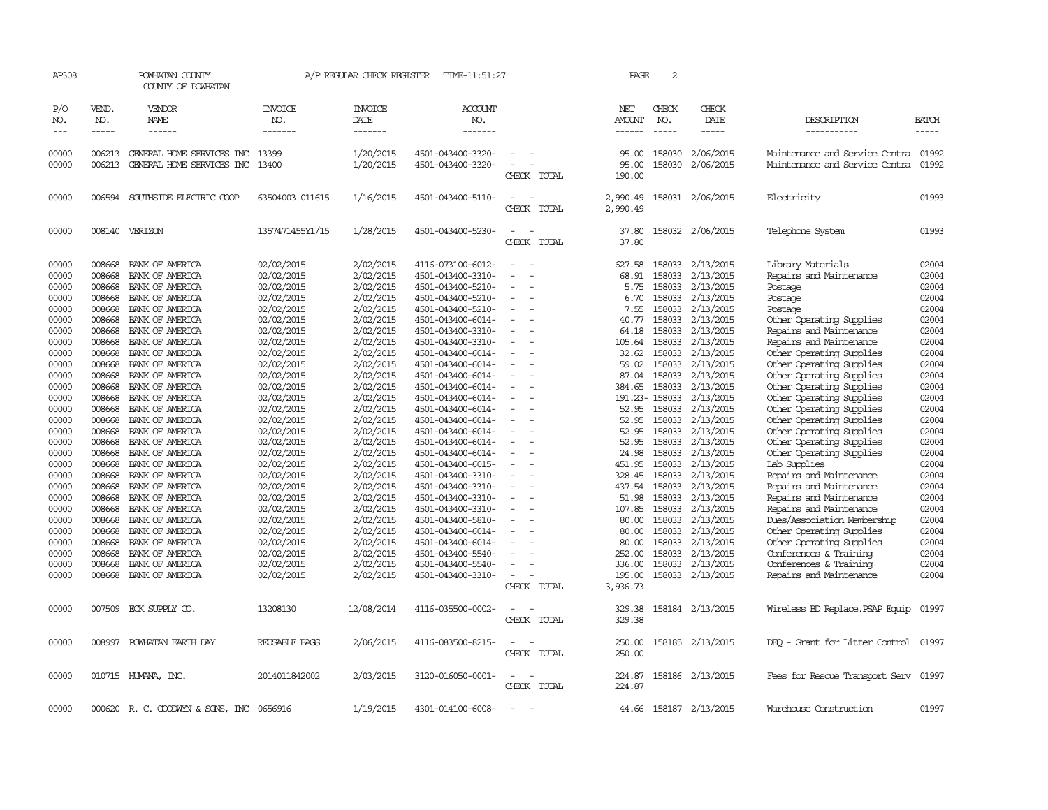AP308 POWHATAN COUNTY A/P REGULAR CHECK REGISTER TIME-11:51:27 PAGE 2

COUNTY OF POWHATAN

| P/O NO. | VEND. NO. | VENDOR NAME | INVOICE NO. | INVOICE DATE | ACCOUNT NO. | | NET AMOUNT | CHECK NO. | CHECK DATE | DESCRIPTION | BATCH |
|---|---|---|---|---|---|---|---|---|---|---|---|
| 00000 | 006213 | GENERAL HOME SERVICES INC | 13399 | 1/20/2015 | 4501-043400-3320- | - - | 95.00 | 158030 | 2/06/2015 | Maintenance and Service Contra | 01992 |
| 00000 | 006213 | GENERAL HOME SERVICES INC | 13400 | 1/20/2015 | 4501-043400-3320- | - - | 95.00 | 158030 | 2/06/2015 | Maintenance and Service Contra | 01992 |
| | | | | | | CHECK TOTAL | 190.00 | | | | |
| 00000 | 006594 | SOUTHSIDE ELECTRIC COOP | 63504003 011615 | 1/16/2015 | 4501-043400-5110- | - - | 2,990.49 | 158031 | 2/06/2015 | Electricity | 01993 |
| | | | | | | CHECK TOTAL | 2,990.49 | | | | |
| 00000 | 008140 | VERIZON | 1357471455Y1/15 | 1/28/2015 | 4501-043400-5230- | - - | 37.80 | 158032 | 2/06/2015 | Telephone System | 01993 |
| | | | | | | CHECK TOTAL | 37.80 | | | | |
| 00000 | 008668 | BANK OF AMERICA | 02/02/2015 | 2/02/2015 | 4116-073100-6012- | - - | 627.58 | 158033 | 2/13/2015 | Library Materials | 02004 |
| 00000 | 008668 | BANK OF AMERICA | 02/02/2015 | 2/02/2015 | 4501-043400-3310- | - - | 68.91 | 158033 | 2/13/2015 | Repairs and Maintenance | 02004 |
| 00000 | 008668 | BANK OF AMERICA | 02/02/2015 | 2/02/2015 | 4501-043400-5210- | - - | 5.75 | 158033 | 2/13/2015 | Postage | 02004 |
| 00000 | 008668 | BANK OF AMERICA | 02/02/2015 | 2/02/2015 | 4501-043400-5210- | - - | 6.70 | 158033 | 2/13/2015 | Postage | 02004 |
| 00000 | 008668 | BANK OF AMERICA | 02/02/2015 | 2/02/2015 | 4501-043400-5210- | - - | 7.55 | 158033 | 2/13/2015 | Postage | 02004 |
| 00000 | 008668 | BANK OF AMERICA | 02/02/2015 | 2/02/2015 | 4501-043400-6014- | - - | 40.77 | 158033 | 2/13/2015 | Other Operating Supplies | 02004 |
| 00000 | 008668 | BANK OF AMERICA | 02/02/2015 | 2/02/2015 | 4501-043400-3310- | - - | 64.18 | 158033 | 2/13/2015 | Repairs and Maintenance | 02004 |
| 00000 | 008668 | BANK OF AMERICA | 02/02/2015 | 2/02/2015 | 4501-043400-3310- | - - | 105.64 | 158033 | 2/13/2015 | Repairs and Maintenance | 02004 |
| 00000 | 008668 | BANK OF AMERICA | 02/02/2015 | 2/02/2015 | 4501-043400-6014- | - - | 32.62 | 158033 | 2/13/2015 | Other Operating Supplies | 02004 |
| 00000 | 008668 | BANK OF AMERICA | 02/02/2015 | 2/02/2015 | 4501-043400-6014- | - - | 59.02 | 158033 | 2/13/2015 | Other Operating Supplies | 02004 |
| 00000 | 008668 | BANK OF AMERICA | 02/02/2015 | 2/02/2015 | 4501-043400-6014- | - - | 87.04 | 158033 | 2/13/2015 | Other Operating Supplies | 02004 |
| 00000 | 008668 | BANK OF AMERICA | 02/02/2015 | 2/02/2015 | 4501-043400-6014- | - - | 384.65 | 158033 | 2/13/2015 | Other Operating Supplies | 02004 |
| 00000 | 008668 | BANK OF AMERICA | 02/02/2015 | 2/02/2015 | 4501-043400-6014- | - - | 191.23- | 158033 | 2/13/2015 | Other Operating Supplies | 02004 |
| 00000 | 008668 | BANK OF AMERICA | 02/02/2015 | 2/02/2015 | 4501-043400-6014- | - - | 52.95 | 158033 | 2/13/2015 | Other Operating Supplies | 02004 |
| 00000 | 008668 | BANK OF AMERICA | 02/02/2015 | 2/02/2015 | 4501-043400-6014- | - - | 52.95 | 158033 | 2/13/2015 | Other Operating Supplies | 02004 |
| 00000 | 008668 | BANK OF AMERICA | 02/02/2015 | 2/02/2015 | 4501-043400-6014- | - - | 52.95 | 158033 | 2/13/2015 | Other Operating Supplies | 02004 |
| 00000 | 008668 | BANK OF AMERICA | 02/02/2015 | 2/02/2015 | 4501-043400-6014- | - - | 24.98 | 158033 | 2/13/2015 | Other Operating Supplies | 02004 |
| 00000 | 008668 | BANK OF AMERICA | 02/02/2015 | 2/02/2015 | 4501-043400-6015- | - - | 451.95 | 158033 | 2/13/2015 | Lab Supplies | 02004 |
| 00000 | 008668 | BANK OF AMERICA | 02/02/2015 | 2/02/2015 | 4501-043400-3310- | - - | 328.45 | 158033 | 2/13/2015 | Repairs and Maintenance | 02004 |
| 00000 | 008668 | BANK OF AMERICA | 02/02/2015 | 2/02/2015 | 4501-043400-3310- | - - | 437.54 | 158033 | 2/13/2015 | Repairs and Maintenance | 02004 |
| 00000 | 008668 | BANK OF AMERICA | 02/02/2015 | 2/02/2015 | 4501-043400-3310- | - - | 51.98 | 158033 | 2/13/2015 | Repairs and Maintenance | 02004 |
| 00000 | 008668 | BANK OF AMERICA | 02/02/2015 | 2/02/2015 | 4501-043400-3310- | - - | 107.85 | 158033 | 2/13/2015 | Repairs and Maintenance | 02004 |
| 00000 | 008668 | BANK OF AMERICA | 02/02/2015 | 2/02/2015 | 4501-043400-5810- | - - | 80.00 | 158033 | 2/13/2015 | Dues/Association Membership | 02004 |
| 00000 | 008668 | BANK OF AMERICA | 02/02/2015 | 2/02/2015 | 4501-043400-6014- | - - | 80.00 | 158033 | 2/13/2015 | Other Operating Supplies | 02004 |
| 00000 | 008668 | BANK OF AMERICA | 02/02/2015 | 2/02/2015 | 4501-043400-6014- | - - | 80.00 | 158033 | 2/13/2015 | Other Operating Supplies | 02004 |
| 00000 | 008668 | BANK OF AMERICA | 02/02/2015 | 2/02/2015 | 4501-043400-5540- | - - | 252.00 | 158033 | 2/13/2015 | Conferences & Training | 02004 |
| 00000 | 008668 | BANK OF AMERICA | 02/02/2015 | 2/02/2015 | 4501-043400-5540- | - - | 336.00 | 158033 | 2/13/2015 | Conferences & Training | 02004 |
| 00000 | 008668 | BANK OF AMERICA | 02/02/2015 | 2/02/2015 | 4501-043400-3310- | - - | 195.00 | 158033 | 2/13/2015 | Repairs and Maintenance | 02004 |
| | | | | | | CHECK TOTAL | 3,936.73 | | | | |
| 00000 | 007509 | ECK SUPPLY CO. | 13208130 | 12/08/2014 | 4116-035500-0002- | - - | 329.38 | 158184 | 2/13/2015 | Wireless BD Replace.PSAP Equip | 01997 |
| | | | | | | CHECK TOTAL | 329.38 | | | | |
| 00000 | 008997 | POWHATAN EARTH DAY | REUSABLE BAGS | 2/06/2015 | 4116-083500-8215- | - - | 250.00 | 158185 | 2/13/2015 | DEQ - Grant for Litter Control | 01997 |
| | | | | | | CHECK TOTAL | 250.00 | | | | |
| 00000 | 010715 | HUMANA, INC. | 2014011842002 | 2/03/2015 | 3120-016050-0001- | - - | 224.87 | 158186 | 2/13/2015 | Fees for Rescue Transport Serv | 01997 |
| | | | | | | CHECK TOTAL | 224.87 | | | | |
| 00000 | 000620 | R. C. GOODWYN & SONS, INC | 0656916 | 1/19/2015 | 4301-014100-6008- | - - | 44.66 | 158187 | 2/13/2015 | Warehouse Construction | 01997 |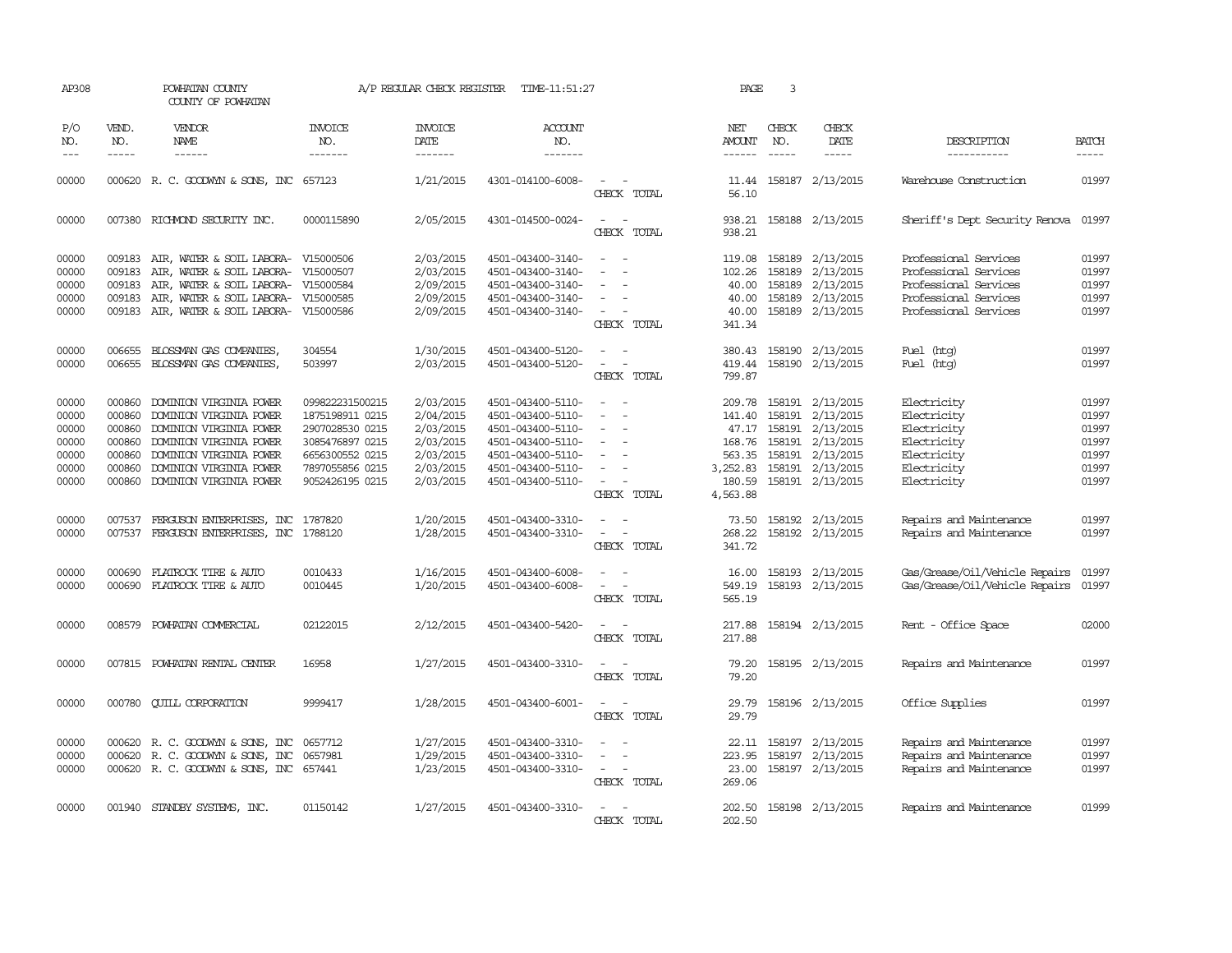AP308 POWHATAN COUNTY A/P REGULAR CHECK REGISTER TIME-11:51:27 PAGE 3

COUNTY OF POWHATAN

| P/O NO. | VEND. NO. | VENDOR NAME | INVOICE NO. | INVOICE DATE | ACCOUNT NO. | | NET AMOUNT | CHECK NO. | CHECK DATE | DESCRIPTION | BATCH |
|---|---|---|---|---|---|---|---|---|---|---|---|
| 00000 | 000620 | R. C. GOODWYN & SONS, INC | 657123 | 1/21/2015 | 4301-014100-6008- | - - | 11.44 | 158187 | 2/13/2015 | Warehouse Construction | 01997 |
| | | | | | | CHECK TOTAL | 56.10 | | | | |
| 00000 | 007380 | RICHMOND SECURITY INC. | 0000115890 | 2/05/2015 | 4301-014500-0024- | - - | 938.21 | 158188 | 2/13/2015 | Sheriff's Dept Security Renova | 01997 |
| | | | | | | CHECK TOTAL | 938.21 | | | | |
| 00000 | 009183 | AIR, WATER & SOIL LABORA- | V15000506 | 2/03/2015 | 4501-043400-3140- | - - | 119.08 | 158189 | 2/13/2015 | Professional Services | 01997 |
| 00000 | 009183 | AIR, WATER & SOIL LABORA- | V15000507 | 2/03/2015 | 4501-043400-3140- | - - | 102.26 | 158189 | 2/13/2015 | Professional Services | 01997 |
| 00000 | 009183 | AIR, WATER & SOIL LABORA- | V15000584 | 2/09/2015 | 4501-043400-3140- | - - | 40.00 | 158189 | 2/13/2015 | Professional Services | 01997 |
| 00000 | 009183 | AIR, WATER & SOIL LABORA- | V15000585 | 2/09/2015 | 4501-043400-3140- | - - | 40.00 | 158189 | 2/13/2015 | Professional Services | 01997 |
| 00000 | 009183 | AIR, WATER & SOIL LABORA- | V15000586 | 2/09/2015 | 4501-043400-3140- | - - | 40.00 | 158189 | 2/13/2015 | Professional Services | 01997 |
| | | | | | | CHECK TOTAL | 341.34 | | | | |
| 00000 | 006655 | BLOSSMAN GAS COMPANIES, | 304554 | 1/30/2015 | 4501-043400-5120- | - - | 380.43 | 158190 | 2/13/2015 | Fuel (htg) | 01997 |
| 00000 | 006655 | BLOSSMAN GAS COMPANIES, | 503997 | 2/03/2015 | 4501-043400-5120- | - - | 419.44 | 158190 | 2/13/2015 | Fuel (htg) | 01997 |
| | | | | | | CHECK TOTAL | 799.87 | | | | |
| 00000 | 000860 | DOMINION VIRGINIA POWER | 099822231500215 | 2/03/2015 | 4501-043400-5110- | - - | 209.78 | 158191 | 2/13/2015 | Electricity | 01997 |
| 00000 | 000860 | DOMINION VIRGINIA POWER | 1875198911 0215 | 2/04/2015 | 4501-043400-5110- | - - | 141.40 | 158191 | 2/13/2015 | Electricity | 01997 |
| 00000 | 000860 | DOMINION VIRGINIA POWER | 2907028530 0215 | 2/03/2015 | 4501-043400-5110- | - - | 47.17 | 158191 | 2/13/2015 | Electricity | 01997 |
| 00000 | 000860 | DOMINION VIRGINIA POWER | 3085476897 0215 | 2/03/2015 | 4501-043400-5110- | - - | 168.76 | 158191 | 2/13/2015 | Electricity | 01997 |
| 00000 | 000860 | DOMINION VIRGINIA POWER | 6656300552 0215 | 2/03/2015 | 4501-043400-5110- | - - | 563.35 | 158191 | 2/13/2015 | Electricity | 01997 |
| 00000 | 000860 | DOMINION VIRGINIA POWER | 7897055856 0215 | 2/03/2015 | 4501-043400-5110- | - - | 3,252.83 | 158191 | 2/13/2015 | Electricity | 01997 |
| 00000 | 000860 | DOMINION VIRGINIA POWER | 9052426195 0215 | 2/03/2015 | 4501-043400-5110- | - - | 180.59 | 158191 | 2/13/2015 | Electricity | 01997 |
| | | | | | | CHECK TOTAL | 4,563.88 | | | | |
| 00000 | 007537 | FERGUSON ENTERPRISES, INC | 1787820 | 1/20/2015 | 4501-043400-3310- | - - | 73.50 | 158192 | 2/13/2015 | Repairs and Maintenance | 01997 |
| 00000 | 007537 | FERGUSON ENTERPRISES, INC | 1788120 | 1/28/2015 | 4501-043400-3310- | - - | 268.22 | 158192 | 2/13/2015 | Repairs and Maintenance | 01997 |
| | | | | | | CHECK TOTAL | 341.72 | | | | |
| 00000 | 000690 | FLATROCK TIRE & AUTO | 0010433 | 1/16/2015 | 4501-043400-6008- | - - | 16.00 | 158193 | 2/13/2015 | Gas/Grease/Oil/Vehicle Repairs | 01997 |
| 00000 | 000690 | FLATROCK TIRE & AUTO | 0010445 | 1/20/2015 | 4501-043400-6008- | - - | 549.19 | 158193 | 2/13/2015 | Gas/Grease/Oil/Vehicle Repairs | 01997 |
| | | | | | | CHECK TOTAL | 565.19 | | | | |
| 00000 | 008579 | POWHATAN COMMERCIAL | 02122015 | 2/12/2015 | 4501-043400-5420- | - - | 217.88 | 158194 | 2/13/2015 | Rent - Office Space | 02000 |
| | | | | | | CHECK TOTAL | 217.88 | | | | |
| 00000 | 007815 | POWHATAN RENTAL CENTER | 16958 | 1/27/2015 | 4501-043400-3310- | - - | 79.20 | 158195 | 2/13/2015 | Repairs and Maintenance | 01997 |
| | | | | | | CHECK TOTAL | 79.20 | | | | |
| 00000 | 000780 | QUILL CORPORATION | 9999417 | 1/28/2015 | 4501-043400-6001- | - - | 29.79 | 158196 | 2/13/2015 | Office Supplies | 01997 |
| | | | | | | CHECK TOTAL | 29.79 | | | | |
| 00000 | 000620 | R. C. GOODWYN & SONS, INC | 0657712 | 1/27/2015 | 4501-043400-3310- | - - | 22.11 | 158197 | 2/13/2015 | Repairs and Maintenance | 01997 |
| 00000 | 000620 | R. C. GOODWYN & SONS, INC | 0657981 | 1/29/2015 | 4501-043400-3310- | - - | 223.95 | 158197 | 2/13/2015 | Repairs and Maintenance | 01997 |
| 00000 | 000620 | R. C. GOODWYN & SONS, INC | 657441 | 1/23/2015 | 4501-043400-3310- | - - | 23.00 | 158197 | 2/13/2015 | Repairs and Maintenance | 01997 |
| | | | | | | CHECK TOTAL | 269.06 | | | | |
| 00000 | 001940 | STANDBY SYSTEMS, INC. | 01150142 | 1/27/2015 | 4501-043400-3310- | - - | 202.50 | 158198 | 2/13/2015 | Repairs and Maintenance | 01999 |
| | | | | | | CHECK TOTAL | 202.50 | | | | |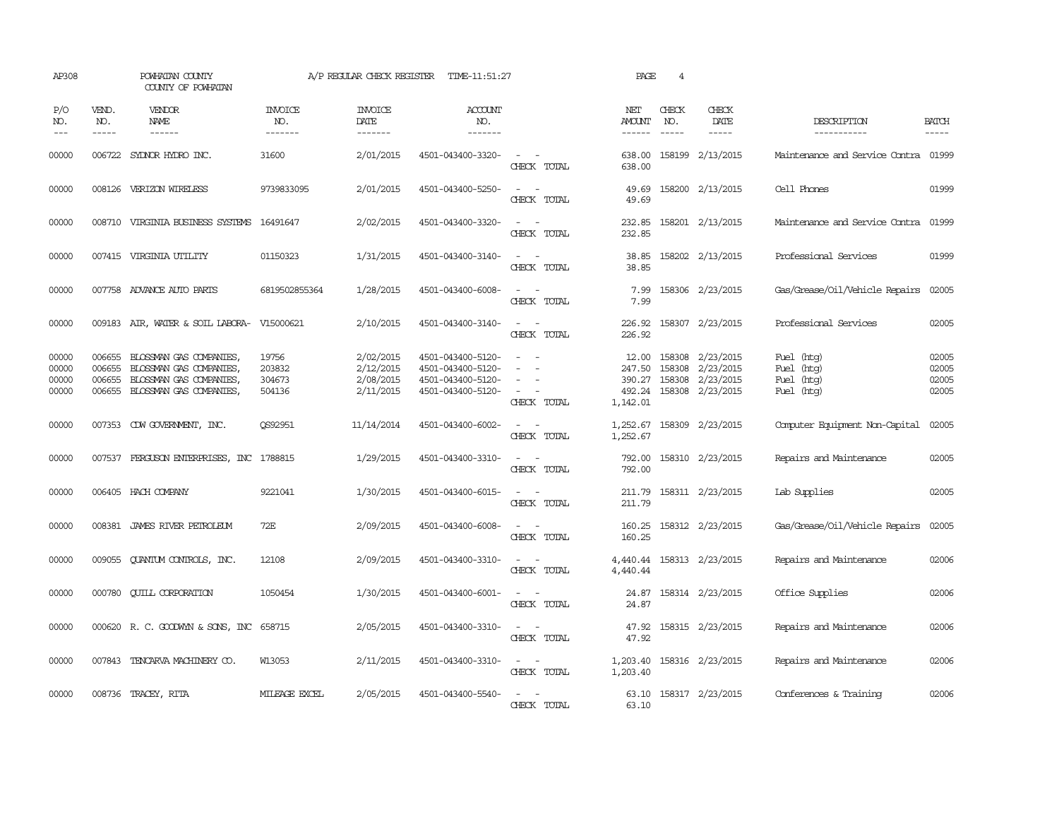AP308 POWHATAN COUNTY A/P REGULAR CHECK REGISTER TIME-11:51:27 PAGE 4

COUNTY OF POWHATAN

| P/O NO. | VEND. NO. | VENDOR NAME | INVOICE NO. | INVOICE DATE | ACCOUNT NO. | | NET AMOUNT | CHECK NO. | CHECK DATE | DESCRIPTION | BATCH |
|---|---|---|---|---|---|---|---|---|---|---|---|
| 00000 | 006722 | SYDNOR HYDRO INC. | 31600 | 2/01/2015 | 4501-043400-3320- | - - | 638.00 | 158199 | 2/13/2015 | Maintenance and Service Contra | 01999 |
| | | | | | | CHECK TOTAL | 638.00 | | | | |
| 00000 | 008126 | VERIZON WIRELESS | 9739833095 | 2/01/2015 | 4501-043400-5250- | - - | 49.69 | 158200 | 2/13/2015 | Cell Phones | 01999 |
| | | | | | | CHECK TOTAL | 49.69 | | | | |
| 00000 | 008710 | VIRGINIA BUSINESS SYSTEMS | 16491647 | 2/02/2015 | 4501-043400-3320- | - - | 232.85 | 158201 | 2/13/2015 | Maintenance and Service Contra | 01999 |
| | | | | | | CHECK TOTAL | 232.85 | | | | |
| 00000 | 007415 | VIRGINIA UTILITY | 01150323 | 1/31/2015 | 4501-043400-3140- | - - | 38.85 | 158202 | 2/13/2015 | Professional Services | 01999 |
| | | | | | | CHECK TOTAL | 38.85 | | | | |
| 00000 | 007758 | ADVANCE AUTO PARTS | 6819502855364 | 1/28/2015 | 4501-043400-6008- | - - | 7.99 | 158306 | 2/23/2015 | Gas/Grease/Oil/Vehicle Repairs | 02005 |
| | | | | | | CHECK TOTAL | 7.99 | | | | |
| 00000 | 009183 | AIR, WATER & SOIL LABORA- | V15000621 | 2/10/2015 | 4501-043400-3140- | - - | 226.92 | 158307 | 2/23/2015 | Professional Services | 02005 |
| | | | | | | CHECK TOTAL | 226.92 | | | | |
| 00000 | 006655 | BLOSSMAN GAS COMPANIES, | 19756 | 2/02/2015 | 4501-043400-5120- | - - | 12.00 | 158308 | 2/23/2015 | Fuel (htg) | 02005 |
| 00000 | 006655 | BLOSSMAN GAS COMPANIES, | 203832 | 2/12/2015 | 4501-043400-5120- | - - | 247.50 | 158308 | 2/23/2015 | Fuel (htg) | 02005 |
| 00000 | 006655 | BLOSSMAN GAS COMPANIES, | 304673 | 2/08/2015 | 4501-043400-5120- | - - | 390.27 | 158308 | 2/23/2015 | Fuel (htg) | 02005 |
| 00000 | 006655 | BLOSSMAN GAS COMPANIES, | 504136 | 2/11/2015 | 4501-043400-5120- | - - | 492.24 | 158308 | 2/23/2015 | Fuel (htg) | 02005 |
| | | | | | | CHECK TOTAL | 1,142.01 | | | | |
| 00000 | 007353 | CDW GOVERNMENT, INC. | QS92951 | 11/14/2014 | 4501-043400-6002- | - - | 1,252.67 | 158309 | 2/23/2015 | Computer Equipment Non-Capital | 02005 |
| | | | | | | CHECK TOTAL | 1,252.67 | | | | |
| 00000 | 007537 | FERGUSON ENTERPRISES, INC | 1788815 | 1/29/2015 | 4501-043400-3310- | - - | 792.00 | 158310 | 2/23/2015 | Repairs and Maintenance | 02005 |
| | | | | | | CHECK TOTAL | 792.00 | | | | |
| 00000 | 006405 | HACH COMPANY | 9221041 | 1/30/2015 | 4501-043400-6015- | - - | 211.79 | 158311 | 2/23/2015 | Lab Supplies | 02005 |
| | | | | | | CHECK TOTAL | 211.79 | | | | |
| 00000 | 008381 | JAMES RIVER PETROLEUM | 72E | 2/09/2015 | 4501-043400-6008- | - - | 160.25 | 158312 | 2/23/2015 | Gas/Grease/Oil/Vehicle Repairs | 02005 |
| | | | | | | CHECK TOTAL | 160.25 | | | | |
| 00000 | 009055 | QUANTUM CONTROLS, INC. | 12108 | 2/09/2015 | 4501-043400-3310- | - - | 4,440.44 | 158313 | 2/23/2015 | Repairs and Maintenance | 02006 |
| | | | | | | CHECK TOTAL | 4,440.44 | | | | |
| 00000 | 000780 | QUILL CORPORATION | 1050454 | 1/30/2015 | 4501-043400-6001- | - - | 24.87 | 158314 | 2/23/2015 | Office Supplies | 02006 |
| | | | | | | CHECK TOTAL | 24.87 | | | | |
| 00000 | 000620 | R. C. GOODWYN & SONS, INC | 658715 | 2/05/2015 | 4501-043400-3310- | - - | 47.92 | 158315 | 2/23/2015 | Repairs and Maintenance | 02006 |
| | | | | | | CHECK TOTAL | 47.92 | | | | |
| 00000 | 007843 | TENCARVA MACHINERY CO. | W13053 | 2/11/2015 | 4501-043400-3310- | - - | 1,203.40 | 158316 | 2/23/2015 | Repairs and Maintenance | 02006 |
| | | | | | | CHECK TOTAL | 1,203.40 | | | | |
| 00000 | 008736 | TRACEY, RITA | MILEAGE EXCEL | 2/05/2015 | 4501-043400-5540- | - - | 63.10 | 158317 | 2/23/2015 | Conferences & Training | 02006 |
| | | | | | | CHECK TOTAL | 63.10 | | | | |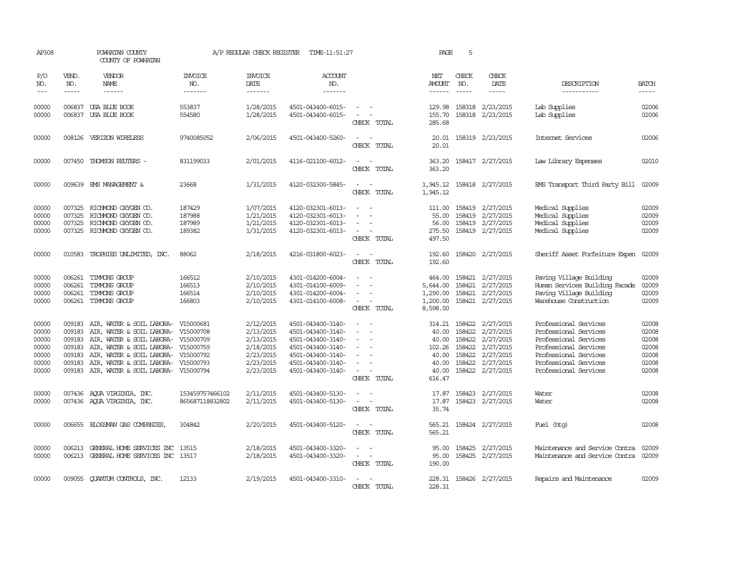AP308 POWHATAN COUNTY A/P REGULAR CHECK REGISTER TIME-11:51:27 PAGE 5

COUNTY OF POWHATAN

| P/O NO. | VEND. NO. | VENDOR NAME | INVOICE NO. | INVOICE DATE | ACCOUNT NO. | | NET AMOUNT | CHECK NO. | CHECK DATE | DESCRIPTION | BATCH |
|---|---|---|---|---|---|---|---|---|---|---|---|
| --- | ----- | ------ | ------- | ------- | ------- | | ------ | ----- | ----- | ----------- | ----- |
| 00000 | 006837 | USA BLUE BOOK | 553837 | 1/28/2015 | 4501-043400-6015- | - - | 129.98 | 158318 | 2/23/2015 | Lab Supplies | 02006 |
| 00000 | 006837 | USA BLUE BOOK | 554580 | 1/28/2015 | 4501-043400-6015- | - - | 155.70 | 158318 | 2/23/2015 | Lab Supplies | 02006 |
| | | | | | | CHECK TOTAL | 285.68 | | | | |
| 00000 | 008126 | VERIZON WIRELESS | 9740085052 | 2/06/2015 | 4501-043400-5260- | - - | 20.01 | 158319 | 2/23/2015 | Internet Services | 02006 |
| | | | | | | CHECK TOTAL | 20.01 | | | | |
| 00000 | 007450 | THOMSON REUTERS - | 831199033 | 2/01/2015 | 4116-021100-6012- | - - | 363.20 | 158417 | 2/27/2015 | Law Library Expenses | 02010 |
| | | | | | | CHECK TOTAL | 363.20 | | | | |
| 00000 | 009639 | EMS MANAGEMENT & | 23668 | 1/31/2015 | 4120-032300-5845- | - - | 1,945.12 | 158418 | 2/27/2015 | EMS Transport Third Party Bill | 02009 |
| | | | | | | CHECK TOTAL | 1,945.12 | | | | |
| 00000 | 007325 | RICHMOND OXYGEN CO. | 187429 | 1/07/2015 | 4120-032301-6013- | - - | 111.00 | 158419 | 2/27/2015 | Medical Supplies | 02009 |
| 00000 | 007325 | RICHMOND OXYGEN CO. | 187988 | 1/21/2015 | 4120-032301-6013- | - - | 55.00 | 158419 | 2/27/2015 | Medical Supplies | 02009 |
| 00000 | 007325 | RICHMOND OXYGEN CO. | 187989 | 1/21/2015 | 4120-032301-6013- | - - | 56.00 | 158419 | 2/27/2015 | Medical Supplies | 02009 |
| 00000 | 007325 | RICHMOND OXYGEN CO. | 189382 | 1/31/2015 | 4120-032301-6013- | - - | 275.50 | 158419 | 2/27/2015 | Medical Supplies | 02009 |
| | | | | | | CHECK TOTAL | 497.50 | | | | |
| 00000 | 010583 | TROPHIES UNLIMITED, INC. | 88062 | 2/18/2015 | 4216-031800-6023- | - - | 192.60 | 158420 | 2/27/2015 | Sheriff Asset Forfeiture Expen | 02009 |
| | | | | | | CHECK TOTAL | 192.60 | | | | |
| 00000 | 006261 | TIMMONS GROUP | 166512 | 2/10/2015 | 4301-014200-6004- | - - | 464.00 | 158421 | 2/27/2015 | Paving Village Building | 02009 |
| 00000 | 006261 | TIMMONS GROUP | 166513 | 2/10/2015 | 4301-014100-6009- | - - | 5,644.00 | 158421 | 2/27/2015 | Human Services Building Facade | 02009 |
| 00000 | 006261 | TIMMONS GROUP | 166514 | 2/10/2015 | 4301-014200-6004- | - - | 1,290.00 | 158421 | 2/27/2015 | Paving Village Building | 02009 |
| 00000 | 006261 | TIMMONS GROUP | 166803 | 2/10/2015 | 4301-014100-6008- | - - | 1,200.00 | 158421 | 2/27/2015 | Warehouse Construction | 02009 |
| | | | | | | CHECK TOTAL | 8,598.00 | | | | |
| 00000 | 009183 | AIR, WATER & SOIL LABORA- | V15000681 | 2/12/2015 | 4501-043400-3140- | - - | 314.21 | 158422 | 2/27/2015 | Professional Services | 02008 |
| 00000 | 009183 | AIR, WATER & SOIL LABORA- | V15000708 | 2/13/2015 | 4501-043400-3140- | - - | 40.00 | 158422 | 2/27/2015 | Professional Services | 02008 |
| 00000 | 009183 | AIR, WATER & SOIL LABORA- | V15000709 | 2/13/2015 | 4501-043400-3140- | - - | 40.00 | 158422 | 2/27/2015 | Professional Services | 02008 |
| 00000 | 009183 | AIR, WATER & SOIL LABORA- | V15000759 | 2/18/2015 | 4501-043400-3140- | - - | 102.26 | 158422 | 2/27/2015 | Professional Services | 02008 |
| 00000 | 009183 | AIR, WATER & SOIL LABORA- | V15000792 | 2/23/2015 | 4501-043400-3140- | - - | 40.00 | 158422 | 2/27/2015 | Professional Services | 02008 |
| 00000 | 009183 | AIR, WATER & SOIL LABORA- | V15000793 | 2/23/2015 | 4501-043400-3140- | - - | 40.00 | 158422 | 2/27/2015 | Professional Services | 02008 |
| 00000 | 009183 | AIR, WATER & SOIL LABORA- | V15000794 | 2/23/2015 | 4501-043400-3140- | - - | 40.00 | 158422 | 2/27/2015 | Professional Services | 02008 |
| | | | | | | CHECK TOTAL | 616.47 | | | | |
| 00000 | 007436 | AQUA VIRGINIA, INC. | 153459757466102 | 2/11/2015 | 4501-043400-5130- | - - | 17.87 | 158423 | 2/27/2015 | Water | 02008 |
| 00000 | 007436 | AQUA VIRGINIA, INC. | 865687118832802 | 2/11/2015 | 4501-043400-5130- | - - | 17.87 | 158423 | 2/27/2015 | Water | 02008 |
| | | | | | | CHECK TOTAL | 35.74 | | | | |
| 00000 | 006655 | BLOSSMAN GAS COMPANIES, | 304842 | 2/20/2015 | 4501-043400-5120- | - - | 565.21 | 158424 | 2/27/2015 | Fuel (htg) | 02008 |
| | | | | | | CHECK TOTAL | 565.21 | | | | |
| 00000 | 006213 | GENERAL HOME SERVICES INC | 13515 | 2/18/2015 | 4501-043400-3320- | - - | 95.00 | 158425 | 2/27/2015 | Maintenance and Service Contra | 02009 |
| 00000 | 006213 | GENERAL HOME SERVICES INC | 13517 | 2/18/2015 | 4501-043400-3320- | - - | 95.00 | 158425 | 2/27/2015 | Maintenance and Service Contra | 02009 |
| | | | | | | CHECK TOTAL | 190.00 | | | | |
| 00000 | 009055 | QUANTUM CONTROLS, INC. | 12133 | 2/19/2015 | 4501-043400-3310- | - - | 228.31 | 158426 | 2/27/2015 | Repairs and Maintenance | 02009 |
| | | | | | | CHECK TOTAL | 228.31 | | | | |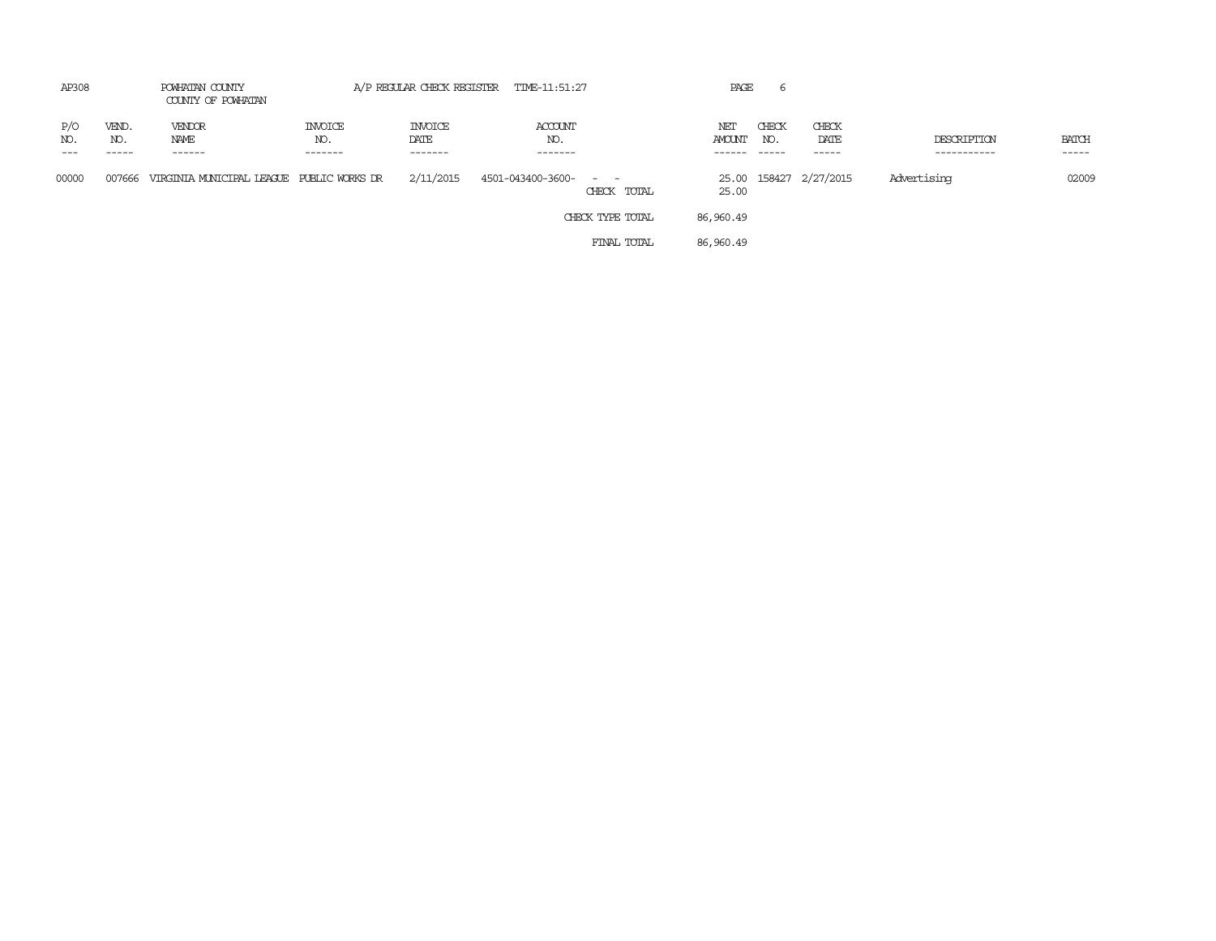AP308 POWHATAN COUNTY A/P REGULAR CHECK REGISTER TIME-11:51:27

COUNTY OF POWHATAN

| P/O NO. | VEND. NO. | VENDOR NAME | INVOICE NO. | INVOICE DATE | ACCOUNT NO. | | NET AMOUNT | CHECK NO. | CHECK DATE | DESCRIPTION | BATCH |
|---|---|---|---|---|---|---|---|---|---|---|---|
| 00000 | 007666 | VIRGINIA MUNICIPAL LEAGUE | PUBLIC WORKS DR | 2/11/2015 | 4501-043400-3600- - - | | 25.00 | 158427 | 2/27/2015 | Advertising | 02009 |
| | | | | | | CHECK TOTAL | 25.00 | | | | |
| | | | | | | CHECK TYPE TOTAL | 86,960.49 | | | | |
| | | | | | | FINAL TOTAL | 86,960.49 | | | | |